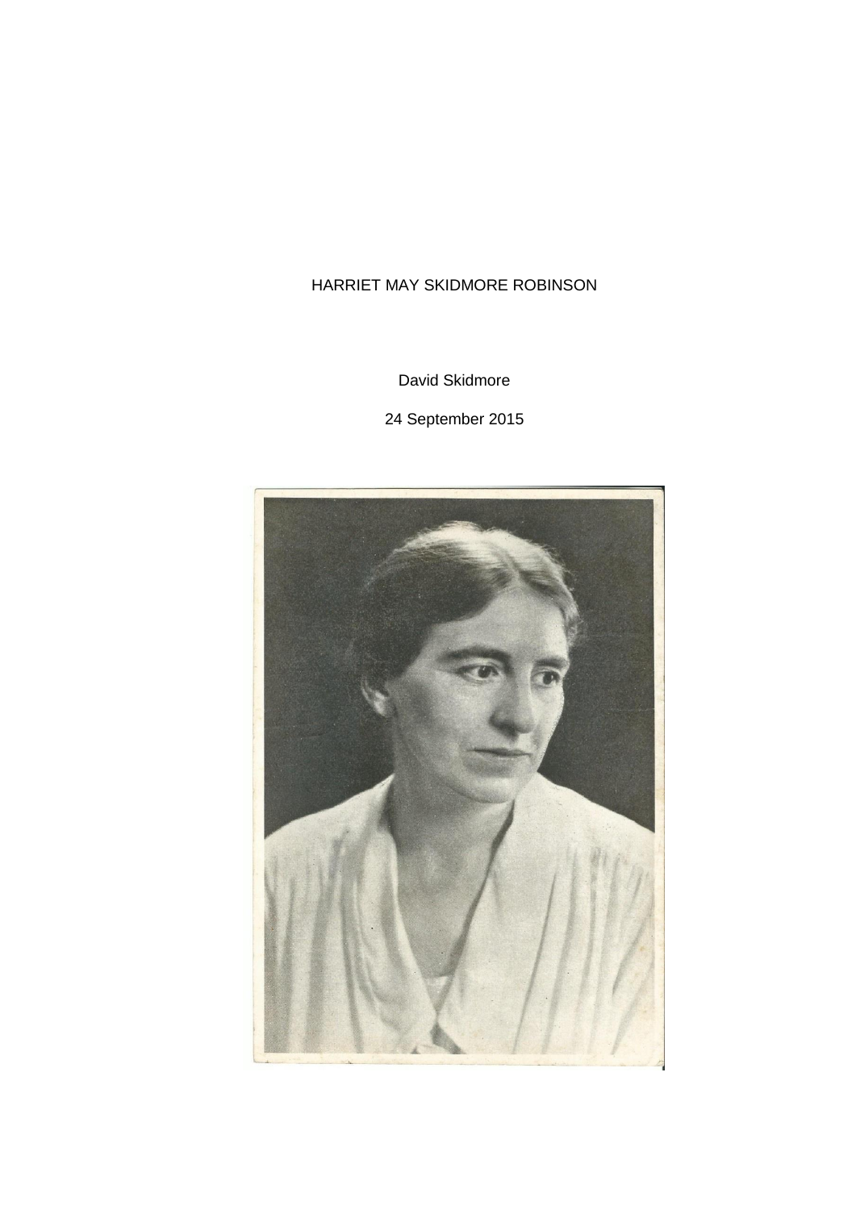# HARRIET MAY SKIDMORE ROBINSON

David Skidmore

24 September 2015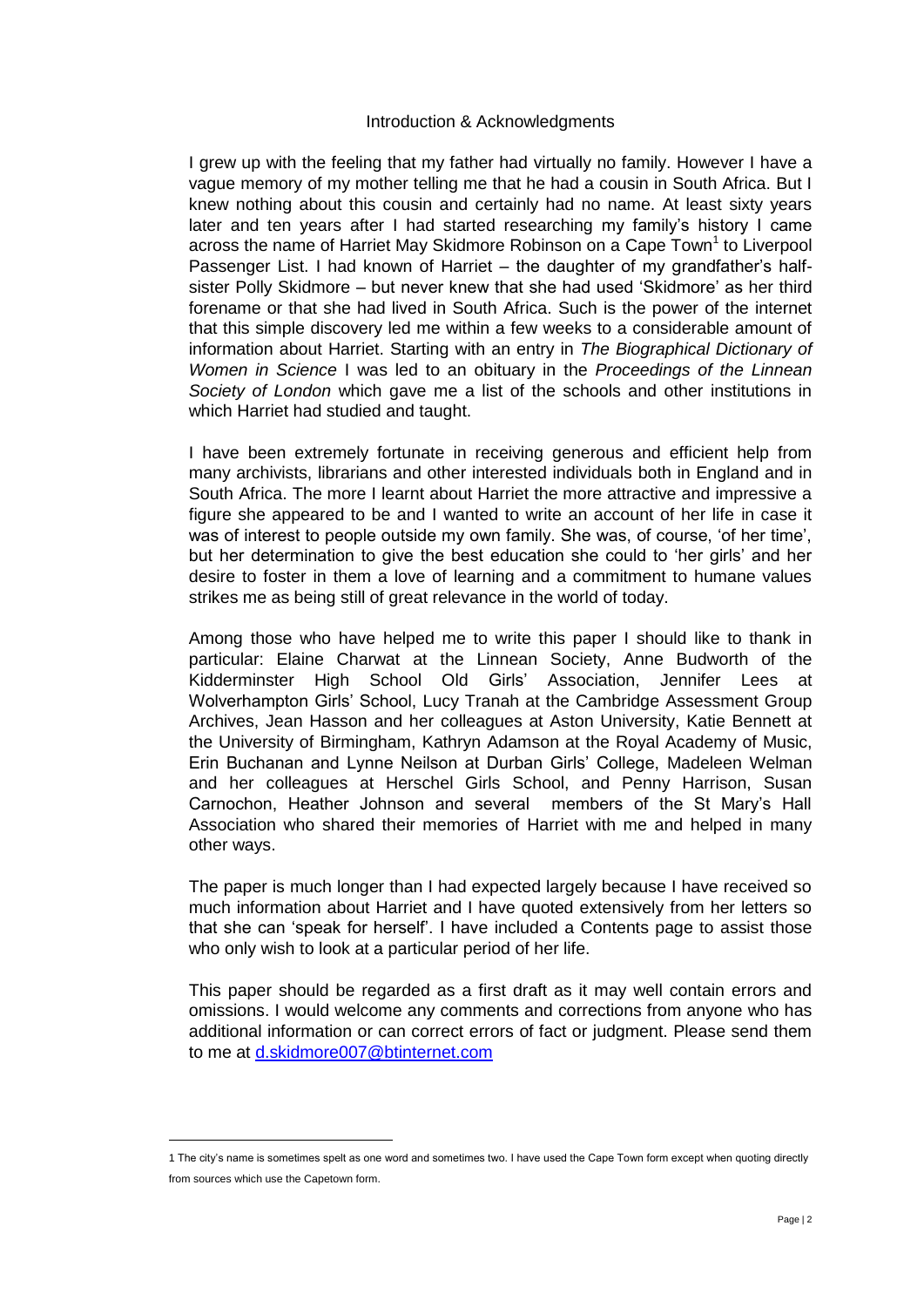## Introduction & Acknowledgments

I grew up with the feeling that my father had virtually no family. However I have a vague memory of my mother telling me that he had a cousin in South Africa. But I knew nothing about this cousin and certainly had no name. At least sixty years later and ten years after I had started researching my family's history I came across the name of Harriet May Skidmore Robinson on a Cape Town[1] to Liverpool Passenger List. I had known of Harriet – the daughter of my grandfather's half-sister Polly Skidmore – but never knew that she had used 'Skidmore' as her third forename or that she had lived in South Africa. Such is the power of the internet that this simple discovery led me within a few weeks to a considerable amount of information about Harriet. Starting with an entry in *The Biographical Dictionary of Women in Science* I was led to an obituary in the *Proceedings of the Linnean Society of London* which gave me a list of the schools and other institutions in which Harriet had studied and taught.

I have been extremely fortunate in receiving generous and efficient help from many archivists, librarians and other interested individuals both in England and in South Africa. The more I learnt about Harriet the more attractive and impressive a figure she appeared to be and I wanted to write an account of her life in case it was of interest to people outside my own family. She was, of course, 'of her time', but her determination to give the best education she could to 'her girls' and her desire to foster in them a love of learning and a commitment to humane values strikes me as being still of great relevance in the world of today.

Among those who have helped me to write this paper I should like to thank in particular: Elaine Charwat at the Linnean Society, Anne Budworth of the Kidderminster High School Old Girls' Association, Jennifer Lees at Wolverhampton Girls' School, Lucy Tranah at the Cambridge Assessment Group Archives, Jean Hasson and her colleagues at Aston University, Katie Bennett at the University of Birmingham, Kathryn Adamson at the Royal Academy of Music, Erin Buchanan and Lynne Neilson at Durban Girls' College, Madeleen Welman and her colleagues at Herschel Girls School, and Penny Harrison, Susan Carnochon, Heather Johnson and several members of the St Mary's Hall Association who shared their memories of Harriet with me and helped in many other ways.

The paper is much longer than I had expected largely because I have received so much information about Harriet and I have quoted extensively from her letters so that she can 'speak for herself'. I have included a Contents page to assist those who only wish to look at a particular period of her life.

This paper should be regarded as a first draft as it may well contain errors and omissions. I would welcome any comments and corrections from anyone who has additional information or can correct errors of fact or judgment. Please send them to me at d.skidmore007@btinternet.com

---

[1] The city's name is sometimes spelt as one word and sometimes two. I have used the Cape Town form except when quoting directly from sources which use the Capetown form.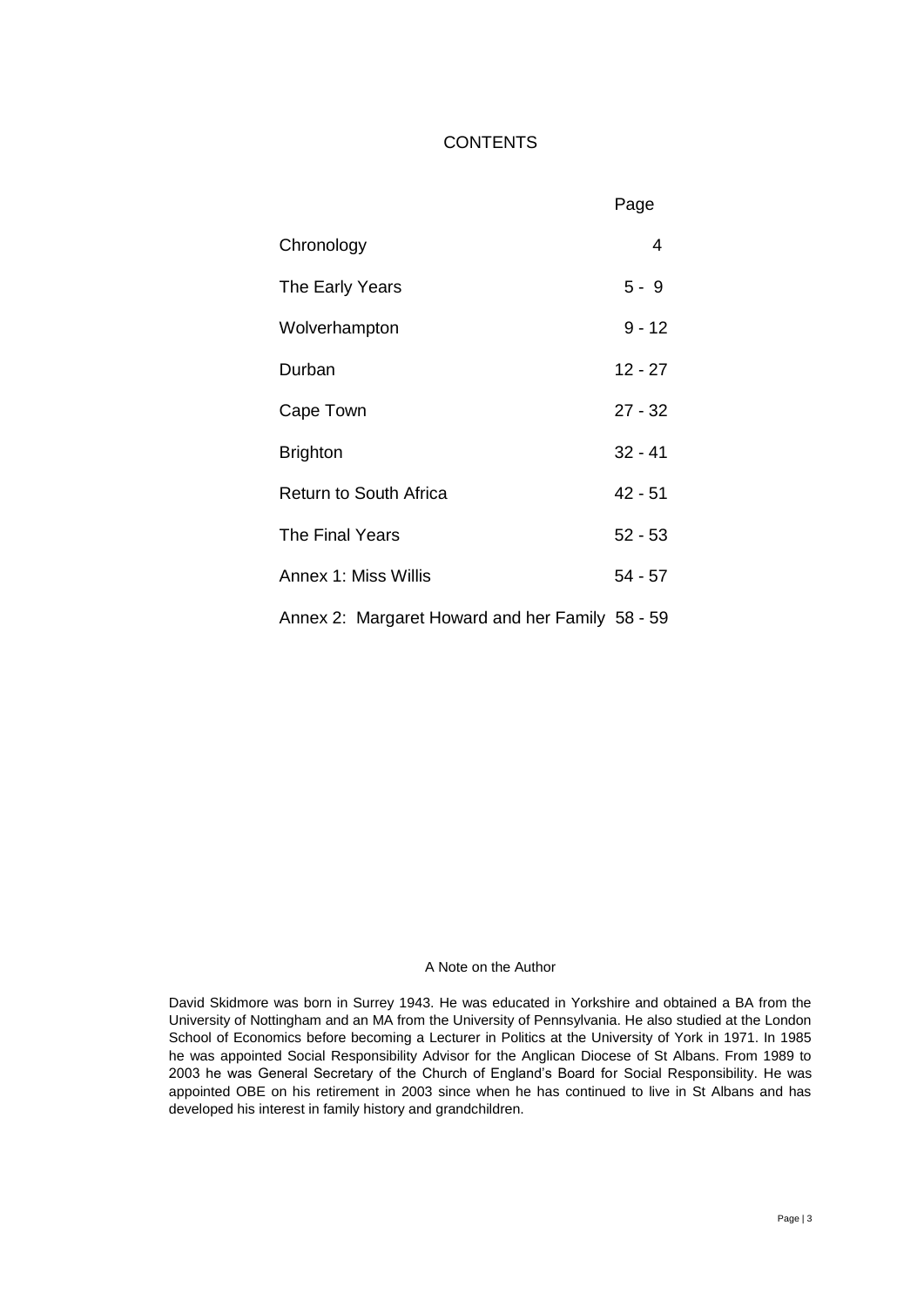# CONTENTS

| | Page |
|---|---|
| Chronology | 4 |
| The Early Years | 5 - 9 |
| Wolverhampton | 9 - 12 |
| Durban | 12 - 27 |
| Cape Town | 27 - 32 |
| Brighton | 32 - 41 |
| Return to South Africa | 42 - 51 |
| The Final Years | 52 - 53 |
| Annex 1: Miss Willis | 54 - 57 |
| Annex 2: Margaret Howard and her Family | 58 - 59 |

## A Note on the Author

David Skidmore was born in Surrey 1943. He was educated in Yorkshire and obtained a BA from the University of Nottingham and an MA from the University of Pennsylvania. He also studied at the London School of Economics before becoming a Lecturer in Politics at the University of York in 1971. In 1985 he was appointed Social Responsibility Advisor for the Anglican Diocese of St Albans. From 1989 to 2003 he was General Secretary of the Church of England's Board for Social Responsibility. He was appointed OBE on his retirement in 2003 since when he has continued to live in St Albans and has developed his interest in family history and grandchildren.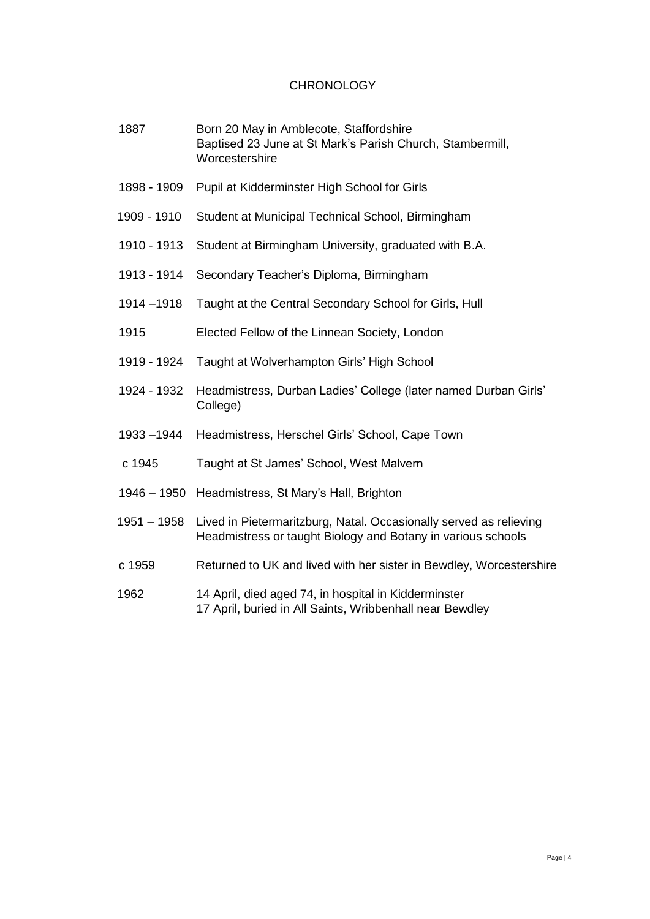# CHRONOLOGY

| | |
|---|---|
| 1887 | Born 20 May in Amblecote, Staffordshire<br>Baptised 23 June at St Mark's Parish Church, Stambermill, Worcestershire |
| 1898 - 1909 | Pupil at Kidderminster High School for Girls |
| 1909 - 1910 | Student at Municipal Technical School, Birmingham |
| 1910 - 1913 | Student at Birmingham University, graduated with B.A. |
| 1913 - 1914 | Secondary Teacher's Diploma, Birmingham |
| 1914 –1918 | Taught at the Central Secondary School for Girls, Hull |
| 1915 | Elected Fellow of the Linnean Society, London |
| 1919 - 1924 | Taught at Wolverhampton Girls' High School |
| 1924 - 1932 | Headmistress, Durban Ladies' College (later named Durban Girls' College) |
| 1933 –1944 | Headmistress, Herschel Girls' School, Cape Town |
| c 1945 | Taught at St James' School, West Malvern |
| 1946 – 1950 | Headmistress, St Mary's Hall, Brighton |
| 1951 – 1958 | Lived in Pietermaritzburg, Natal. Occasionally served as relieving Headmistress or taught Biology and Botany in various schools |
| c 1959 | Returned to UK and lived with her sister in Bewdley, Worcestershire |
| 1962 | 14 April, died aged 74, in hospital in Kidderminster<br>17 April, buried in All Saints, Wribbenhall near Bewdley |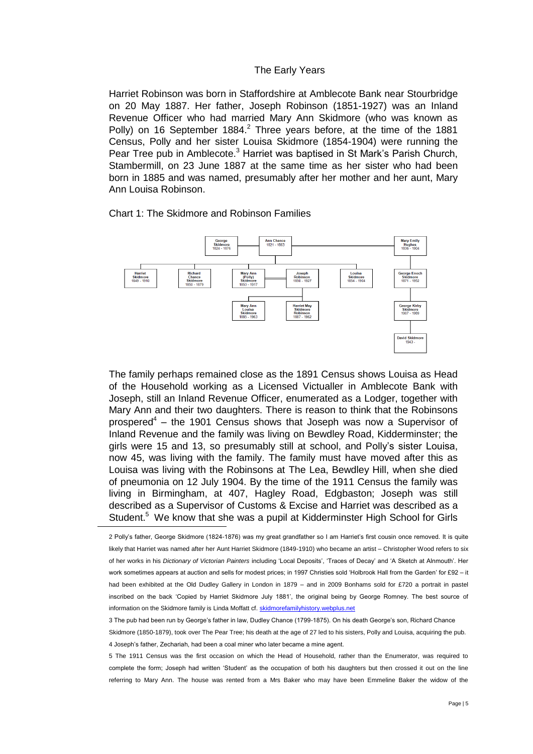## The Early Years

Harriet Robinson was born in Staffordshire at Amblecote Bank near Stourbridge on 20 May 1887. Her father, Joseph Robinson (1851-1927) was an Inland Revenue Officer who had married Mary Ann Skidmore (who was known as Polly) on 16 September 1884.[2] Three years before, at the time of the 1881 Census, Polly and her sister Louisa Skidmore (1854-1904) were running the Pear Tree pub in Amblecote.[3] Harriet was baptised in St Mark's Parish Church, Stambermill, on 23 June 1887 at the same time as her sister who had been born in 1885 and was named, presumably after her mother and her aunt, Mary Ann Louisa Robinson.

Chart 1: The Skidmore and Robinson Families

The family perhaps remained close as the 1891 Census shows Louisa as Head of the Household working as a Licensed Victualler in Amblecote Bank with Joseph, still an Inland Revenue Officer, enumerated as a Lodger, together with Mary Ann and their two daughters. There is reason to think that the Robinsons prospered[4] – the 1901 Census shows that Joseph was now a Supervisor of Inland Revenue and the family was living on Bewdley Road, Kidderminster; the girls were 15 and 13, so presumably still at school, and Polly's sister Louisa, now 45, was living with the family. The family must have moved after this as Louisa was living with the Robinsons at The Lea, Bewdley Hill, when she died of pneumonia on 12 July 1904. By the time of the 1911 Census the family was living in Birmingham, at 407, Hagley Road, Edgbaston; Joseph was still described as a Supervisor of Customs & Excise and Harriet was described as a Student.[5] We know that she was a pupil at Kidderminster High School for Girls

---

2 Polly's father, George Skidmore (1824-1876) was my great grandfather so I am Harriet's first cousin once removed. It is quite likely that Harriet was named after her Aunt Harriet Skidmore (1849-1910) who became an artist – Christopher Wood refers to six of her works in his *Dictionary of Victorian Painters* including 'Local Deposits', 'Traces of Decay' and 'A Sketch at Alnmouth'. Her work sometimes appears at auction and sells for modest prices; in 1997 Christies sold 'Holbrook Hall from the Garden' for £92 – it had been exhibited at the Old Dudley Gallery in London in 1879 – and in 2009 Bonhams sold for £720 a portrait in pastel inscribed on the back 'Copied by Harriet Skidmore July 1881', the original being by George Romney. The best source of information on the Skidmore family is Linda Moffatt cf. skidmorefamilyhistory.webplus.net

3 The pub had been run by George's father in law, Dudley Chance (1799-1875). On his death George's son, Richard Chance Skidmore (1850-1879), took over The Pear Tree; his death at the age of 27 led to his sisters, Polly and Louisa, acquiring the pub.

4 Joseph's father, Zechariah, had been a coal miner who later became a mine agent.

5 The 1911 Census was the first occasion on which the Head of Household, rather than the Enumerator, was required to complete the form; Joseph had written 'Student' as the occupation of both his daughters but then crossed it out on the line referring to Mary Ann. The house was rented from a Mrs Baker who may have been Emmeline Baker the widow of the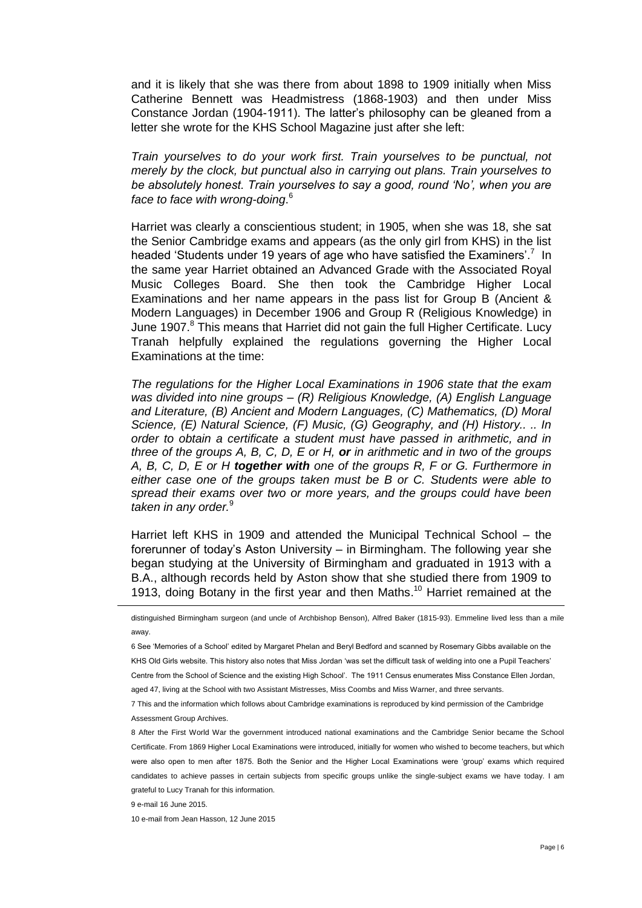and it is likely that she was there from about 1898 to 1909 initially when Miss Catherine Bennett was Headmistress (1868-1903) and then under Miss Constance Jordan (1904-1911). The latter's philosophy can be gleaned from a letter she wrote for the KHS School Magazine just after she left:

*Train yourselves to do your work first. Train yourselves to be punctual, not merely by the clock, but punctual also in carrying out plans. Train yourselves to be absolutely honest. Train yourselves to say a good, round 'No', when you are face to face with wrong-doing*.[6]

Harriet was clearly a conscientious student; in 1905, when she was 18, she sat the Senior Cambridge exams and appears (as the only girl from KHS) in the list headed 'Students under 19 years of age who have satisfied the Examiners'.[7] In the same year Harriet obtained an Advanced Grade with the Associated Royal Music Colleges Board. She then took the Cambridge Higher Local Examinations and her name appears in the pass list for Group B (Ancient & Modern Languages) in December 1906 and Group R (Religious Knowledge) in June 1907.[8] This means that Harriet did not gain the full Higher Certificate. Lucy Tranah helpfully explained the regulations governing the Higher Local Examinations at the time:

*The regulations for the Higher Local Examinations in 1906 state that the exam was divided into nine groups – (R) Religious Knowledge, (A) English Language and Literature, (B) Ancient and Modern Languages, (C) Mathematics, (D) Moral Science, (E) Natural Science, (F) Music, (G) Geography, and (H) History.. .. In order to obtain a certificate a student must have passed in arithmetic, and in three of the groups A, B, C, D, E or H,* ***or*** *in arithmetic and in two of the groups A, B, C, D, E or H* ***together with*** *one of the groups R, F or G. Furthermore in either case one of the groups taken must be B or C. Students were able to spread their exams over two or more years, and the groups could have been taken in any order.*[9]

Harriet left KHS in 1909 and attended the Municipal Technical School – the forerunner of today's Aston University – in Birmingham. The following year she began studying at the University of Birmingham and graduated in 1913 with a B.A., although records held by Aston show that she studied there from 1909 to 1913, doing Botany in the first year and then Maths.[10] Harriet remained at the

---

distinguished Birmingham surgeon (and uncle of Archbishop Benson), Alfred Baker (1815-93). Emmeline lived less than a mile away.

6 See 'Memories of a School' edited by Margaret Phelan and Beryl Bedford and scanned by Rosemary Gibbs available on the KHS Old Girls website. This history also notes that Miss Jordan 'was set the difficult task of welding into one a Pupil Teachers' Centre from the School of Science and the existing High School'. The 1911 Census enumerates Miss Constance Ellen Jordan, aged 47, living at the School with two Assistant Mistresses, Miss Coombs and Miss Warner, and three servants.

7 This and the information which follows about Cambridge examinations is reproduced by kind permission of the Cambridge Assessment Group Archives.

8 After the First World War the government introduced national examinations and the Cambridge Senior became the School Certificate. From 1869 Higher Local Examinations were introduced, initially for women who wished to become teachers, but which were also open to men after 1875. Both the Senior and the Higher Local Examinations were 'group' exams which required candidates to achieve passes in certain subjects from specific groups unlike the single-subject exams we have today. I am grateful to Lucy Tranah for this information.

9 e-mail 16 June 2015.

10 e-mail from Jean Hasson, 12 June 2015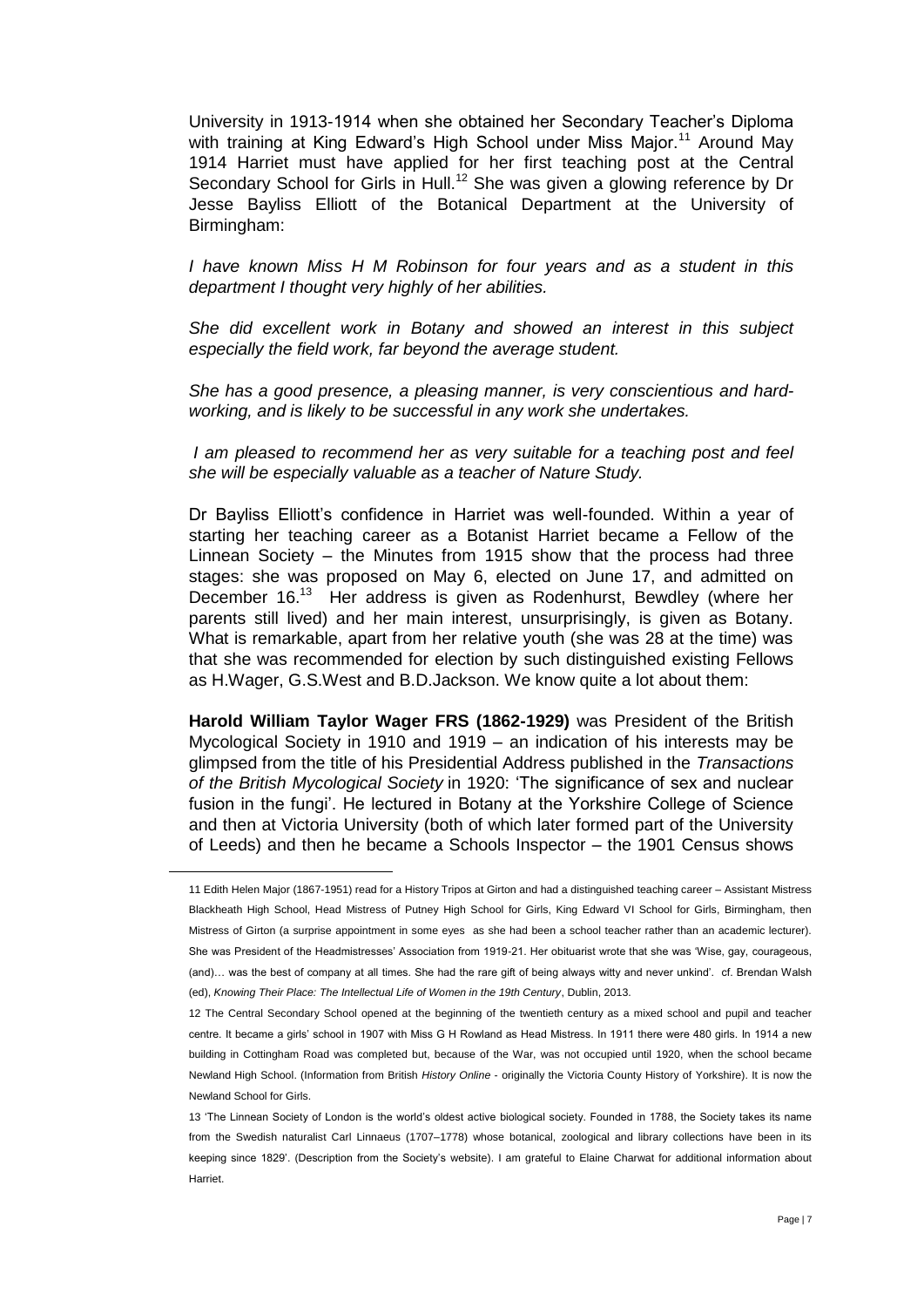University in 1913-1914 when she obtained her Secondary Teacher's Diploma with training at King Edward's High School under Miss Major.[11] Around May 1914 Harriet must have applied for her first teaching post at the Central Secondary School for Girls in Hull.[12] She was given a glowing reference by Dr Jesse Bayliss Elliott of the Botanical Department at the University of Birmingham:

*I have known Miss H M Robinson for four years and as a student in this department I thought very highly of her abilities.*

*She did excellent work in Botany and showed an interest in this subject especially the field work, far beyond the average student.*

*She has a good presence, a pleasing manner, is very conscientious and hard-working, and is likely to be successful in any work she undertakes.*

*I am pleased to recommend her as very suitable for a teaching post and feel she will be especially valuable as a teacher of Nature Study.*

Dr Bayliss Elliott's confidence in Harriet was well-founded. Within a year of starting her teaching career as a Botanist Harriet became a Fellow of the Linnean Society – the Minutes from 1915 show that the process had three stages: she was proposed on May 6, elected on June 17, and admitted on December 16.[13] Her address is given as Rodenhurst, Bewdley (where her parents still lived) and her main interest, unsurprisingly, is given as Botany. What is remarkable, apart from her relative youth (she was 28 at the time) was that she was recommended for election by such distinguished existing Fellows as H.Wager, G.S.West and B.D.Jackson. We know quite a lot about them:

**Harold William Taylor Wager FRS (1862-1929)** was President of the British Mycological Society in 1910 and 1919 – an indication of his interests may be glimpsed from the title of his Presidential Address published in the *Transactions of the British Mycological Society* in 1920: 'The significance of sex and nuclear fusion in the fungi'. He lectured in Botany at the Yorkshire College of Science and then at Victoria University (both of which later formed part of the University of Leeds) and then he became a Schools Inspector – the 1901 Census shows

---

11 Edith Helen Major (1867-1951) read for a History Tripos at Girton and had a distinguished teaching career – Assistant Mistress Blackheath High School, Head Mistress of Putney High School for Girls, King Edward VI School for Girls, Birmingham, then Mistress of Girton (a surprise appointment in some eyes as she had been a school teacher rather than an academic lecturer). She was President of the Headmistresses' Association from 1919-21. Her obituarist wrote that she was 'Wise, gay, courageous, (and)… was the best of company at all times. She had the rare gift of being always witty and never unkind'. cf. Brendan Walsh (ed), *Knowing Their Place: The Intellectual Life of Women in the 19th Century*, Dublin, 2013.

12 The Central Secondary School opened at the beginning of the twentieth century as a mixed school and pupil and teacher centre. It became a girls' school in 1907 with Miss G H Rowland as Head Mistress. In 1911 there were 480 girls. In 1914 a new building in Cottingham Road was completed but, because of the War, was not occupied until 1920, when the school became Newland High School. (Information from British *History Online* - originally the Victoria County History of Yorkshire). It is now the Newland School for Girls.

13 'The Linnean Society of London is the world's oldest active biological society. Founded in 1788, the Society takes its name from the Swedish naturalist Carl Linnaeus (1707–1778) whose botanical, zoological and library collections have been in its keeping since 1829'. (Description from the Society's website). I am grateful to Elaine Charwat for additional information about Harriet.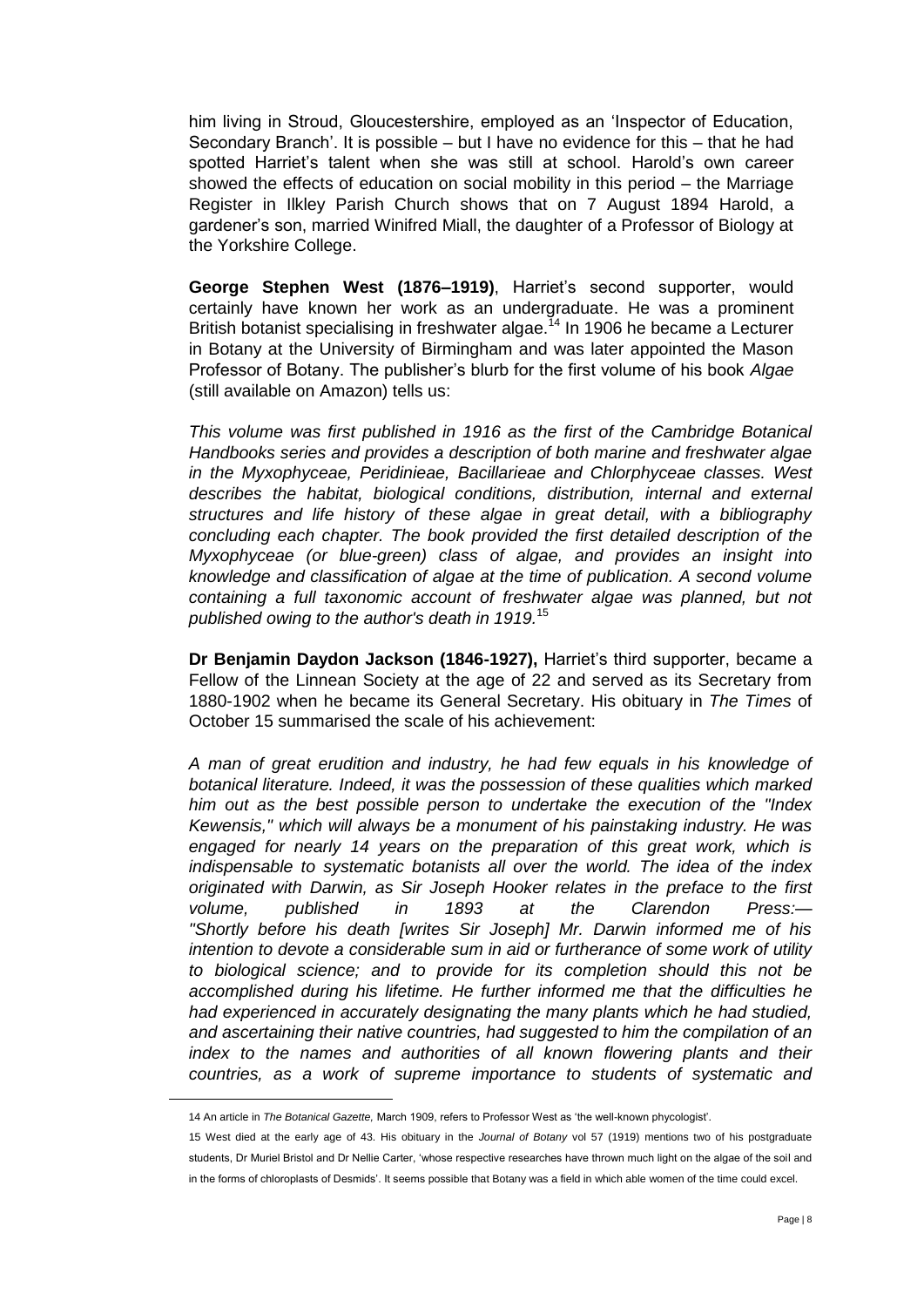him living in Stroud, Gloucestershire, employed as an 'Inspector of Education, Secondary Branch'. It is possible – but I have no evidence for this – that he had spotted Harriet's talent when she was still at school. Harold's own career showed the effects of education on social mobility in this period – the Marriage Register in Ilkley Parish Church shows that on 7 August 1894 Harold, a gardener's son, married Winifred Miall, the daughter of a Professor of Biology at the Yorkshire College.

**George Stephen West (1876–1919)**, Harriet's second supporter, would certainly have known her work as an undergraduate. He was a prominent British botanist specialising in freshwater algae.[14] In 1906 he became a Lecturer in Botany at the University of Birmingham and was later appointed the Mason Professor of Botany. The publisher's blurb for the first volume of his book *Algae* (still available on Amazon) tells us:

*This volume was first published in 1916 as the first of the Cambridge Botanical Handbooks series and provides a description of both marine and freshwater algae in the Myxophyceae, Peridinieae, Bacillarieae and Chlorphyceae classes. West describes the habitat, biological conditions, distribution, internal and external structures and life history of these algae in great detail, with a bibliography concluding each chapter. The book provided the first detailed description of the Myxophyceae (or blue-green) class of algae, and provides an insight into knowledge and classification of algae at the time of publication. A second volume containing a full taxonomic account of freshwater algae was planned, but not published owing to the author's death in 1919.*[15]

**Dr Benjamin Daydon Jackson (1846-1927),** Harriet's third supporter, became a Fellow of the Linnean Society at the age of 22 and served as its Secretary from 1880-1902 when he became its General Secretary. His obituary in *The Times* of October 15 summarised the scale of his achievement:

*A man of great erudition and industry, he had few equals in his knowledge of botanical literature. Indeed, it was the possession of these qualities which marked him out as the best possible person to undertake the execution of the "Index Kewensis," which will always be a monument of his painstaking industry. He was engaged for nearly 14 years on the preparation of this great work, which is indispensable to systematic botanists all over the world. The idea of the index originated with Darwin, as Sir Joseph Hooker relates in the preface to the first volume, published in 1893 at the Clarendon Press:— "Shortly before his death [writes Sir Joseph] Mr. Darwin informed me of his intention to devote a considerable sum in aid or furtherance of some work of utility to biological science; and to provide for its completion should this not be accomplished during his lifetime. He further informed me that the difficulties he had experienced in accurately designating the many plants which he had studied, and ascertaining their native countries, had suggested to him the compilation of an index to the names and authorities of all known flowering plants and their countries, as a work of supreme importance to students of systematic and*

---

14 An article in *The Botanical Gazette,* March 1909, refers to Professor West as 'the well-known phycologist'.

15 West died at the early age of 43. His obituary in the *Journal of Botany* vol 57 (1919) mentions two of his postgraduate students, Dr Muriel Bristol and Dr Nellie Carter, 'whose respective researches have thrown much light on the algae of the soil and in the forms of chloroplasts of Desmids'. It seems possible that Botany was a field in which able women of the time could excel.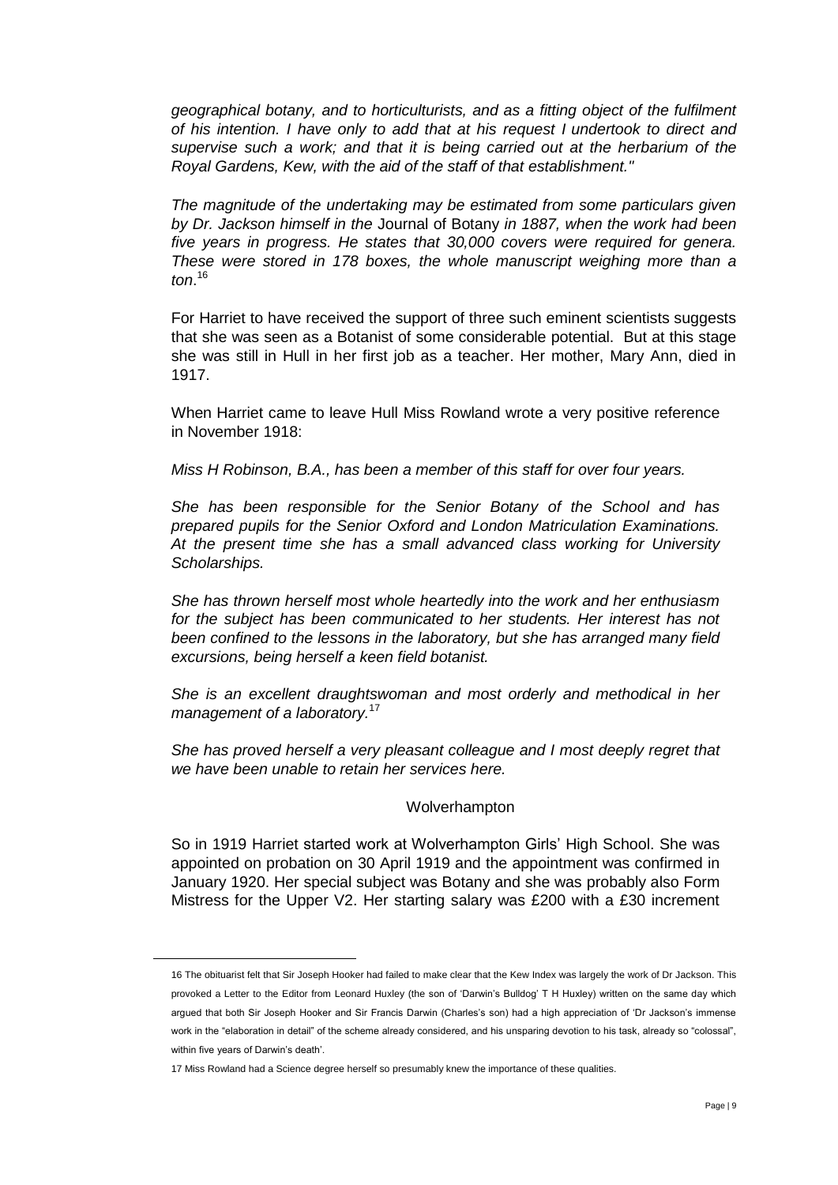*geographical botany, and to horticulturists, and as a fitting object of the fulfilment of his intention. I have only to add that at his request I undertook to direct and supervise such a work; and that it is being carried out at the herbarium of the Royal Gardens, Kew, with the aid of the staff of that establishment."*

*The magnitude of the undertaking may be estimated from some particulars given by Dr. Jackson himself in the* Journal of Botany *in 1887, when the work had been five years in progress. He states that 30,000 covers were required for genera. These were stored in 178 boxes, the whole manuscript weighing more than a ton*.[16]

For Harriet to have received the support of three such eminent scientists suggests that she was seen as a Botanist of some considerable potential. But at this stage she was still in Hull in her first job as a teacher. Her mother, Mary Ann, died in 1917.

When Harriet came to leave Hull Miss Rowland wrote a very positive reference in November 1918:

*Miss H Robinson, B.A., has been a member of this staff for over four years.*

*She has been responsible for the Senior Botany of the School and has prepared pupils for the Senior Oxford and London Matriculation Examinations. At the present time she has a small advanced class working for University Scholarships.*

*She has thrown herself most whole heartedly into the work and her enthusiasm for the subject has been communicated to her students. Her interest has not been confined to the lessons in the laboratory, but she has arranged many field excursions, being herself a keen field botanist.*

*She is an excellent draughtswoman and most orderly and methodical in her management of a laboratory.*[17]

*She has proved herself a very pleasant colleague and I most deeply regret that we have been unable to retain her services here.*

## Wolverhampton

So in 1919 Harriet started work at Wolverhampton Girls' High School. She was appointed on probation on 30 April 1919 and the appointment was confirmed in January 1920. Her special subject was Botany and she was probably also Form Mistress for the Upper V2. Her starting salary was £200 with a £30 increment

---

16 The obituarist felt that Sir Joseph Hooker had failed to make clear that the Kew Index was largely the work of Dr Jackson. This provoked a Letter to the Editor from Leonard Huxley (the son of 'Darwin's Bulldog' T H Huxley) written on the same day which argued that both Sir Joseph Hooker and Sir Francis Darwin (Charles's son) had a high appreciation of 'Dr Jackson's immense work in the "elaboration in detail" of the scheme already considered, and his unsparing devotion to his task, already so "colossal", within five years of Darwin's death'.

17 Miss Rowland had a Science degree herself so presumably knew the importance of these qualities.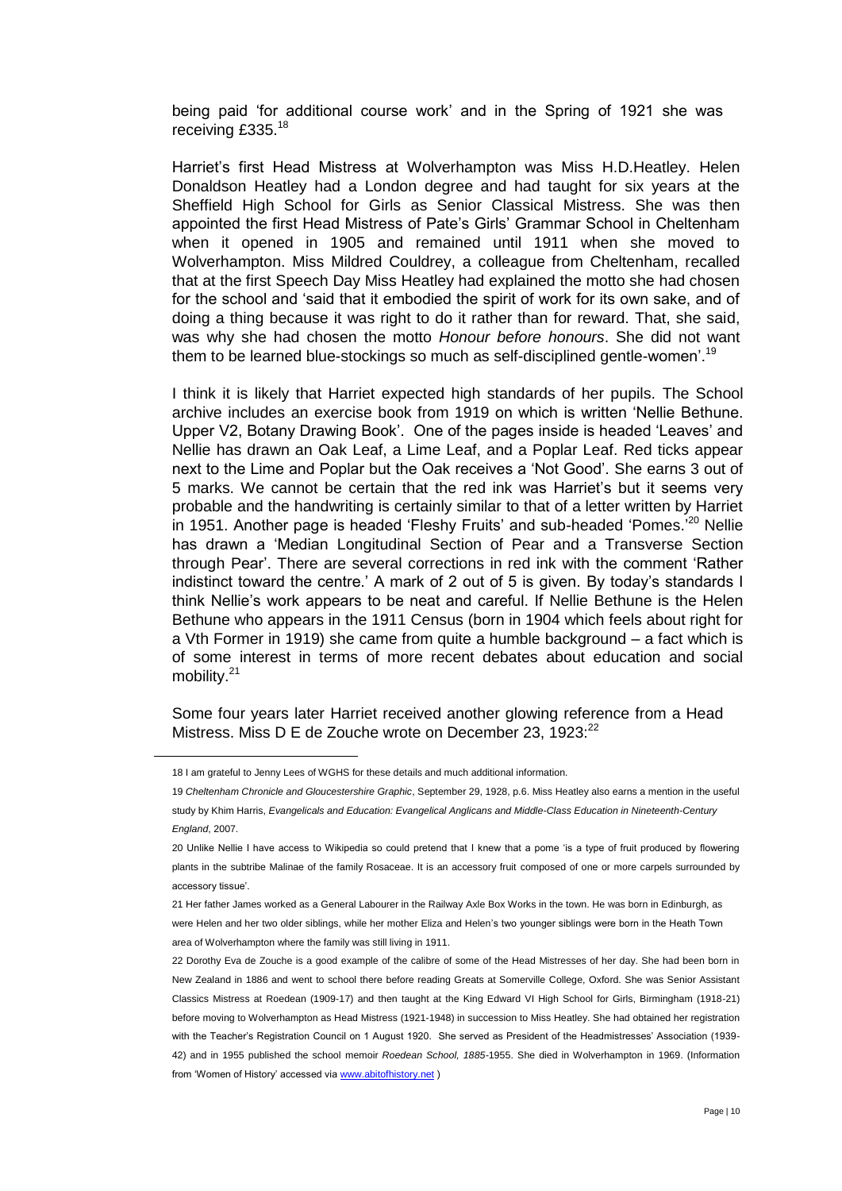being paid 'for additional course work' and in the Spring of 1921 she was receiving £335.[18]

Harriet's first Head Mistress at Wolverhampton was Miss H.D.Heatley. Helen Donaldson Heatley had a London degree and had taught for six years at the Sheffield High School for Girls as Senior Classical Mistress. She was then appointed the first Head Mistress of Pate's Girls' Grammar School in Cheltenham when it opened in 1905 and remained until 1911 when she moved to Wolverhampton. Miss Mildred Couldrey, a colleague from Cheltenham, recalled that at the first Speech Day Miss Heatley had explained the motto she had chosen for the school and 'said that it embodied the spirit of work for its own sake, and of doing a thing because it was right to do it rather than for reward. That, she said, was why she had chosen the motto *Honour before honours*. She did not want them to be learned blue-stockings so much as self-disciplined gentle-women'.[19]

I think it is likely that Harriet expected high standards of her pupils. The School archive includes an exercise book from 1919 on which is written 'Nellie Bethune. Upper V2, Botany Drawing Book'. One of the pages inside is headed 'Leaves' and Nellie has drawn an Oak Leaf, a Lime Leaf, and a Poplar Leaf. Red ticks appear next to the Lime and Poplar but the Oak receives a 'Not Good'. She earns 3 out of 5 marks. We cannot be certain that the red ink was Harriet's but it seems very probable and the handwriting is certainly similar to that of a letter written by Harriet in 1951. Another page is headed 'Fleshy Fruits' and sub-headed 'Pomes.'[20] Nellie has drawn a 'Median Longitudinal Section of Pear and a Transverse Section through Pear'. There are several corrections in red ink with the comment 'Rather indistinct toward the centre.' A mark of 2 out of 5 is given. By today's standards I think Nellie's work appears to be neat and careful. If Nellie Bethune is the Helen Bethune who appears in the 1911 Census (born in 1904 which feels about right for a Vth Former in 1919) she came from quite a humble background – a fact which is of some interest in terms of more recent debates about education and social mobility.[21]

Some four years later Harriet received another glowing reference from a Head Mistress. Miss D E de Zouche wrote on December 23, 1923:[22]

---

18 I am grateful to Jenny Lees of WGHS for these details and much additional information.

19 *Cheltenham Chronicle and Gloucestershire Graphic*, September 29, 1928, p.6. Miss Heatley also earns a mention in the useful study by Khim Harris, *Evangelicals and Education: Evangelical Anglicans and Middle-Class Education in Nineteenth-Century England*, 2007.

20 Unlike Nellie I have access to Wikipedia so could pretend that I knew that a pome 'is a type of fruit produced by flowering plants in the subtribe Malinae of the family Rosaceae. It is an accessory fruit composed of one or more carpels surrounded by accessory tissue'.

21 Her father James worked as a General Labourer in the Railway Axle Box Works in the town. He was born in Edinburgh, as were Helen and her two older siblings, while her mother Eliza and Helen's two younger siblings were born in the Heath Town area of Wolverhampton where the family was still living in 1911.

22 Dorothy Eva de Zouche is a good example of the calibre of some of the Head Mistresses of her day. She had been born in New Zealand in 1886 and went to school there before reading Greats at Somerville College, Oxford. She was Senior Assistant Classics Mistress at Roedean (1909-17) and then taught at the King Edward VI High School for Girls, Birmingham (1918-21) before moving to Wolverhampton as Head Mistress (1921-1948) in succession to Miss Heatley. She had obtained her registration with the Teacher's Registration Council on 1 August 1920. She served as President of the Headmistresses' Association (1939-42) and in 1955 published the school memoir *Roedean School, 1885*-1955. She died in Wolverhampton in 1969. (Information from 'Women of History' accessed via www.abitofhistory.net )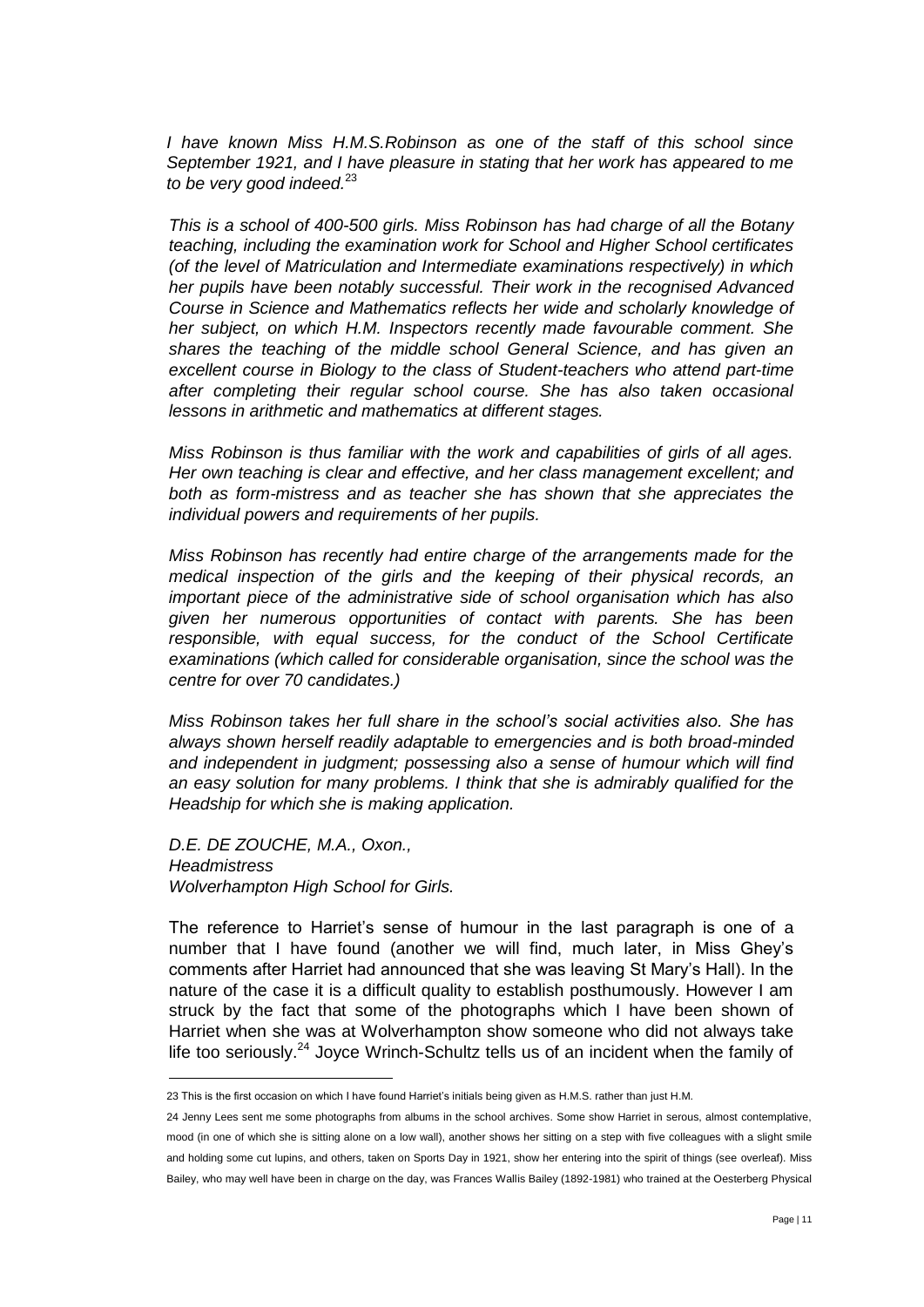*I have known Miss H.M.S.Robinson as one of the staff of this school since September 1921, and I have pleasure in stating that her work has appeared to me to be very good indeed.*[23]

*This is a school of 400-500 girls. Miss Robinson has had charge of all the Botany teaching, including the examination work for School and Higher School certificates (of the level of Matriculation and Intermediate examinations respectively) in which her pupils have been notably successful. Their work in the recognised Advanced Course in Science and Mathematics reflects her wide and scholarly knowledge of her subject, on which H.M. Inspectors recently made favourable comment. She shares the teaching of the middle school General Science, and has given an excellent course in Biology to the class of Student-teachers who attend part-time after completing their regular school course. She has also taken occasional lessons in arithmetic and mathematics at different stages.*

*Miss Robinson is thus familiar with the work and capabilities of girls of all ages. Her own teaching is clear and effective, and her class management excellent; and both as form-mistress and as teacher she has shown that she appreciates the individual powers and requirements of her pupils.*

*Miss Robinson has recently had entire charge of the arrangements made for the medical inspection of the girls and the keeping of their physical records, an important piece of the administrative side of school organisation which has also given her numerous opportunities of contact with parents. She has been responsible, with equal success, for the conduct of the School Certificate examinations (which called for considerable organisation, since the school was the centre for over 70 candidates.)*

*Miss Robinson takes her full share in the school's social activities also. She has always shown herself readily adaptable to emergencies and is both broad-minded and independent in judgment; possessing also a sense of humour which will find an easy solution for many problems. I think that she is admirably qualified for the Headship for which she is making application.*

*D.E. DE ZOUCHE, M.A., Oxon.,*
*Headmistress*
*Wolverhampton High School for Girls.*

The reference to Harriet's sense of humour in the last paragraph is one of a number that I have found (another we will find, much later, in Miss Ghey's comments after Harriet had announced that she was leaving St Mary's Hall). In the nature of the case it is a difficult quality to establish posthumously. However I am struck by the fact that some of the photographs which I have been shown of Harriet when she was at Wolverhampton show someone who did not always take life too seriously.[24] Joyce Wrinch-Schultz tells us of an incident when the family of

---

23 This is the first occasion on which I have found Harriet's initials being given as H.M.S. rather than just H.M.

24 Jenny Lees sent me some photographs from albums in the school archives. Some show Harriet in serous, almost contemplative, mood (in one of which she is sitting alone on a low wall), another shows her sitting on a step with five colleagues with a slight smile and holding some cut lupins, and others, taken on Sports Day in 1921, show her entering into the spirit of things (see overleaf). Miss Bailey, who may well have been in charge on the day, was Frances Wallis Bailey (1892-1981) who trained at the Oesterberg Physical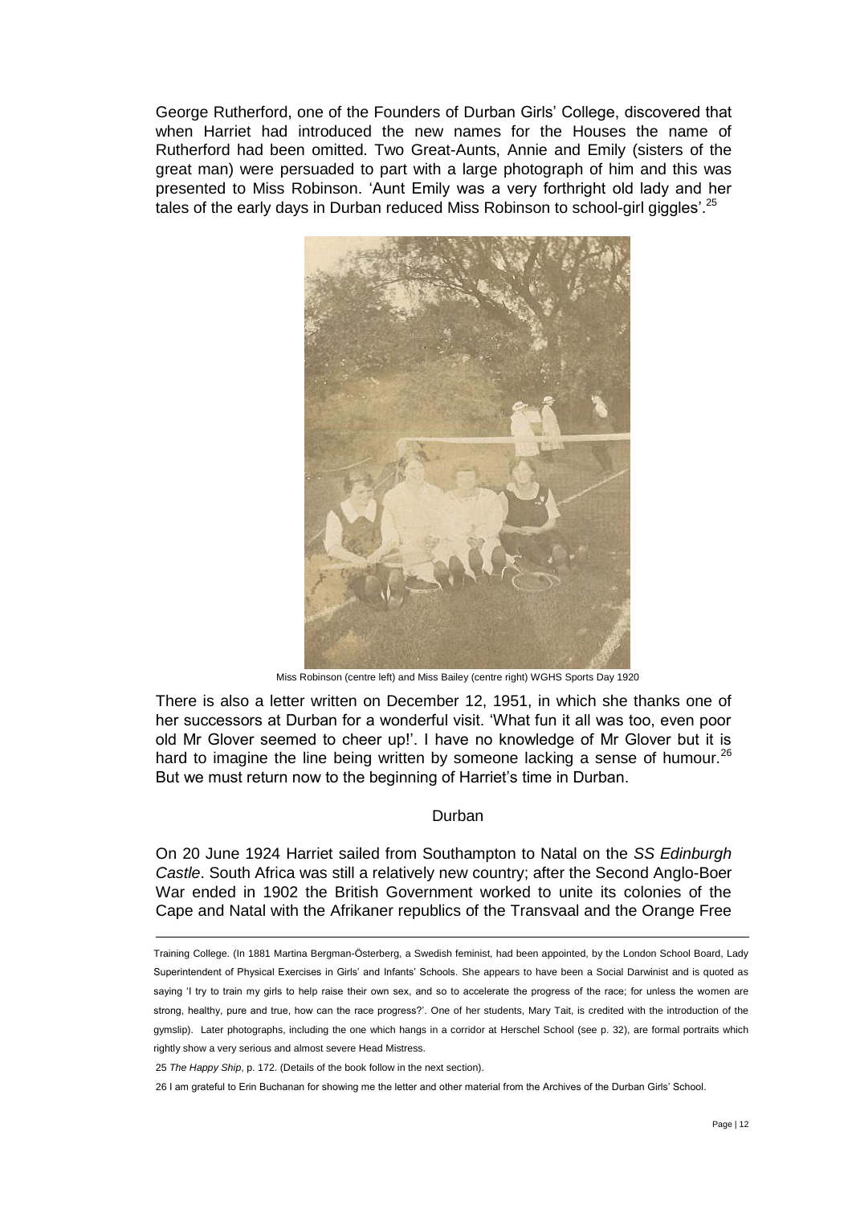George Rutherford, one of the Founders of Durban Girls' College, discovered that when Harriet had introduced the new names for the Houses the name of Rutherford had been omitted. Two Great-Aunts, Annie and Emily (sisters of the great man) were persuaded to part with a large photograph of him and this was presented to Miss Robinson. 'Aunt Emily was a very forthright old lady and her tales of the early days in Durban reduced Miss Robinson to school-girl giggles'.[25]

Miss Robinson (centre left) and Miss Bailey (centre right) WGHS Sports Day 1920

There is also a letter written on December 12, 1951, in which she thanks one of her successors at Durban for a wonderful visit. 'What fun it all was too, even poor old Mr Glover seemed to cheer up!'. I have no knowledge of Mr Glover but it is hard to imagine the line being written by someone lacking a sense of humour.[26] But we must return now to the beginning of Harriet's time in Durban.

## Durban

On 20 June 1924 Harriet sailed from Southampton to Natal on the *SS Edinburgh Castle*. South Africa was still a relatively new country; after the Second Anglo-Boer War ended in 1902 the British Government worked to unite its colonies of the Cape and Natal with the Afrikaner republics of the Transvaal and the Orange Free

---

Training College. (In 1881 Martina Bergman-Österberg, a Swedish feminist, had been appointed, by the London School Board, Lady Superintendent of Physical Exercises in Girls' and Infants' Schools. She appears to have been a Social Darwinist and is quoted as saying 'I try to train my girls to help raise their own sex, and so to accelerate the progress of the race; for unless the women are strong, healthy, pure and true, how can the race progress?'. One of her students, Mary Tait, is credited with the introduction of the gymslip). Later photographs, including the one which hangs in a corridor at Herschel School (see p. 32), are formal portraits which rightly show a very serious and almost severe Head Mistress.

25 *The Happy Ship*, p. 172. (Details of the book follow in the next section).

26 I am grateful to Erin Buchanan for showing me the letter and other material from the Archives of the Durban Girls' School.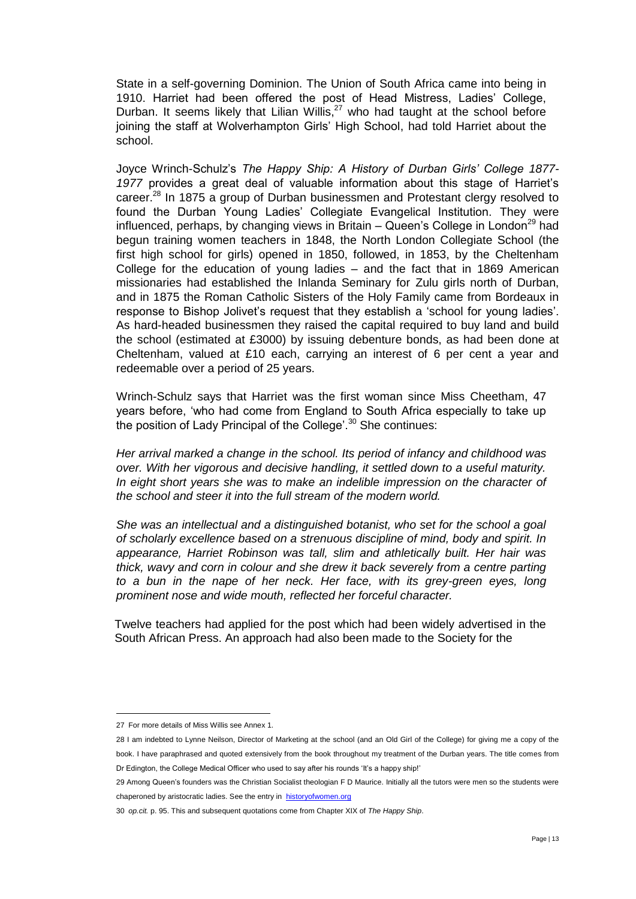State in a self-governing Dominion. The Union of South Africa came into being in 1910. Harriet had been offered the post of Head Mistress, Ladies' College, Durban. It seems likely that Lilian Willis,[27] who had taught at the school before joining the staff at Wolverhampton Girls' High School, had told Harriet about the school.

Joyce Wrinch-Schulz's *The Happy Ship: A History of Durban Girls' College 1877-1977* provides a great deal of valuable information about this stage of Harriet's career.[28] In 1875 a group of Durban businessmen and Protestant clergy resolved to found the Durban Young Ladies' Collegiate Evangelical Institution. They were influenced, perhaps, by changing views in Britain – Queen's College in London[29] had begun training women teachers in 1848, the North London Collegiate School (the first high school for girls) opened in 1850, followed, in 1853, by the Cheltenham College for the education of young ladies – and the fact that in 1869 American missionaries had established the Inlanda Seminary for Zulu girls north of Durban, and in 1875 the Roman Catholic Sisters of the Holy Family came from Bordeaux in response to Bishop Jolivet's request that they establish a 'school for young ladies'. As hard-headed businessmen they raised the capital required to buy land and build the school (estimated at £3000) by issuing debenture bonds, as had been done at Cheltenham, valued at £10 each, carrying an interest of 6 per cent a year and redeemable over a period of 25 years.

Wrinch-Schulz says that Harriet was the first woman since Miss Cheetham, 47 years before, 'who had come from England to South Africa especially to take up the position of Lady Principal of the College'.[30] She continues:

*Her arrival marked a change in the school. Its period of infancy and childhood was over. With her vigorous and decisive handling, it settled down to a useful maturity. In eight short years she was to make an indelible impression on the character of the school and steer it into the full stream of the modern world.*

*She was an intellectual and a distinguished botanist, who set for the school a goal of scholarly excellence based on a strenuous discipline of mind, body and spirit. In appearance, Harriet Robinson was tall, slim and athletically built. Her hair was thick, wavy and corn in colour and she drew it back severely from a centre parting to a bun in the nape of her neck. Her face, with its grey-green eyes, long prominent nose and wide mouth, reflected her forceful character.*

Twelve teachers had applied for the post which had been widely advertised in the South African Press. An approach had also been made to the Society for the

---

27 For more details of Miss Willis see Annex 1.

28 I am indebted to Lynne Neilson, Director of Marketing at the school (and an Old Girl of the College) for giving me a copy of the book. I have paraphrased and quoted extensively from the book throughout my treatment of the Durban years. The title comes from Dr Edington, the College Medical Officer who used to say after his rounds 'It's a happy ship!'

29 Among Queen's founders was the Christian Socialist theologian F D Maurice. Initially all the tutors were men so the students were chaperoned by aristocratic ladies. See the entry in historyofwomen.org

30 *op.cit.* p. 95. This and subsequent quotations come from Chapter XIX of *The Happy Ship*.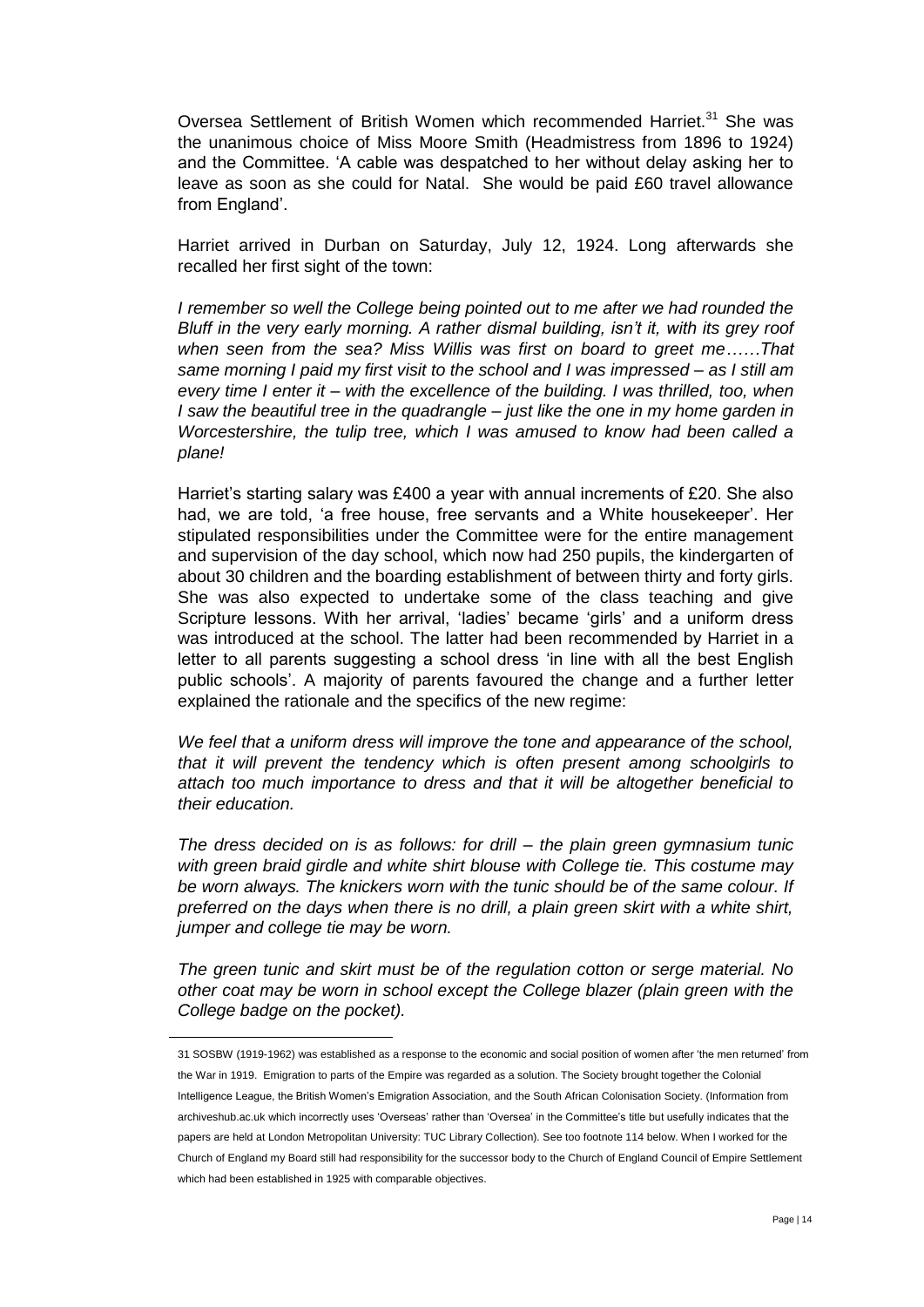Oversea Settlement of British Women which recommended Harriet.[31] She was the unanimous choice of Miss Moore Smith (Headmistress from 1896 to 1924) and the Committee. 'A cable was despatched to her without delay asking her to leave as soon as she could for Natal. She would be paid £60 travel allowance from England'.

Harriet arrived in Durban on Saturday, July 12, 1924. Long afterwards she recalled her first sight of the town:

*I remember so well the College being pointed out to me after we had rounded the Bluff in the very early morning. A rather dismal building, isn't it, with its grey roof when seen from the sea? Miss Willis was first on board to greet me……That same morning I paid my first visit to the school and I was impressed – as I still am every time I enter it – with the excellence of the building. I was thrilled, too, when I saw the beautiful tree in the quadrangle – just like the one in my home garden in Worcestershire, the tulip tree, which I was amused to know had been called a plane!*

Harriet's starting salary was £400 a year with annual increments of £20. She also had, we are told, 'a free house, free servants and a White housekeeper'. Her stipulated responsibilities under the Committee were for the entire management and supervision of the day school, which now had 250 pupils, the kindergarten of about 30 children and the boarding establishment of between thirty and forty girls. She was also expected to undertake some of the class teaching and give Scripture lessons. With her arrival, 'ladies' became 'girls' and a uniform dress was introduced at the school. The latter had been recommended by Harriet in a letter to all parents suggesting a school dress 'in line with all the best English public schools'. A majority of parents favoured the change and a further letter explained the rationale and the specifics of the new regime:

*We feel that a uniform dress will improve the tone and appearance of the school, that it will prevent the tendency which is often present among schoolgirls to attach too much importance to dress and that it will be altogether beneficial to their education.*

*The dress decided on is as follows: for drill – the plain green gymnasium tunic with green braid girdle and white shirt blouse with College tie. This costume may be worn always. The knickers worn with the tunic should be of the same colour. If preferred on the days when there is no drill, a plain green skirt with a white shirt, jumper and college tie may be worn.*

*The green tunic and skirt must be of the regulation cotton or serge material. No other coat may be worn in school except the College blazer (plain green with the College badge on the pocket).*

---

31 SOSBW (1919-1962) was established as a response to the economic and social position of women after 'the men returned' from the War in 1919. Emigration to parts of the Empire was regarded as a solution. The Society brought together the Colonial Intelligence League, the British Women's Emigration Association, and the South African Colonisation Society. (Information from archiveshub.ac.uk which incorrectly uses 'Overseas' rather than 'Oversea' in the Committee's title but usefully indicates that the papers are held at London Metropolitan University: TUC Library Collection). See too footnote 114 below. When I worked for the Church of England my Board still had responsibility for the successor body to the Church of England Council of Empire Settlement which had been established in 1925 with comparable objectives.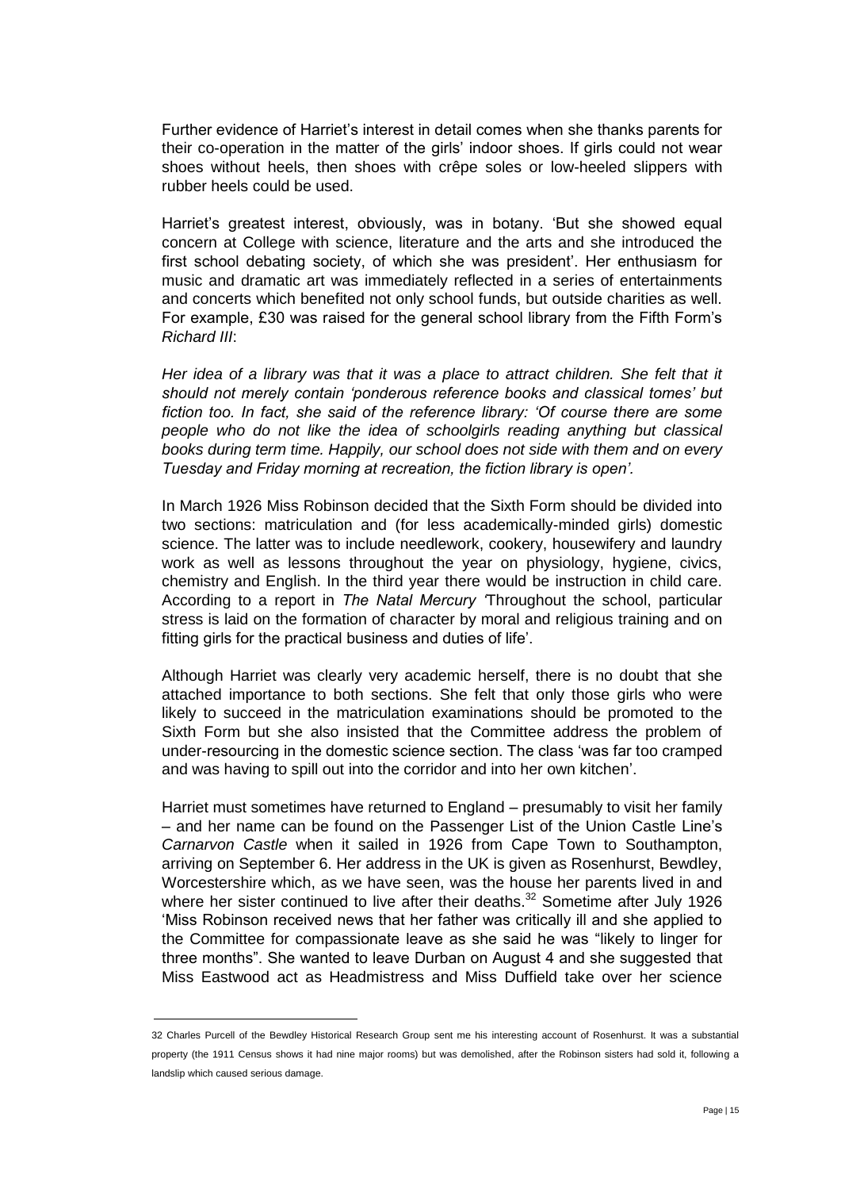Further evidence of Harriet's interest in detail comes when she thanks parents for their co-operation in the matter of the girls' indoor shoes. If girls could not wear shoes without heels, then shoes with crêpe soles or low-heeled slippers with rubber heels could be used.

Harriet's greatest interest, obviously, was in botany. 'But she showed equal concern at College with science, literature and the arts and she introduced the first school debating society, of which she was president'. Her enthusiasm for music and dramatic art was immediately reflected in a series of entertainments and concerts which benefited not only school funds, but outside charities as well. For example, £30 was raised for the general school library from the Fifth Form's *Richard III*:

*Her idea of a library was that it was a place to attract children. She felt that it should not merely contain 'ponderous reference books and classical tomes' but fiction too. In fact, she said of the reference library: 'Of course there are some people who do not like the idea of schoolgirls reading anything but classical books during term time. Happily, our school does not side with them and on every Tuesday and Friday morning at recreation, the fiction library is open'.*

In March 1926 Miss Robinson decided that the Sixth Form should be divided into two sections: matriculation and (for less academically-minded girls) domestic science. The latter was to include needlework, cookery, housewifery and laundry work as well as lessons throughout the year on physiology, hygiene, civics, chemistry and English. In the third year there would be instruction in child care. According to a report in *The Natal Mercury* 'Throughout the school, particular stress is laid on the formation of character by moral and religious training and on fitting girls for the practical business and duties of life'.

Although Harriet was clearly very academic herself, there is no doubt that she attached importance to both sections. She felt that only those girls who were likely to succeed in the matriculation examinations should be promoted to the Sixth Form but she also insisted that the Committee address the problem of under-resourcing in the domestic science section. The class 'was far too cramped and was having to spill out into the corridor and into her own kitchen'.

Harriet must sometimes have returned to England – presumably to visit her family – and her name can be found on the Passenger List of the Union Castle Line's *Carnarvon Castle* when it sailed in 1926 from Cape Town to Southampton, arriving on September 6. Her address in the UK is given as Rosenhurst, Bewdley, Worcestershire which, as we have seen, was the house her parents lived in and where her sister continued to live after their deaths.[32] Sometime after July 1926 'Miss Robinson received news that her father was critically ill and she applied to the Committee for compassionate leave as she said he was "likely to linger for three months". She wanted to leave Durban on August 4 and she suggested that Miss Eastwood act as Headmistress and Miss Duffield take over her science

---

32 Charles Purcell of the Bewdley Historical Research Group sent me his interesting account of Rosenhurst. It was a substantial property (the 1911 Census shows it had nine major rooms) but was demolished, after the Robinson sisters had sold it, following a landslip which caused serious damage.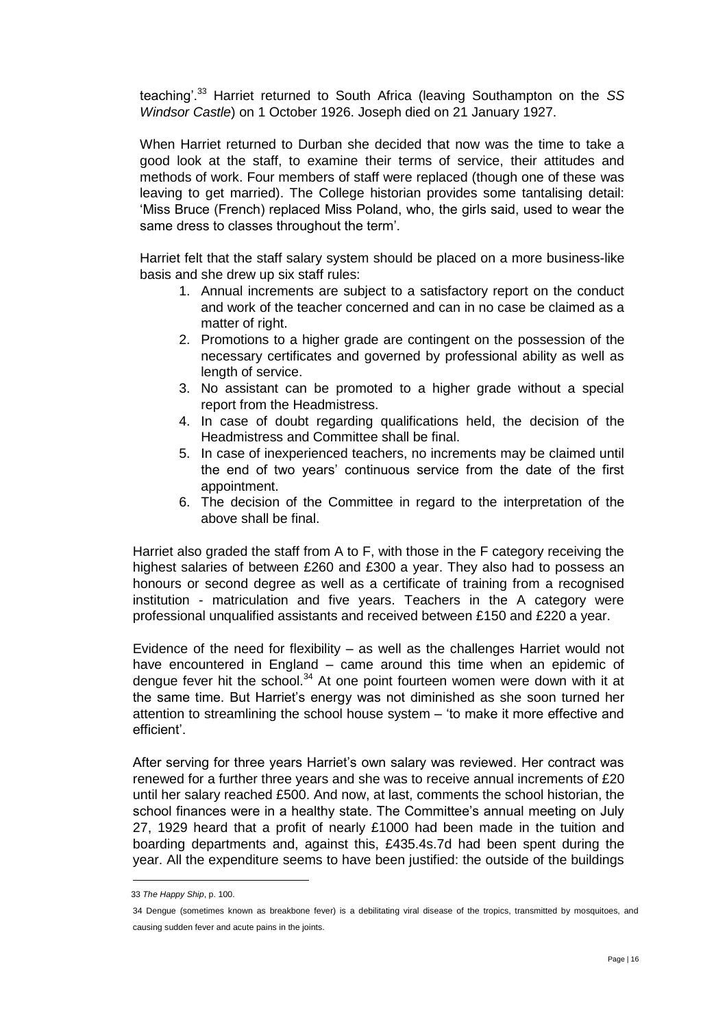teaching'.[33] Harriet returned to South Africa (leaving Southampton on the *SS Windsor Castle*) on 1 October 1926. Joseph died on 21 January 1927.

When Harriet returned to Durban she decided that now was the time to take a good look at the staff, to examine their terms of service, their attitudes and methods of work. Four members of staff were replaced (though one of these was leaving to get married). The College historian provides some tantalising detail: 'Miss Bruce (French) replaced Miss Poland, who, the girls said, used to wear the same dress to classes throughout the term'.

Harriet felt that the staff salary system should be placed on a more business-like basis and she drew up six staff rules:

1. Annual increments are subject to a satisfactory report on the conduct and work of the teacher concerned and can in no case be claimed as a matter of right.
2. Promotions to a higher grade are contingent on the possession of the necessary certificates and governed by professional ability as well as length of service.
3. No assistant can be promoted to a higher grade without a special report from the Headmistress.
4. In case of doubt regarding qualifications held, the decision of the Headmistress and Committee shall be final.
5. In case of inexperienced teachers, no increments may be claimed until the end of two years' continuous service from the date of the first appointment.
6. The decision of the Committee in regard to the interpretation of the above shall be final.

Harriet also graded the staff from A to F, with those in the F category receiving the highest salaries of between £260 and £300 a year. They also had to possess an honours or second degree as well as a certificate of training from a recognised institution - matriculation and five years. Teachers in the A category were professional unqualified assistants and received between £150 and £220 a year.

Evidence of the need for flexibility – as well as the challenges Harriet would not have encountered in England – came around this time when an epidemic of dengue fever hit the school.[34] At one point fourteen women were down with it at the same time. But Harriet's energy was not diminished as she soon turned her attention to streamlining the school house system – 'to make it more effective and efficient'.

After serving for three years Harriet's own salary was reviewed. Her contract was renewed for a further three years and she was to receive annual increments of £20 until her salary reached £500. And now, at last, comments the school historian, the school finances were in a healthy state. The Committee's annual meeting on July 27, 1929 heard that a profit of nearly £1000 had been made in the tuition and boarding departments and, against this, £435.4s.7d had been spent during the year. All the expenditure seems to have been justified: the outside of the buildings

---

33 *The Happy Ship*, p. 100.

34 Dengue (sometimes known as breakbone fever) is a debilitating viral disease of the tropics, transmitted by mosquitoes, and causing sudden fever and acute pains in the joints.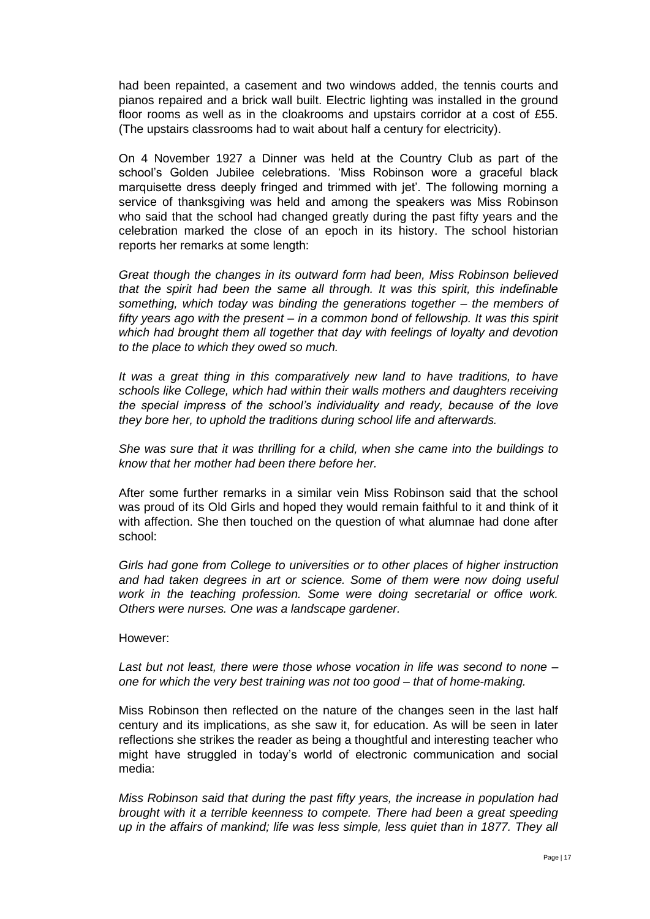had been repainted, a casement and two windows added, the tennis courts and pianos repaired and a brick wall built. Electric lighting was installed in the ground floor rooms as well as in the cloakrooms and upstairs corridor at a cost of £55. (The upstairs classrooms had to wait about half a century for electricity).

On 4 November 1927 a Dinner was held at the Country Club as part of the school's Golden Jubilee celebrations. 'Miss Robinson wore a graceful black marquisette dress deeply fringed and trimmed with jet'. The following morning a service of thanksgiving was held and among the speakers was Miss Robinson who said that the school had changed greatly during the past fifty years and the celebration marked the close of an epoch in its history. The school historian reports her remarks at some length:

*Great though the changes in its outward form had been, Miss Robinson believed that the spirit had been the same all through. It was this spirit, this indefinable something, which today was binding the generations together – the members of fifty years ago with the present – in a common bond of fellowship. It was this spirit which had brought them all together that day with feelings of loyalty and devotion to the place to which they owed so much.*

*It was a great thing in this comparatively new land to have traditions, to have schools like College, which had within their walls mothers and daughters receiving the special impress of the school's individuality and ready, because of the love they bore her, to uphold the traditions during school life and afterwards.*

*She was sure that it was thrilling for a child, when she came into the buildings to know that her mother had been there before her.*

After some further remarks in a similar vein Miss Robinson said that the school was proud of its Old Girls and hoped they would remain faithful to it and think of it with affection. She then touched on the question of what alumnae had done after school:

*Girls had gone from College to universities or to other places of higher instruction and had taken degrees in art or science. Some of them were now doing useful work in the teaching profession. Some were doing secretarial or office work. Others were nurses. One was a landscape gardener.*

However:

*Last but not least, there were those whose vocation in life was second to none – one for which the very best training was not too good – that of home-making.*

Miss Robinson then reflected on the nature of the changes seen in the last half century and its implications, as she saw it, for education. As will be seen in later reflections she strikes the reader as being a thoughtful and interesting teacher who might have struggled in today's world of electronic communication and social media:

*Miss Robinson said that during the past fifty years, the increase in population had brought with it a terrible keenness to compete. There had been a great speeding up in the affairs of mankind; life was less simple, less quiet than in 1877. They all*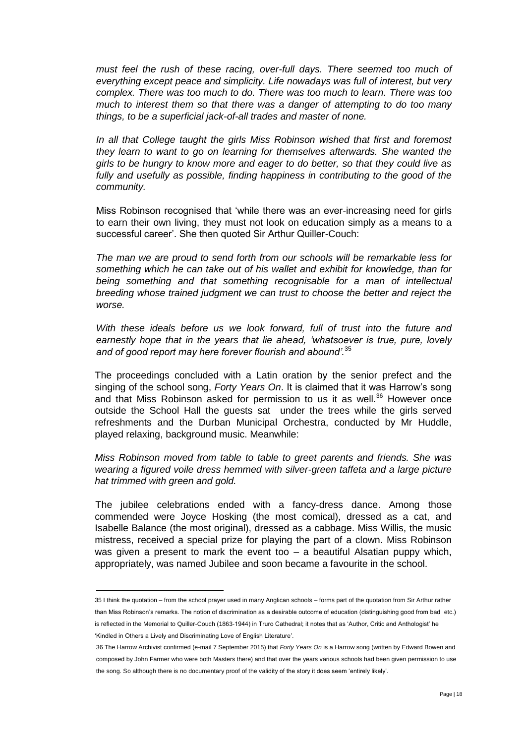*must feel the rush of these racing, over-full days. There seemed too much of everything except peace and simplicity. Life nowadays was full of interest, but very complex. There was too much to do. There was too much to learn. There was too much to interest them so that there was a danger of attempting to do too many things, to be a superficial jack-of-all trades and master of none.*

*In all that College taught the girls Miss Robinson wished that first and foremost they learn to want to go on learning for themselves afterwards. She wanted the girls to be hungry to know more and eager to do better, so that they could live as fully and usefully as possible, finding happiness in contributing to the good of the community.*

Miss Robinson recognised that 'while there was an ever-increasing need for girls to earn their own living, they must not look on education simply as a means to a successful career'. She then quoted Sir Arthur Quiller-Couch:

*The man we are proud to send forth from our schools will be remarkable less for something which he can take out of his wallet and exhibit for knowledge, than for being something and that something recognisable for a man of intellectual breeding whose trained judgment we can trust to choose the better and reject the worse.*

*With these ideals before us we look forward, full of trust into the future and earnestly hope that in the years that lie ahead, 'whatsoever is true, pure, lovely and of good report may here forever flourish and abound'.*[35]

The proceedings concluded with a Latin oration by the senior prefect and the singing of the school song, *Forty Years On*. It is claimed that it was Harrow's song and that Miss Robinson asked for permission to us it as well.[36] However once outside the School Hall the guests sat under the trees while the girls served refreshments and the Durban Municipal Orchestra, conducted by Mr Huddle, played relaxing, background music. Meanwhile:

*Miss Robinson moved from table to table to greet parents and friends. She was wearing a figured voile dress hemmed with silver-green taffeta and a large picture hat trimmed with green and gold.*

The jubilee celebrations ended with a fancy-dress dance. Among those commended were Joyce Hosking (the most comical), dressed as a cat, and Isabelle Balance (the most original), dressed as a cabbage. Miss Willis, the music mistress, received a special prize for playing the part of a clown. Miss Robinson was given a present to mark the event too – a beautiful Alsatian puppy which, appropriately, was named Jubilee and soon became a favourite in the school.

---

35 I think the quotation – from the school prayer used in many Anglican schools – forms part of the quotation from Sir Arthur rather than Miss Robinson's remarks. The notion of discrimination as a desirable outcome of education (distinguishing good from bad etc.) is reflected in the Memorial to Quiller-Couch (1863-1944) in Truro Cathedral; it notes that as 'Author, Critic and Anthologist' he 'Kindled in Others a Lively and Discriminating Love of English Literature'.

36 The Harrow Archivist confirmed (e-mail 7 September 2015) that *Forty Years On* is a Harrow song (written by Edward Bowen and composed by John Farmer who were both Masters there) and that over the years various schools had been given permission to use the song. So although there is no documentary proof of the validity of the story it does seem 'entirely likely'.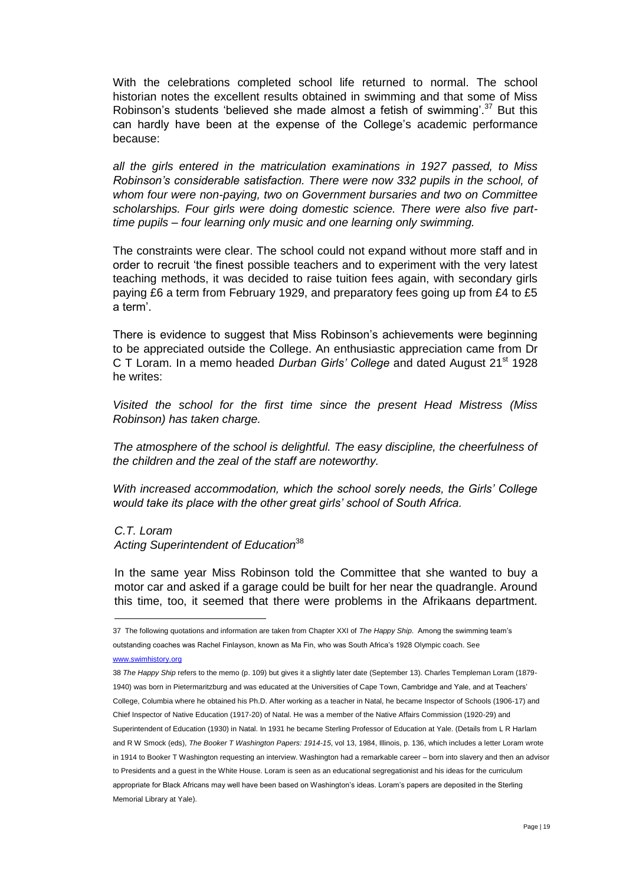With the celebrations completed school life returned to normal. The school historian notes the excellent results obtained in swimming and that some of Miss Robinson's students 'believed she made almost a fetish of swimming'.[37] But this can hardly have been at the expense of the College's academic performance because:

*all the girls entered in the matriculation examinations in 1927 passed, to Miss Robinson's considerable satisfaction. There were now 332 pupils in the school, of whom four were non-paying, two on Government bursaries and two on Committee scholarships. Four girls were doing domestic science. There were also five part-time pupils – four learning only music and one learning only swimming.*

The constraints were clear. The school could not expand without more staff and in order to recruit 'the finest possible teachers and to experiment with the very latest teaching methods, it was decided to raise tuition fees again, with secondary girls paying £6 a term from February 1929, and preparatory fees going up from £4 to £5 a term'.

There is evidence to suggest that Miss Robinson's achievements were beginning to be appreciated outside the College. An enthusiastic appreciation came from Dr C T Loram. In a memo headed *Durban Girls' College* and dated August 21st 1928 he writes:

*Visited the school for the first time since the present Head Mistress (Miss Robinson) has taken charge.*

*The atmosphere of the school is delightful. The easy discipline, the cheerfulness of the children and the zeal of the staff are noteworthy.*

*With increased accommodation, which the school sorely needs, the Girls' College would take its place with the other great girls' school of South Africa.*

*C.T. Loram*
*Acting Superintendent of Education*[38]

In the same year Miss Robinson told the Committee that she wanted to buy a motor car and asked if a garage could be built for her near the quadrangle. Around this time, too, it seemed that there were problems in the Afrikaans department.

---

37 The following quotations and information are taken from Chapter XXI of *The Happy Ship*. Among the swimming team's outstanding coaches was Rachel Finlayson, known as Ma Fin, who was South Africa's 1928 Olympic coach. See www.swimhistory.org

38 *The Happy Ship* refers to the memo (p. 109) but gives it a slightly later date (September 13). Charles Templeman Loram (1879-1940) was born in Pietermaritzburg and was educated at the Universities of Cape Town, Cambridge and Yale, and at Teachers' College, Columbia where he obtained his Ph.D. After working as a teacher in Natal, he became Inspector of Schools (1906-17) and Chief Inspector of Native Education (1917-20) of Natal. He was a member of the Native Affairs Commission (1920-29) and Superintendent of Education (1930) in Natal. In 1931 he became Sterling Professor of Education at Yale. (Details from L R Harlam and R W Smock (eds), *The Booker T Washington Papers: 1914-15*, vol 13, 1984, Illinois, p. 136, which includes a letter Loram wrote in 1914 to Booker T Washington requesting an interview. Washington had a remarkable career – born into slavery and then an advisor to Presidents and a guest in the White House. Loram is seen as an educational segregationist and his ideas for the curriculum appropriate for Black Africans may well have been based on Washington's ideas. Loram's papers are deposited in the Sterling Memorial Library at Yale).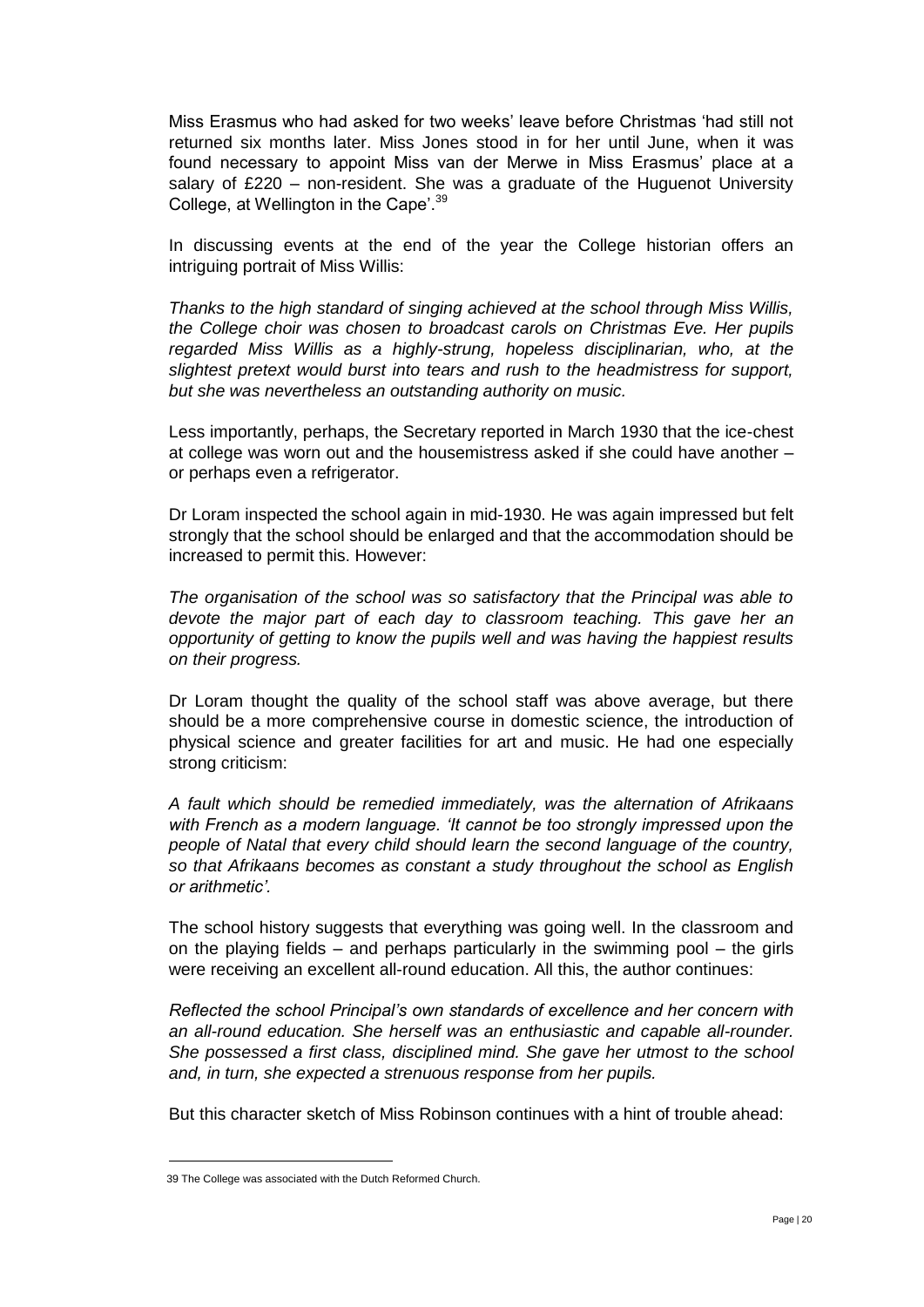Miss Erasmus who had asked for two weeks' leave before Christmas 'had still not returned six months later. Miss Jones stood in for her until June, when it was found necessary to appoint Miss van der Merwe in Miss Erasmus' place at a salary of £220 – non-resident. She was a graduate of the Huguenot University College, at Wellington in the Cape'.[39]

In discussing events at the end of the year the College historian offers an intriguing portrait of Miss Willis:

*Thanks to the high standard of singing achieved at the school through Miss Willis, the College choir was chosen to broadcast carols on Christmas Eve. Her pupils regarded Miss Willis as a highly-strung, hopeless disciplinarian, who, at the slightest pretext would burst into tears and rush to the headmistress for support, but she was nevertheless an outstanding authority on music.*

Less importantly, perhaps, the Secretary reported in March 1930 that the ice-chest at college was worn out and the housemistress asked if she could have another – or perhaps even a refrigerator.

Dr Loram inspected the school again in mid-1930. He was again impressed but felt strongly that the school should be enlarged and that the accommodation should be increased to permit this. However:

*The organisation of the school was so satisfactory that the Principal was able to devote the major part of each day to classroom teaching. This gave her an opportunity of getting to know the pupils well and was having the happiest results on their progress.*

Dr Loram thought the quality of the school staff was above average, but there should be a more comprehensive course in domestic science, the introduction of physical science and greater facilities for art and music. He had one especially strong criticism:

*A fault which should be remedied immediately, was the alternation of Afrikaans with French as a modern language. 'It cannot be too strongly impressed upon the people of Natal that every child should learn the second language of the country, so that Afrikaans becomes as constant a study throughout the school as English or arithmetic'.*

The school history suggests that everything was going well. In the classroom and on the playing fields – and perhaps particularly in the swimming pool – the girls were receiving an excellent all-round education. All this, the author continues:

*Reflected the school Principal's own standards of excellence and her concern with an all-round education. She herself was an enthusiastic and capable all-rounder. She possessed a first class, disciplined mind. She gave her utmost to the school and, in turn, she expected a strenuous response from her pupils.*

But this character sketch of Miss Robinson continues with a hint of trouble ahead:

---

[39] The College was associated with the Dutch Reformed Church.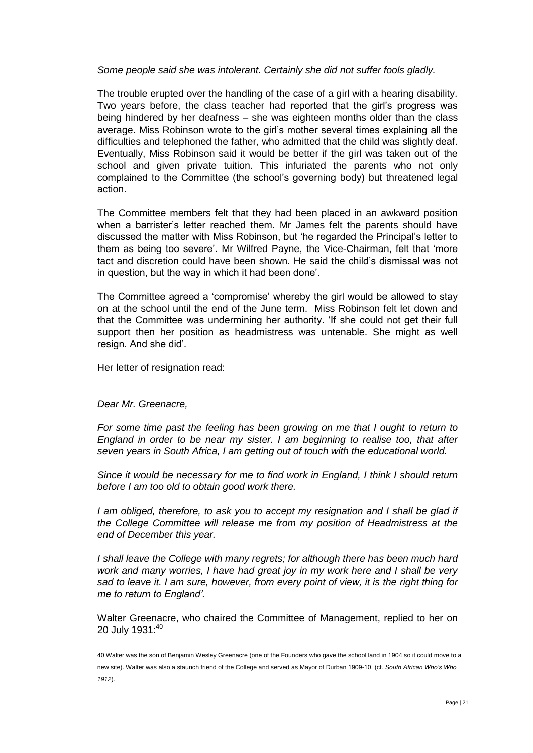*Some people said she was intolerant. Certainly she did not suffer fools gladly.*

The trouble erupted over the handling of the case of a girl with a hearing disability. Two years before, the class teacher had reported that the girl's progress was being hindered by her deafness – she was eighteen months older than the class average. Miss Robinson wrote to the girl's mother several times explaining all the difficulties and telephoned the father, who admitted that the child was slightly deaf. Eventually, Miss Robinson said it would be better if the girl was taken out of the school and given private tuition. This infuriated the parents who not only complained to the Committee (the school's governing body) but threatened legal action.

The Committee members felt that they had been placed in an awkward position when a barrister's letter reached them. Mr James felt the parents should have discussed the matter with Miss Robinson, but 'he regarded the Principal's letter to them as being too severe'. Mr Wilfred Payne, the Vice-Chairman, felt that 'more tact and discretion could have been shown. He said the child's dismissal was not in question, but the way in which it had been done'.

The Committee agreed a 'compromise' whereby the girl would be allowed to stay on at the school until the end of the June term. Miss Robinson felt let down and that the Committee was undermining her authority. 'If she could not get their full support then her position as headmistress was untenable. She might as well resign. And she did'.

Her letter of resignation read:

*Dear Mr. Greenacre,*

*For some time past the feeling has been growing on me that I ought to return to England in order to be near my sister. I am beginning to realise too, that after seven years in South Africa, I am getting out of touch with the educational world.*

*Since it would be necessary for me to find work in England, I think I should return before I am too old to obtain good work there.*

*I am obliged, therefore, to ask you to accept my resignation and I shall be glad if the College Committee will release me from my position of Headmistress at the end of December this year.*

*I shall leave the College with many regrets; for although there has been much hard work and many worries, I have had great joy in my work here and I shall be very sad to leave it. I am sure, however, from every point of view, it is the right thing for me to return to England'.*

Walter Greenacre, who chaired the Committee of Management, replied to her on 20 July 1931:[40]

---

40 Walter was the son of Benjamin Wesley Greenacre (one of the Founders who gave the school land in 1904 so it could move to a new site). Walter was also a staunch friend of the College and served as Mayor of Durban 1909-10. (cf. *South African Who's Who 1912*).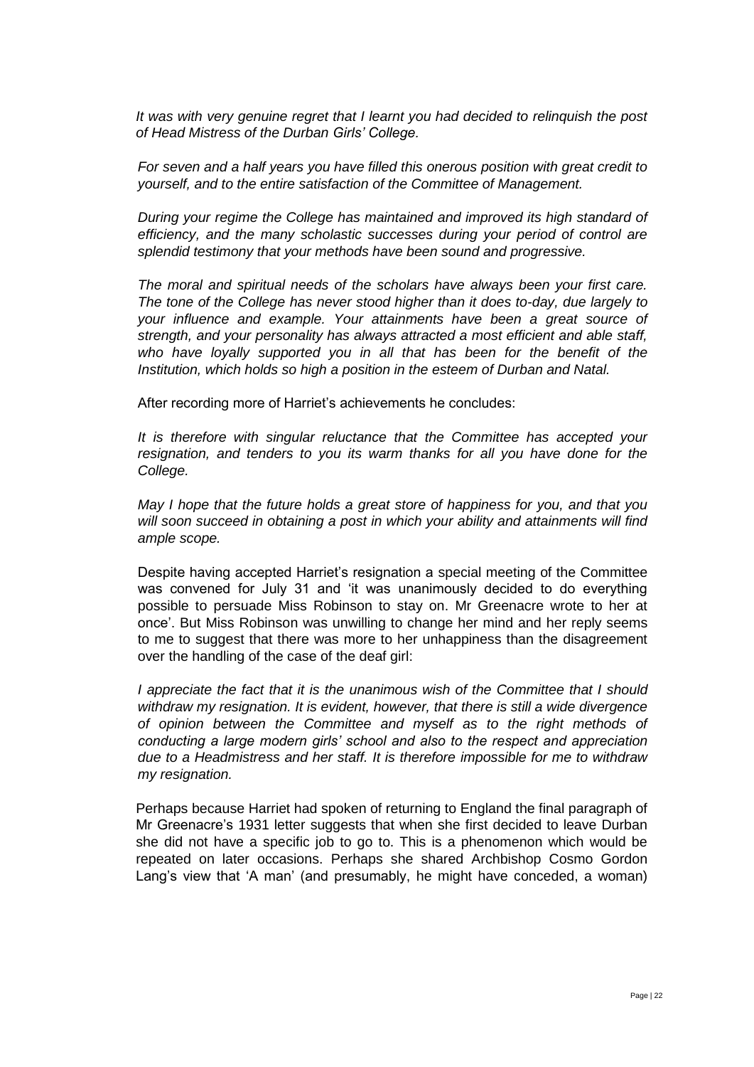*It was with very genuine regret that I learnt you had decided to relinquish the post of Head Mistress of the Durban Girls' College.*

*For seven and a half years you have filled this onerous position with great credit to yourself, and to the entire satisfaction of the Committee of Management.*

*During your regime the College has maintained and improved its high standard of efficiency, and the many scholastic successes during your period of control are splendid testimony that your methods have been sound and progressive.*

*The moral and spiritual needs of the scholars have always been your first care. The tone of the College has never stood higher than it does to-day, due largely to your influence and example. Your attainments have been a great source of strength, and your personality has always attracted a most efficient and able staff, who have loyally supported you in all that has been for the benefit of the Institution, which holds so high a position in the esteem of Durban and Natal.*

After recording more of Harriet's achievements he concludes:

*It is therefore with singular reluctance that the Committee has accepted your resignation, and tenders to you its warm thanks for all you have done for the College.*

*May I hope that the future holds a great store of happiness for you, and that you will soon succeed in obtaining a post in which your ability and attainments will find ample scope.*

Despite having accepted Harriet's resignation a special meeting of the Committee was convened for July 31 and 'it was unanimously decided to do everything possible to persuade Miss Robinson to stay on. Mr Greenacre wrote to her at once'. But Miss Robinson was unwilling to change her mind and her reply seems to me to suggest that there was more to her unhappiness than the disagreement over the handling of the case of the deaf girl:

*I appreciate the fact that it is the unanimous wish of the Committee that I should withdraw my resignation. It is evident, however, that there is still a wide divergence of opinion between the Committee and myself as to the right methods of conducting a large modern girls' school and also to the respect and appreciation due to a Headmistress and her staff. It is therefore impossible for me to withdraw my resignation.*

Perhaps because Harriet had spoken of returning to England the final paragraph of Mr Greenacre's 1931 letter suggests that when she first decided to leave Durban she did not have a specific job to go to. This is a phenomenon which would be repeated on later occasions. Perhaps she shared Archbishop Cosmo Gordon Lang's view that 'A man' (and presumably, he might have conceded, a woman)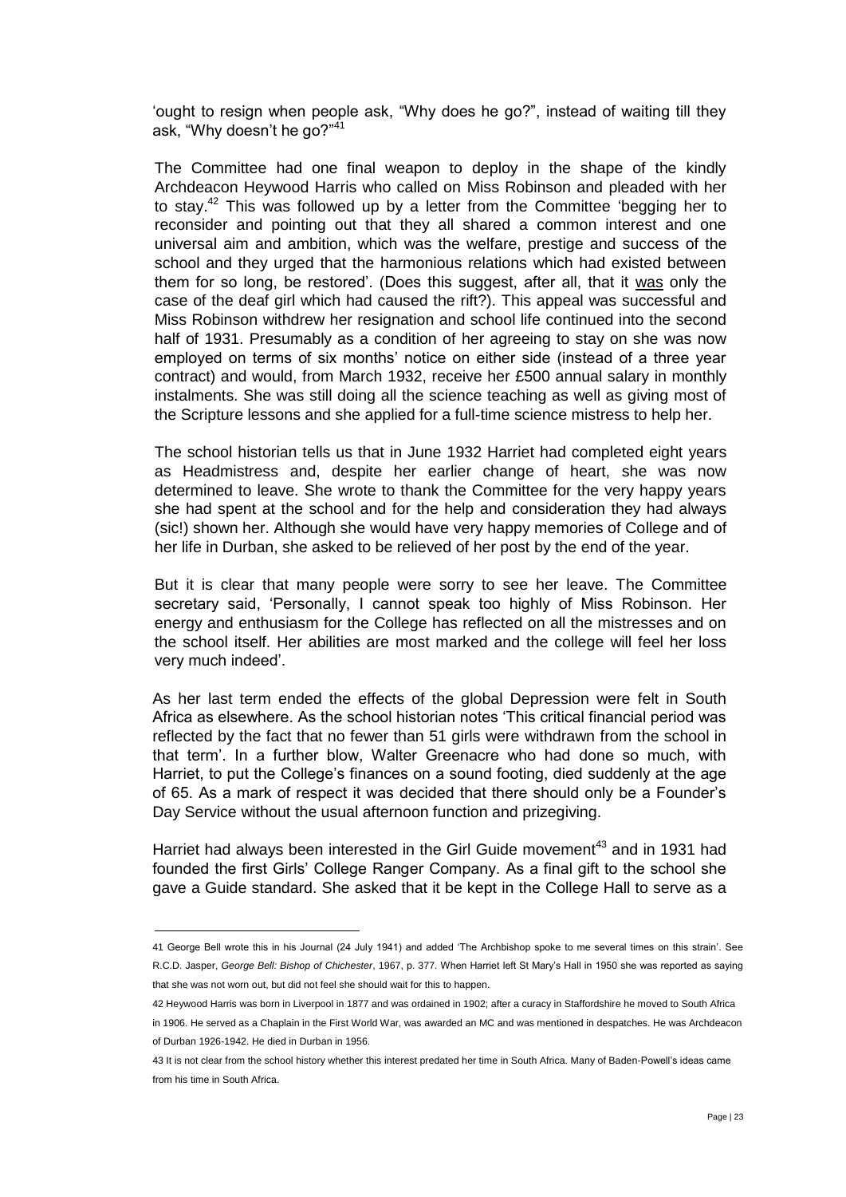'ought to resign when people ask, "Why does he go?", instead of waiting till they ask, "Why doesn't he go?"[41]

The Committee had one final weapon to deploy in the shape of the kindly Archdeacon Heywood Harris who called on Miss Robinson and pleaded with her to stay.[42] This was followed up by a letter from the Committee 'begging her to reconsider and pointing out that they all shared a common interest and one universal aim and ambition, which was the welfare, prestige and success of the school and they urged that the harmonious relations which had existed between them for so long, be restored'. (Does this suggest, after all, that it was only the case of the deaf girl which had caused the rift?). This appeal was successful and Miss Robinson withdrew her resignation and school life continued into the second half of 1931. Presumably as a condition of her agreeing to stay on she was now employed on terms of six months' notice on either side (instead of a three year contract) and would, from March 1932, receive her £500 annual salary in monthly instalments. She was still doing all the science teaching as well as giving most of the Scripture lessons and she applied for a full-time science mistress to help her.

The school historian tells us that in June 1932 Harriet had completed eight years as Headmistress and, despite her earlier change of heart, she was now determined to leave. She wrote to thank the Committee for the very happy years she had spent at the school and for the help and consideration they had always (sic!) shown her. Although she would have very happy memories of College and of her life in Durban, she asked to be relieved of her post by the end of the year.

But it is clear that many people were sorry to see her leave. The Committee secretary said, 'Personally, I cannot speak too highly of Miss Robinson. Her energy and enthusiasm for the College has reflected on all the mistresses and on the school itself. Her abilities are most marked and the college will feel her loss very much indeed'.

As her last term ended the effects of the global Depression were felt in South Africa as elsewhere. As the school historian notes 'This critical financial period was reflected by the fact that no fewer than 51 girls were withdrawn from the school in that term'. In a further blow, Walter Greenacre who had done so much, with Harriet, to put the College's finances on a sound footing, died suddenly at the age of 65. As a mark of respect it was decided that there should only be a Founder's Day Service without the usual afternoon function and prizegiving.

Harriet had always been interested in the Girl Guide movement[43] and in 1931 had founded the first Girls' College Ranger Company. As a final gift to the school she gave a Guide standard. She asked that it be kept in the College Hall to serve as a

---

41 George Bell wrote this in his Journal (24 July 1941) and added 'The Archbishop spoke to me several times on this strain'. See R.C.D. Jasper, *George Bell: Bishop of Chichester*, 1967, p. 377. When Harriet left St Mary's Hall in 1950 she was reported as saying that she was not worn out, but did not feel she should wait for this to happen.

42 Heywood Harris was born in Liverpool in 1877 and was ordained in 1902; after a curacy in Staffordshire he moved to South Africa in 1906. He served as a Chaplain in the First World War, was awarded an MC and was mentioned in despatches. He was Archdeacon of Durban 1926-1942. He died in Durban in 1956.

43 It is not clear from the school history whether this interest predated her time in South Africa. Many of Baden-Powell's ideas came from his time in South Africa.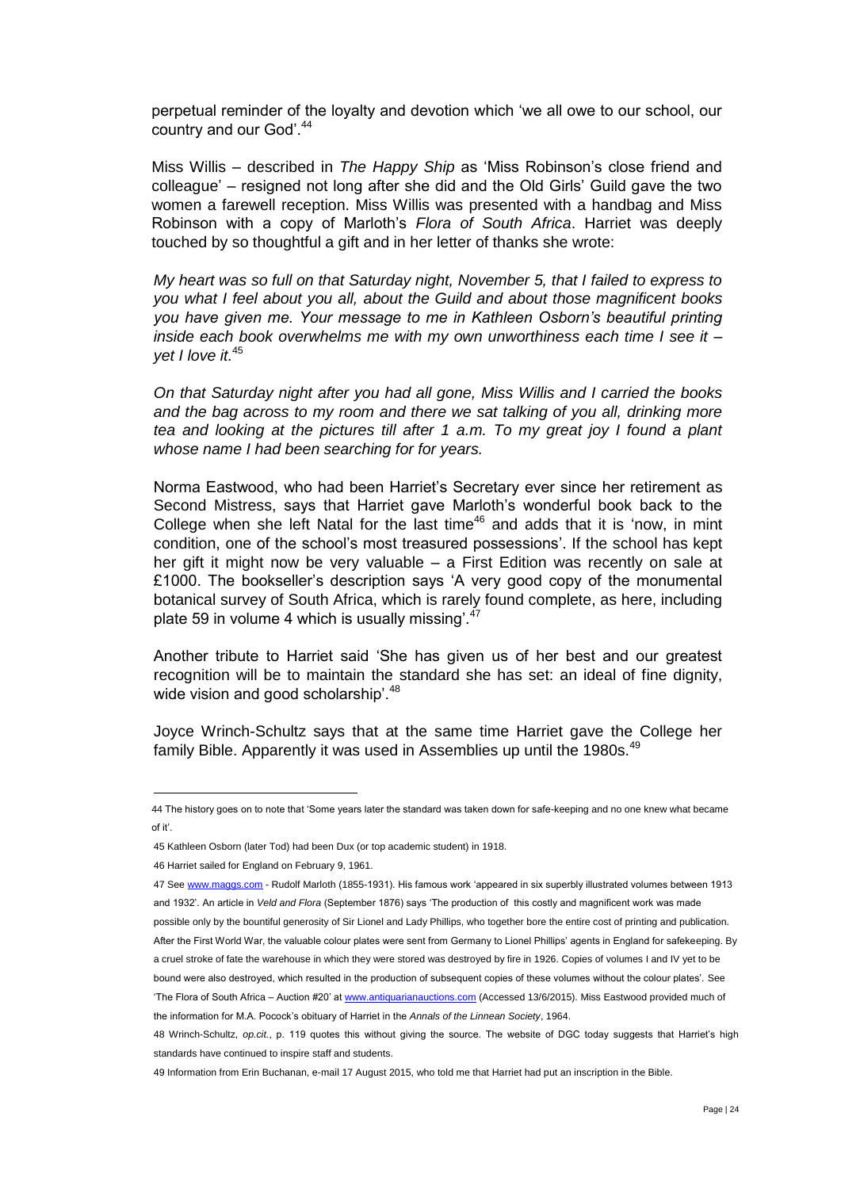perpetual reminder of the loyalty and devotion which 'we all owe to our school, our country and our God'.[44]

Miss Willis – described in *The Happy Ship* as 'Miss Robinson's close friend and colleague' – resigned not long after she did and the Old Girls' Guild gave the two women a farewell reception. Miss Willis was presented with a handbag and Miss Robinson with a copy of Marloth's *Flora of South Africa*. Harriet was deeply touched by so thoughtful a gift and in her letter of thanks she wrote:

*My heart was so full on that Saturday night, November 5, that I failed to express to you what I feel about you all, about the Guild and about those magnificent books you have given me. Your message to me in Kathleen Osborn's beautiful printing inside each book overwhelms me with my own unworthiness each time I see it – yet I love it.*[45]

*On that Saturday night after you had all gone, Miss Willis and I carried the books and the bag across to my room and there we sat talking of you all, drinking more tea and looking at the pictures till after 1 a.m. To my great joy I found a plant whose name I had been searching for for years.*

Norma Eastwood, who had been Harriet's Secretary ever since her retirement as Second Mistress, says that Harriet gave Marloth's wonderful book back to the College when she left Natal for the last time[46] and adds that it is 'now, in mint condition, one of the school's most treasured possessions'. If the school has kept her gift it might now be very valuable – a First Edition was recently on sale at £1000. The bookseller's description says 'A very good copy of the monumental botanical survey of South Africa, which is rarely found complete, as here, including plate 59 in volume 4 which is usually missing'.[47]

Another tribute to Harriet said 'She has given us of her best and our greatest recognition will be to maintain the standard she has set: an ideal of fine dignity, wide vision and good scholarship'.[48]

Joyce Wrinch-Schultz says that at the same time Harriet gave the College her family Bible. Apparently it was used in Assemblies up until the 1980s.[49]

---

44 The history goes on to note that 'Some years later the standard was taken down for safe-keeping and no one knew what became of it'.

45 Kathleen Osborn (later Tod) had been Dux (or top academic student) in 1918.

46 Harriet sailed for England on February 9, 1961.

47 See www.maggs.com - Rudolf Marloth (1855-1931). His famous work 'appeared in six superbly illustrated volumes between 1913 and 1932'. An article in *Veld and Flora* (September 1876) says 'The production of this costly and magnificent work was made possible only by the bountiful generosity of Sir Lionel and Lady Phillips, who together bore the entire cost of printing and publication. After the First World War, the valuable colour plates were sent from Germany to Lionel Phillips' agents in England for safekeeping. By a cruel stroke of fate the warehouse in which they were stored was destroyed by fire in 1926. Copies of volumes I and IV yet to be bound were also destroyed, which resulted in the production of subsequent copies of these volumes without the colour plates'. See 'The Flora of South Africa – Auction #20' at www.antiquarianauctions.com (Accessed 13/6/2015). Miss Eastwood provided much of the information for M.A. Pocock's obituary of Harriet in the *Annals of the Linnean Society*, 1964.

48 Wrinch-Schultz, *op.cit.*, p. 119 quotes this without giving the source. The website of DGC today suggests that Harriet's high standards have continued to inspire staff and students.

49 Information from Erin Buchanan, e-mail 17 August 2015, who told me that Harriet had put an inscription in the Bible.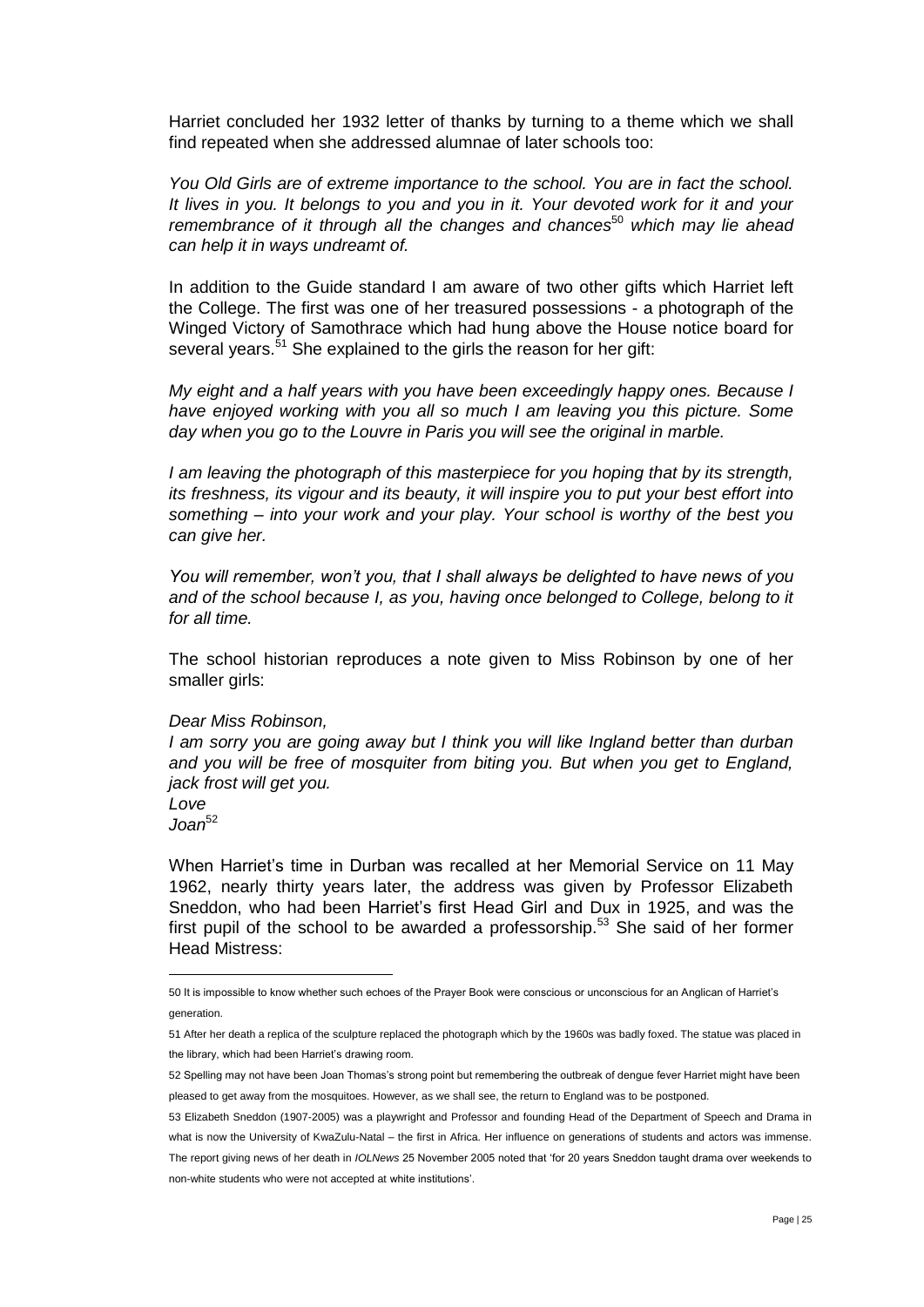Harriet concluded her 1932 letter of thanks by turning to a theme which we shall find repeated when she addressed alumnae of later schools too:

*You Old Girls are of extreme importance to the school. You are in fact the school. It lives in you. It belongs to you and you in it. Your devoted work for it and your remembrance of it through all the changes and chances*[50] *which may lie ahead can help it in ways undreamt of.*

In addition to the Guide standard I am aware of two other gifts which Harriet left the College. The first was one of her treasured possessions - a photograph of the Winged Victory of Samothrace which had hung above the House notice board for several years.[51] She explained to the girls the reason for her gift:

*My eight and a half years with you have been exceedingly happy ones. Because I have enjoyed working with you all so much I am leaving you this picture. Some day when you go to the Louvre in Paris you will see the original in marble.*

*I am leaving the photograph of this masterpiece for you hoping that by its strength, its freshness, its vigour and its beauty, it will inspire you to put your best effort into something – into your work and your play. Your school is worthy of the best you can give her.*

*You will remember, won't you, that I shall always be delighted to have news of you and of the school because I, as you, having once belonged to College, belong to it for all time.*

The school historian reproduces a note given to Miss Robinson by one of her smaller girls:

*Dear Miss Robinson,*
*I am sorry you are going away but I think you will like Ingland better than durban and you will be free of mosquiter from biting you. But when you get to England, jack frost will get you.*
*Love*
*Joan*[52]

When Harriet's time in Durban was recalled at her Memorial Service on 11 May 1962, nearly thirty years later, the address was given by Professor Elizabeth Sneddon, who had been Harriet's first Head Girl and Dux in 1925, and was the first pupil of the school to be awarded a professorship.[53] She said of her former Head Mistress:

---

50 It is impossible to know whether such echoes of the Prayer Book were conscious or unconscious for an Anglican of Harriet's generation.

51 After her death a replica of the sculpture replaced the photograph which by the 1960s was badly foxed. The statue was placed in the library, which had been Harriet's drawing room.

52 Spelling may not have been Joan Thomas's strong point but remembering the outbreak of dengue fever Harriet might have been pleased to get away from the mosquitoes. However, as we shall see, the return to England was to be postponed.

53 Elizabeth Sneddon (1907-2005) was a playwright and Professor and founding Head of the Department of Speech and Drama in what is now the University of KwaZulu-Natal – the first in Africa. Her influence on generations of students and actors was immense. The report giving news of her death in *IOLNews* 25 November 2005 noted that 'for 20 years Sneddon taught drama over weekends to non-white students who were not accepted at white institutions'.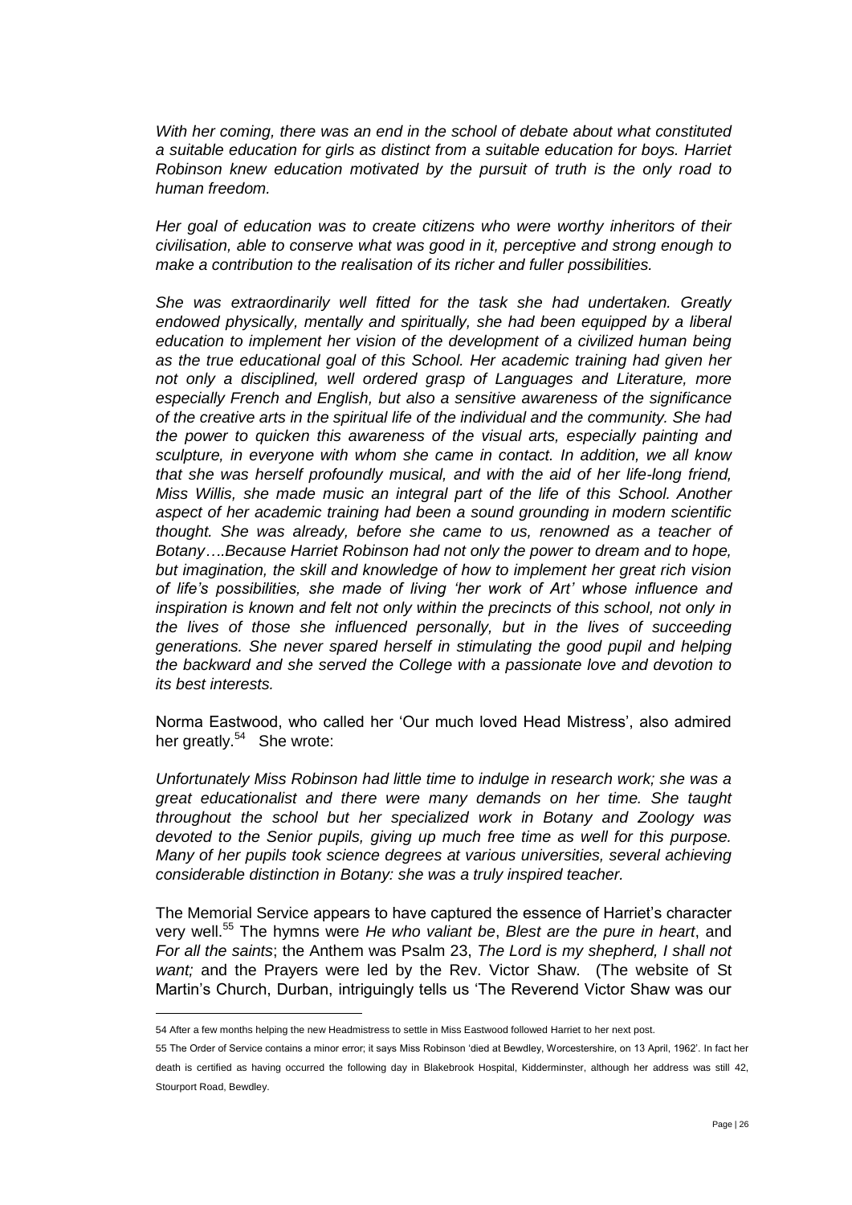*With her coming, there was an end in the school of debate about what constituted a suitable education for girls as distinct from a suitable education for boys. Harriet Robinson knew education motivated by the pursuit of truth is the only road to human freedom.*

*Her goal of education was to create citizens who were worthy inheritors of their civilisation, able to conserve what was good in it, perceptive and strong enough to make a contribution to the realisation of its richer and fuller possibilities.*

*She was extraordinarily well fitted for the task she had undertaken. Greatly endowed physically, mentally and spiritually, she had been equipped by a liberal education to implement her vision of the development of a civilized human being as the true educational goal of this School. Her academic training had given her not only a disciplined, well ordered grasp of Languages and Literature, more especially French and English, but also a sensitive awareness of the significance of the creative arts in the spiritual life of the individual and the community. She had the power to quicken this awareness of the visual arts, especially painting and sculpture, in everyone with whom she came in contact. In addition, we all know that she was herself profoundly musical, and with the aid of her life-long friend, Miss Willis, she made music an integral part of the life of this School. Another aspect of her academic training had been a sound grounding in modern scientific thought. She was already, before she came to us, renowned as a teacher of Botany….Because Harriet Robinson had not only the power to dream and to hope, but imagination, the skill and knowledge of how to implement her great rich vision of life's possibilities, she made of living 'her work of Art' whose influence and inspiration is known and felt not only within the precincts of this school, not only in the lives of those she influenced personally, but in the lives of succeeding generations. She never spared herself in stimulating the good pupil and helping the backward and she served the College with a passionate love and devotion to its best interests.*

Norma Eastwood, who called her 'Our much loved Head Mistress', also admired her greatly.[54] She wrote:

*Unfortunately Miss Robinson had little time to indulge in research work; she was a great educationalist and there were many demands on her time. She taught throughout the school but her specialized work in Botany and Zoology was devoted to the Senior pupils, giving up much free time as well for this purpose. Many of her pupils took science degrees at various universities, several achieving considerable distinction in Botany: she was a truly inspired teacher.*

The Memorial Service appears to have captured the essence of Harriet's character very well.[55] The hymns were *He who valiant be*, *Blest are the pure in heart*, and *For all the saints*; the Anthem was Psalm 23, *The Lord is my shepherd, I shall not want;* and the Prayers were led by the Rev. Victor Shaw. (The website of St Martin's Church, Durban, intriguingly tells us 'The Reverend Victor Shaw was our

---

54 After a few months helping the new Headmistress to settle in Miss Eastwood followed Harriet to her next post.

55 The Order of Service contains a minor error; it says Miss Robinson 'died at Bewdley, Worcestershire, on 13 April, 1962'. In fact her death is certified as having occurred the following day in Blakebrook Hospital, Kidderminster, although her address was still 42, Stourport Road, Bewdley.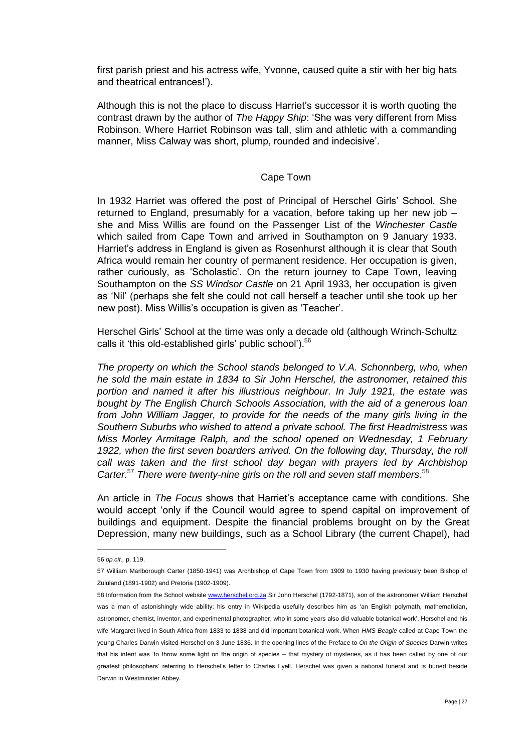first parish priest and his actress wife, Yvonne, caused quite a stir with her big hats and theatrical entrances!').

Although this is not the place to discuss Harriet's successor it is worth quoting the contrast drawn by the author of *The Happy Ship*: 'She was very different from Miss Robinson. Where Harriet Robinson was tall, slim and athletic with a commanding manner, Miss Calway was short, plump, rounded and indecisive'.

## Cape Town

In 1932 Harriet was offered the post of Principal of Herschel Girls' School. She returned to England, presumably for a vacation, before taking up her new job – she and Miss Willis are found on the Passenger List of the *Winchester Castle* which sailed from Cape Town and arrived in Southampton on 9 January 1933. Harriet's address in England is given as Rosenhurst although it is clear that South Africa would remain her country of permanent residence. Her occupation is given, rather curiously, as 'Scholastic'. On the return journey to Cape Town, leaving Southampton on the *SS Windsor Castle* on 21 April 1933, her occupation is given as 'Nil' (perhaps she felt she could not call herself a teacher until she took up her new post). Miss Willis's occupation is given as 'Teacher'.

Herschel Girls' School at the time was only a decade old (although Wrinch-Schultz calls it 'this old-established girls' public school').[56]

*The property on which the School stands belonged to V.A. Schonnberg, who, when he sold the main estate in 1834 to Sir John Herschel, the astronomer, retained this portion and named it after his illustrious neighbour. In July 1921, the estate was bought by The English Church Schools Association, with the aid of a generous loan from John William Jagger, to provide for the needs of the many girls living in the Southern Suburbs who wished to attend a private school. The first Headmistress was Miss Morley Armitage Ralph, and the school opened on Wednesday, 1 February 1922, when the first seven boarders arrived. On the following day, Thursday, the roll call was taken and the first school day began with prayers led by Archbishop Carter.*[57] *There were twenty-nine girls on the roll and seven staff members*.[58]

An article in *The Focus* shows that Harriet's acceptance came with conditions. She would accept 'only if the Council would agree to spend capital on improvement of buildings and equipment. Despite the financial problems brought on by the Great Depression, many new buildings, such as a School Library (the current Chapel), had

---

56 *op.cit.,* p. 119.

57 William Marlborough Carter (1850-1941) was Archbishop of Cape Town from 1909 to 1930 having previously been Bishop of Zululand (1891-1902) and Pretoria (1902-1909).

58 Information from the School website www.herschel.org.za Sir John Herschel (1792-1871), son of the astronomer William Herschel was a man of astonishingly wide ability; his entry in Wikipedia usefully describes him as 'an English polymath, mathematician, astronomer, chemist, inventor, and experimental photographer, who in some years also did valuable botanical work'. Herschel and his wife Margaret lived in South Africa from 1833 to 1838 and did important botanical work. When *HMS Beagle* called at Cape Town the young Charles Darwin visited Herschel on 3 June 1836. In the opening lines of the Preface to *On the Origin of Species* Darwin writes that his intent was 'to throw some light on the origin of species – that mystery of mysteries, as it has been called by one of our greatest philosophers' referring to Herschel's letter to Charles Lyell. Herschel was given a national funeral and is buried beside Darwin in Westminster Abbey.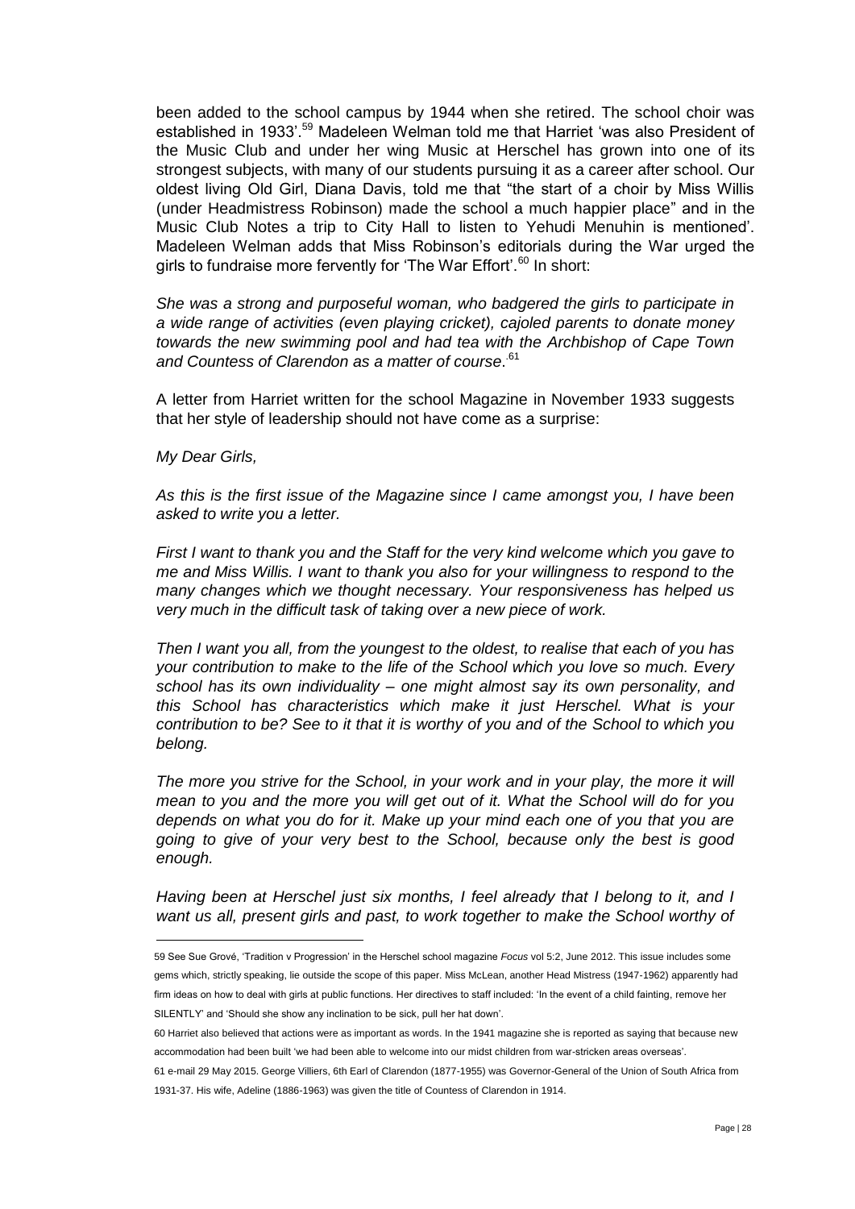been added to the school campus by 1944 when she retired. The school choir was established in 1933'.[59] Madeleen Welman told me that Harriet 'was also President of the Music Club and under her wing Music at Herschel has grown into one of its strongest subjects, with many of our students pursuing it as a career after school. Our oldest living Old Girl, Diana Davis, told me that "the start of a choir by Miss Willis (under Headmistress Robinson) made the school a much happier place" and in the Music Club Notes a trip to City Hall to listen to Yehudi Menuhin is mentioned'. Madeleen Welman adds that Miss Robinson's editorials during the War urged the girls to fundraise more fervently for 'The War Effort'.[60] In short:

*She was a strong and purposeful woman, who badgered the girls to participate in a wide range of activities (even playing cricket), cajoled parents to donate money towards the new swimming pool and had tea with the Archbishop of Cape Town and Countess of Clarendon as a matter of course*.'[61]

A letter from Harriet written for the school Magazine in November 1933 suggests that her style of leadership should not have come as a surprise:

*My Dear Girls,*

*As this is the first issue of the Magazine since I came amongst you, I have been asked to write you a letter.*

*First I want to thank you and the Staff for the very kind welcome which you gave to me and Miss Willis. I want to thank you also for your willingness to respond to the many changes which we thought necessary. Your responsiveness has helped us very much in the difficult task of taking over a new piece of work.*

*Then I want you all, from the youngest to the oldest, to realise that each of you has your contribution to make to the life of the School which you love so much. Every school has its own individuality – one might almost say its own personality, and this School has characteristics which make it just Herschel. What is your contribution to be? See to it that it is worthy of you and of the School to which you belong.*

*The more you strive for the School, in your work and in your play, the more it will mean to you and the more you will get out of it. What the School will do for you depends on what you do for it. Make up your mind each one of you that you are going to give of your very best to the School, because only the best is good enough.*

*Having been at Herschel just six months, I feel already that I belong to it, and I want us all, present girls and past, to work together to make the School worthy of*

---

59 See Sue Grové, 'Tradition v Progression' in the Herschel school magazine *Focus* vol 5:2, June 2012. This issue includes some gems which, strictly speaking, lie outside the scope of this paper. Miss McLean, another Head Mistress (1947-1962) apparently had firm ideas on how to deal with girls at public functions. Her directives to staff included: 'In the event of a child fainting, remove her SILENTLY' and 'Should she show any inclination to be sick, pull her hat down'.

60 Harriet also believed that actions were as important as words. In the 1941 magazine she is reported as saying that because new accommodation had been built 'we had been able to welcome into our midst children from war-stricken areas overseas'.

61 e-mail 29 May 2015. George Villiers, 6th Earl of Clarendon (1877-1955) was Governor-General of the Union of South Africa from 1931-37. His wife, Adeline (1886-1963) was given the title of Countess of Clarendon in 1914.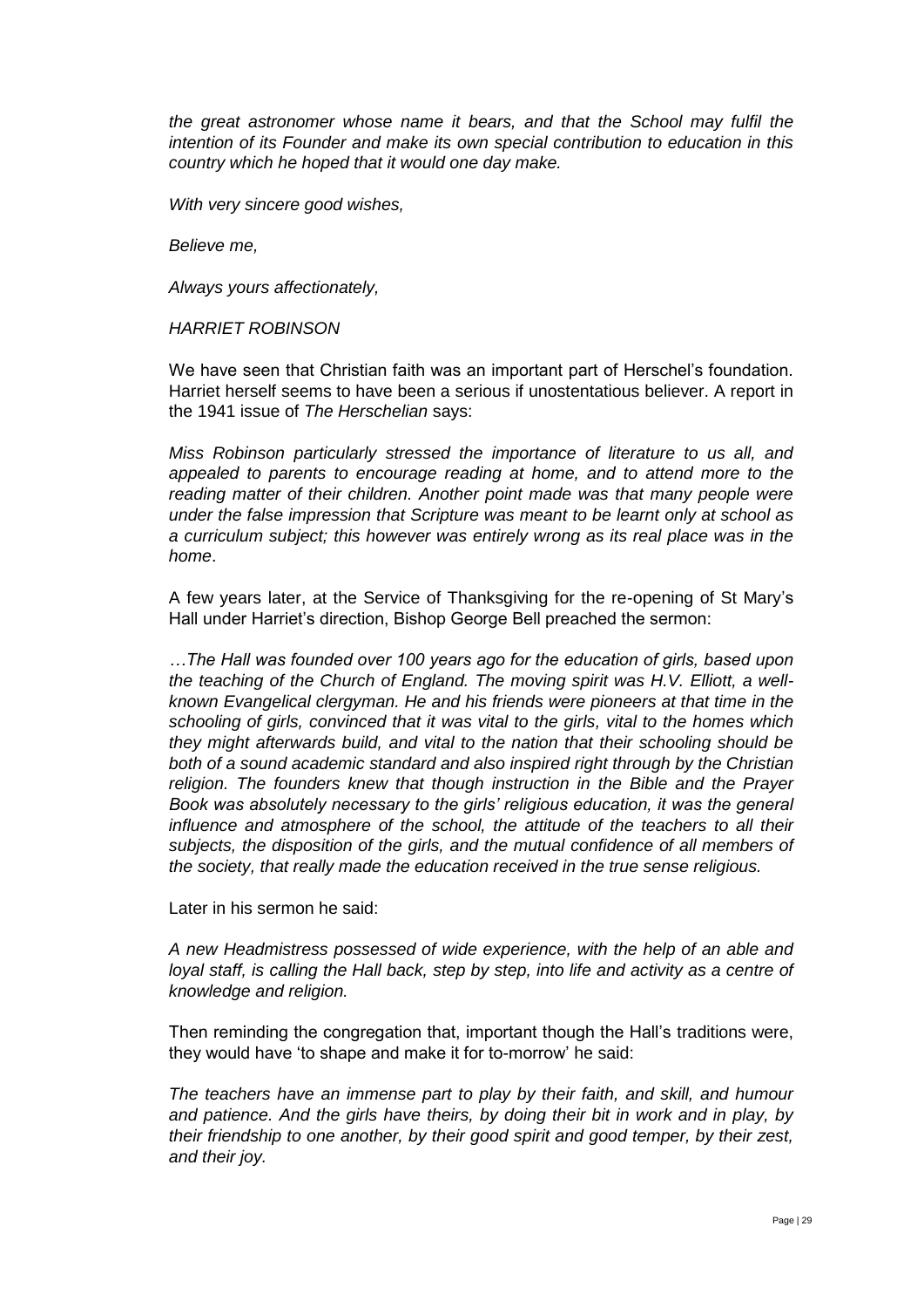*the great astronomer whose name it bears, and that the School may fulfil the intention of its Founder and make its own special contribution to education in this country which he hoped that it would one day make.*

*With very sincere good wishes,*

*Believe me,*

*Always yours affectionately,*

*HARRIET ROBINSON*

We have seen that Christian faith was an important part of Herschel's foundation. Harriet herself seems to have been a serious if unostentatious believer. A report in the 1941 issue of *The Herschelian* says:

*Miss Robinson particularly stressed the importance of literature to us all, and appealed to parents to encourage reading at home, and to attend more to the reading matter of their children. Another point made was that many people were under the false impression that Scripture was meant to be learnt only at school as a curriculum subject; this however was entirely wrong as its real place was in the home*.

A few years later, at the Service of Thanksgiving for the re-opening of St Mary's Hall under Harriet's direction, Bishop George Bell preached the sermon:

*…The Hall was founded over 100 years ago for the education of girls, based upon the teaching of the Church of England. The moving spirit was H.V. Elliott, a well-known Evangelical clergyman. He and his friends were pioneers at that time in the schooling of girls, convinced that it was vital to the girls, vital to the homes which they might afterwards build, and vital to the nation that their schooling should be both of a sound academic standard and also inspired right through by the Christian religion. The founders knew that though instruction in the Bible and the Prayer Book was absolutely necessary to the girls' religious education, it was the general influence and atmosphere of the school, the attitude of the teachers to all their subjects, the disposition of the girls, and the mutual confidence of all members of the society, that really made the education received in the true sense religious.*

Later in his sermon he said:

*A new Headmistress possessed of wide experience, with the help of an able and loyal staff, is calling the Hall back, step by step, into life and activity as a centre of knowledge and religion.*

Then reminding the congregation that, important though the Hall's traditions were, they would have 'to shape and make it for to-morrow' he said:

*The teachers have an immense part to play by their faith, and skill, and humour and patience. And the girls have theirs, by doing their bit in work and in play, by their friendship to one another, by their good spirit and good temper, by their zest, and their joy.*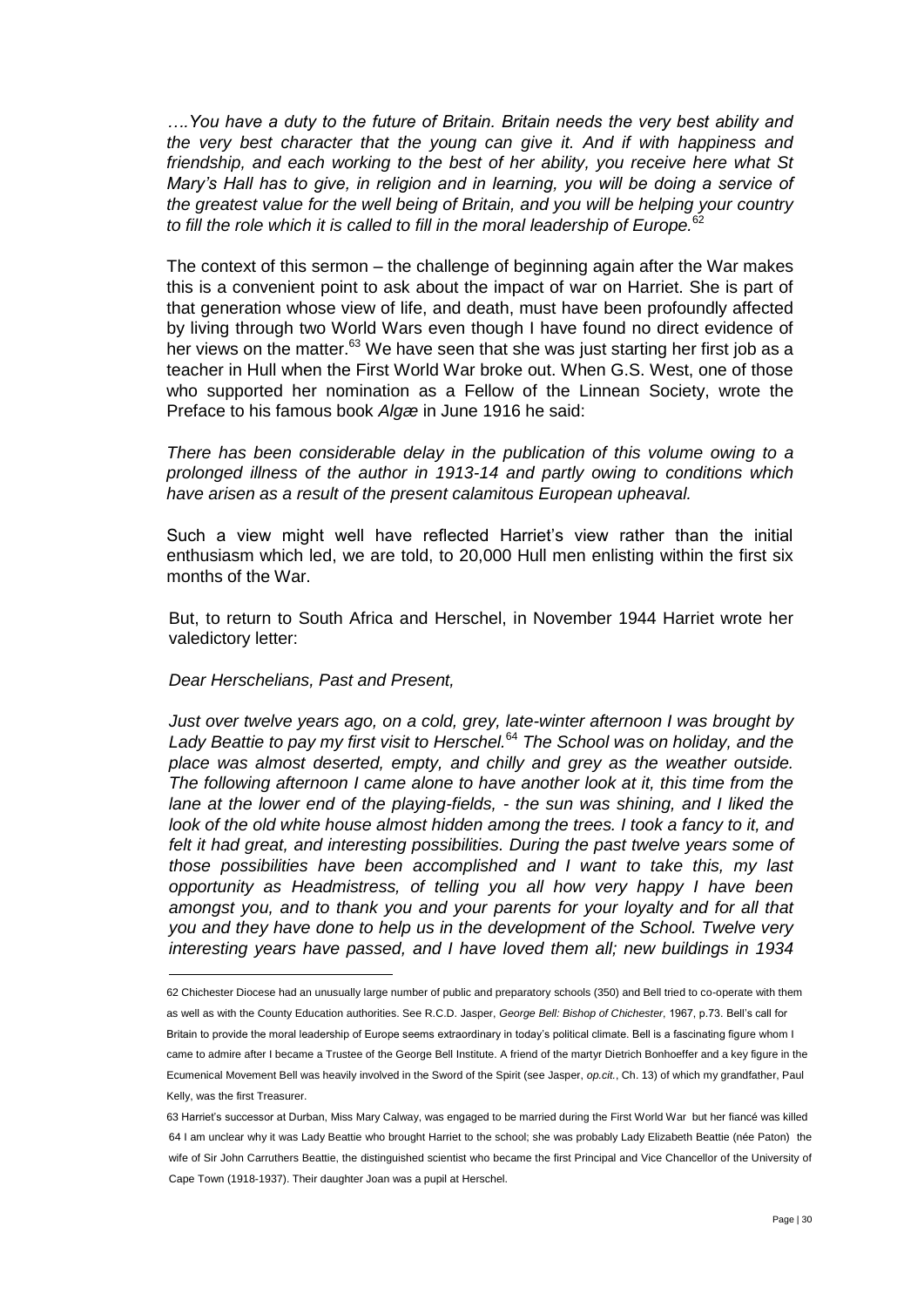*….You have a duty to the future of Britain. Britain needs the very best ability and the very best character that the young can give it. And if with happiness and friendship, and each working to the best of her ability, you receive here what St Mary's Hall has to give, in religion and in learning, you will be doing a service of the greatest value for the well being of Britain, and you will be helping your country to fill the role which it is called to fill in the moral leadership of Europe.*[62]

The context of this sermon – the challenge of beginning again after the War makes this is a convenient point to ask about the impact of war on Harriet. She is part of that generation whose view of life, and death, must have been profoundly affected by living through two World Wars even though I have found no direct evidence of her views on the matter.[63] We have seen that she was just starting her first job as a teacher in Hull when the First World War broke out. When G.S. West, one of those who supported her nomination as a Fellow of the Linnean Society, wrote the Preface to his famous book *Algæ* in June 1916 he said:

*There has been considerable delay in the publication of this volume owing to a prolonged illness of the author in 1913-14 and partly owing to conditions which have arisen as a result of the present calamitous European upheaval.*

Such a view might well have reflected Harriet's view rather than the initial enthusiasm which led, we are told, to 20,000 Hull men enlisting within the first six months of the War.

But, to return to South Africa and Herschel, in November 1944 Harriet wrote her valedictory letter:

*Dear Herschelians, Past and Present,*

*Just over twelve years ago, on a cold, grey, late-winter afternoon I was brought by Lady Beattie to pay my first visit to Herschel.*[64] *The School was on holiday, and the place was almost deserted, empty, and chilly and grey as the weather outside. The following afternoon I came alone to have another look at it, this time from the lane at the lower end of the playing-fields, - the sun was shining, and I liked the look of the old white house almost hidden among the trees. I took a fancy to it, and felt it had great, and interesting possibilities. During the past twelve years some of those possibilities have been accomplished and I want to take this, my last opportunity as Headmistress, of telling you all how very happy I have been amongst you, and to thank you and your parents for your loyalty and for all that you and they have done to help us in the development of the School. Twelve very interesting years have passed, and I have loved them all; new buildings in 1934*

---

62 Chichester Diocese had an unusually large number of public and preparatory schools (350) and Bell tried to co-operate with them as well as with the County Education authorities. See R.C.D. Jasper, *George Bell: Bishop of Chichester*, 1967, p.73. Bell's call for Britain to provide the moral leadership of Europe seems extraordinary in today's political climate. Bell is a fascinating figure whom I came to admire after I became a Trustee of the George Bell Institute. A friend of the martyr Dietrich Bonhoeffer and a key figure in the Ecumenical Movement Bell was heavily involved in the Sword of the Spirit (see Jasper, *op.cit.*, Ch. 13) of which my grandfather, Paul Kelly, was the first Treasurer.

63 Harriet's successor at Durban, Miss Mary Calway, was engaged to be married during the First World War but her fiancé was killed

64 I am unclear why it was Lady Beattie who brought Harriet to the school; she was probably Lady Elizabeth Beattie (née Paton) the wife of Sir John Carruthers Beattie, the distinguished scientist who became the first Principal and Vice Chancellor of the University of Cape Town (1918-1937). Their daughter Joan was a pupil at Herschel.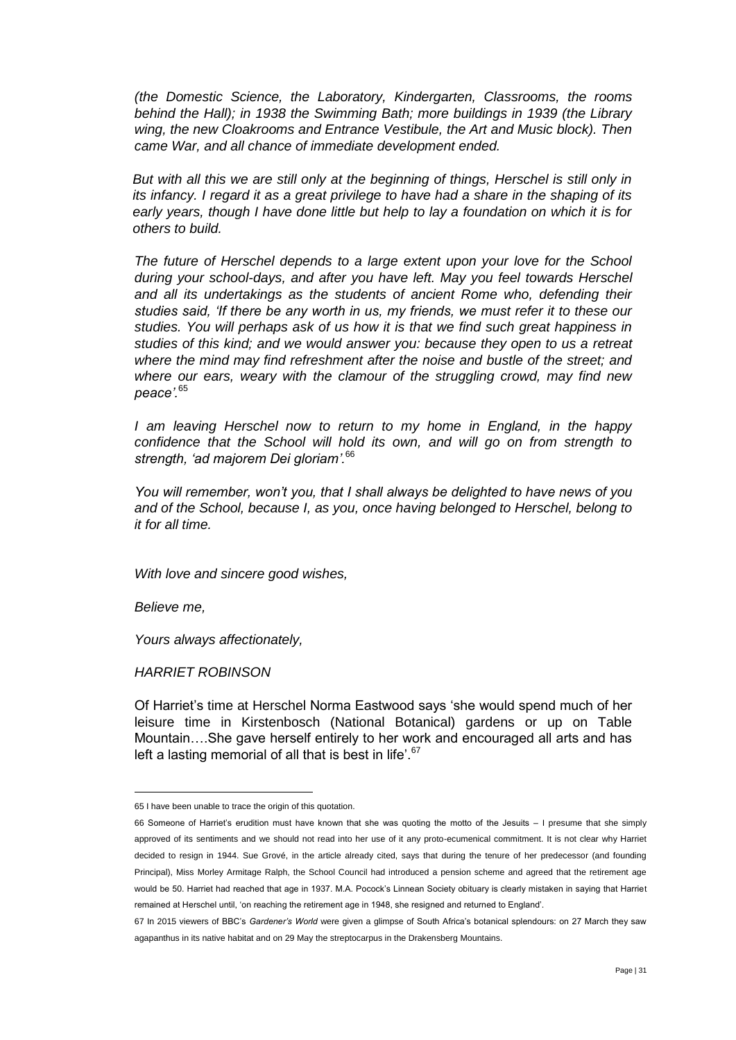*(the Domestic Science, the Laboratory, Kindergarten, Classrooms, the rooms behind the Hall); in 1938 the Swimming Bath; more buildings in 1939 (the Library wing, the new Cloakrooms and Entrance Vestibule, the Art and Music block). Then came War, and all chance of immediate development ended.*

*But with all this we are still only at the beginning of things, Herschel is still only in its infancy. I regard it as a great privilege to have had a share in the shaping of its early years, though I have done little but help to lay a foundation on which it is for others to build.*

*The future of Herschel depends to a large extent upon your love for the School during your school-days, and after you have left. May you feel towards Herschel and all its undertakings as the students of ancient Rome who, defending their studies said, 'If there be any worth in us, my friends, we must refer it to these our studies. You will perhaps ask of us how it is that we find such great happiness in studies of this kind; and we would answer you: because they open to us a retreat where the mind may find refreshment after the noise and bustle of the street; and where our ears, weary with the clamour of the struggling crowd, may find new peace'.*[65]

*I am leaving Herschel now to return to my home in England, in the happy confidence that the School will hold its own, and will go on from strength to strength, 'ad majorem Dei gloriam'.*[66]

*You will remember, won't you, that I shall always be delighted to have news of you and of the School, because I, as you, once having belonged to Herschel, belong to it for all time.*

*With love and sincere good wishes,*

*Believe me,*

*Yours always affectionately,*

*HARRIET ROBINSON*

Of Harriet's time at Herschel Norma Eastwood says 'she would spend much of her leisure time in Kirstenbosch (National Botanical) gardens or up on Table Mountain….She gave herself entirely to her work and encouraged all arts and has left a lasting memorial of all that is best in life'.[67]

---

65 I have been unable to trace the origin of this quotation.

66 Someone of Harriet's erudition must have known that she was quoting the motto of the Jesuits – I presume that she simply approved of its sentiments and we should not read into her use of it any proto-ecumenical commitment. It is not clear why Harriet decided to resign in 1944. Sue Grové, in the article already cited, says that during the tenure of her predecessor (and founding Principal), Miss Morley Armitage Ralph, the School Council had introduced a pension scheme and agreed that the retirement age would be 50. Harriet had reached that age in 1937. M.A. Pocock's Linnean Society obituary is clearly mistaken in saying that Harriet remained at Herschel until, 'on reaching the retirement age in 1948, she resigned and returned to England'.

67 In 2015 viewers of BBC's *Gardener's World* were given a glimpse of South Africa's botanical splendours: on 27 March they saw agapanthus in its native habitat and on 29 May the streptocarpus in the Drakensberg Mountains.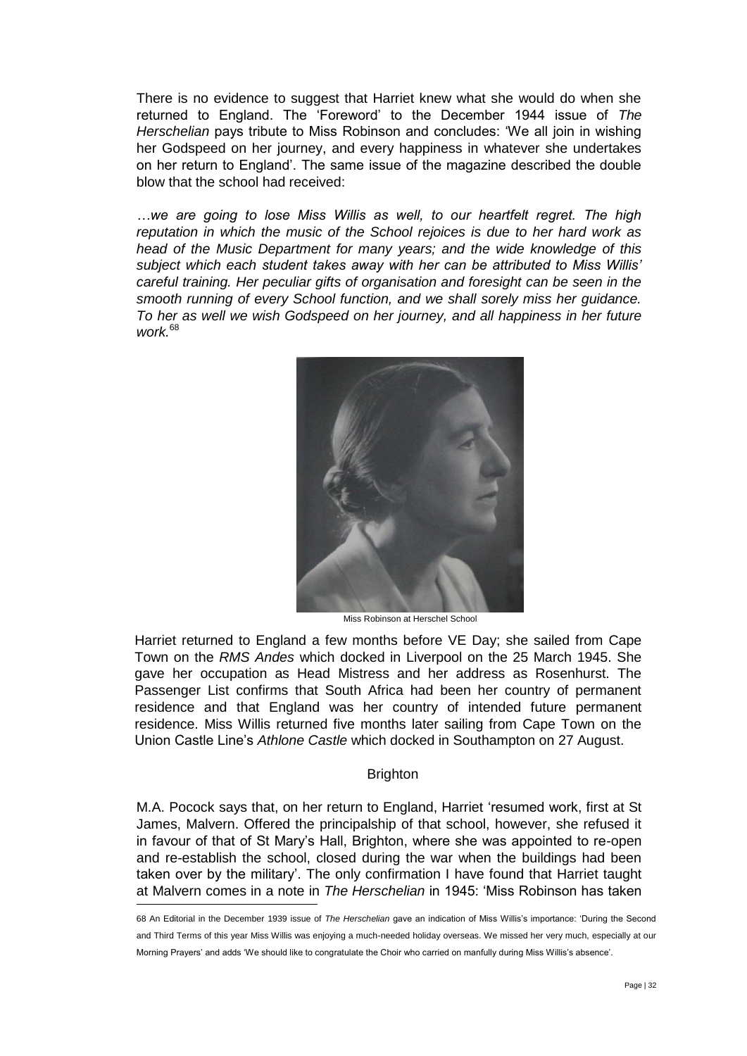There is no evidence to suggest that Harriet knew what she would do when she returned to England. The 'Foreword' to the December 1944 issue of *The Herschelian* pays tribute to Miss Robinson and concludes: 'We all join in wishing her Godspeed on her journey, and every happiness in whatever she undertakes on her return to England'. The same issue of the magazine described the double blow that the school had received:

*…we are going to lose Miss Willis as well, to our heartfelt regret. The high reputation in which the music of the School rejoices is due to her hard work as head of the Music Department for many years; and the wide knowledge of this subject which each student takes away with her can be attributed to Miss Willis' careful training. Her peculiar gifts of organisation and foresight can be seen in the smooth running of every School function, and we shall sorely miss her guidance. To her as well we wish Godspeed on her journey, and all happiness in her future work.*[68]

Miss Robinson at Herschel School

Harriet returned to England a few months before VE Day; she sailed from Cape Town on the *RMS Andes* which docked in Liverpool on the 25 March 1945. She gave her occupation as Head Mistress and her address as Rosenhurst. The Passenger List confirms that South Africa had been her country of permanent residence and that England was her country of intended future permanent residence. Miss Willis returned five months later sailing from Cape Town on the Union Castle Line's *Athlone Castle* which docked in Southampton on 27 August.

## Brighton

M.A. Pocock says that, on her return to England, Harriet 'resumed work, first at St James, Malvern. Offered the principalship of that school, however, she refused it in favour of that of St Mary's Hall, Brighton, where she was appointed to re-open and re-establish the school, closed during the war when the buildings had been taken over by the military'. The only confirmation I have found that Harriet taught at Malvern comes in a note in *The Herschelian* in 1945: 'Miss Robinson has taken

---

68 An Editorial in the December 1939 issue of *The Herschelian* gave an indication of Miss Willis's importance: 'During the Second and Third Terms of this year Miss Willis was enjoying a much-needed holiday overseas. We missed her very much, especially at our Morning Prayers' and adds 'We should like to congratulate the Choir who carried on manfully during Miss Willis's absence'.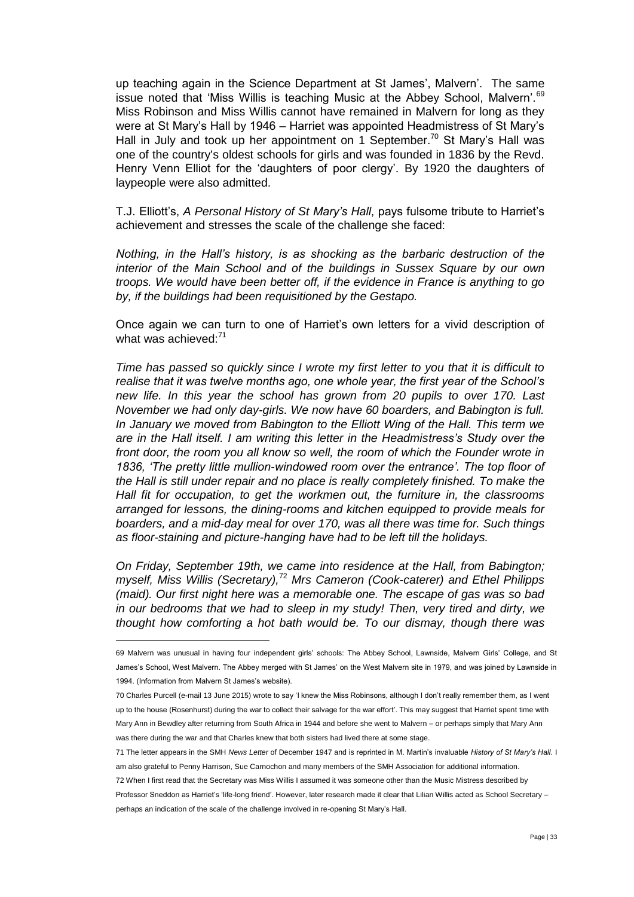up teaching again in the Science Department at St James', Malvern'. The same issue noted that 'Miss Willis is teaching Music at the Abbey School, Malvern'.[69] Miss Robinson and Miss Willis cannot have remained in Malvern for long as they were at St Mary's Hall by 1946 – Harriet was appointed Headmistress of St Mary's Hall in July and took up her appointment on 1 September.[70] St Mary's Hall was one of the country's oldest schools for girls and was founded in 1836 by the Revd. Henry Venn Elliot for the 'daughters of poor clergy'. By 1920 the daughters of laypeople were also admitted.

T.J. Elliott's, *A Personal History of St Mary's Hall*, pays fulsome tribute to Harriet's achievement and stresses the scale of the challenge she faced:

*Nothing, in the Hall's history, is as shocking as the barbaric destruction of the interior of the Main School and of the buildings in Sussex Square by our own troops. We would have been better off, if the evidence in France is anything to go by, if the buildings had been requisitioned by the Gestapo.*

Once again we can turn to one of Harriet's own letters for a vivid description of what was achieved:[71]

*Time has passed so quickly since I wrote my first letter to you that it is difficult to realise that it was twelve months ago, one whole year, the first year of the School's new life. In this year the school has grown from 20 pupils to over 170. Last November we had only day-girls. We now have 60 boarders, and Babington is full. In January we moved from Babington to the Elliott Wing of the Hall. This term we are in the Hall itself. I am writing this letter in the Headmistress's Study over the front door, the room you all know so well, the room of which the Founder wrote in 1836, 'The pretty little mullion-windowed room over the entrance'. The top floor of the Hall is still under repair and no place is really completely finished. To make the Hall fit for occupation, to get the workmen out, the furniture in, the classrooms arranged for lessons, the dining-rooms and kitchen equipped to provide meals for boarders, and a mid-day meal for over 170, was all there was time for. Such things as floor-staining and picture-hanging have had to be left till the holidays.*

*On Friday, September 19th, we came into residence at the Hall, from Babington; myself, Miss Willis (Secretary),*[72] *Mrs Cameron (Cook-caterer) and Ethel Philipps (maid). Our first night here was a memorable one. The escape of gas was so bad in our bedrooms that we had to sleep in my study! Then, very tired and dirty, we thought how comforting a hot bath would be. To our dismay, though there was*

---

69 Malvern was unusual in having four independent girls' schools: The Abbey School, Lawnside, Malvern Girls' College, and St James's School, West Malvern. The Abbey merged with St James' on the West Malvern site in 1979, and was joined by Lawnside in 1994. (Information from Malvern St James's website).

70 Charles Purcell (e-mail 13 June 2015) wrote to say 'I knew the Miss Robinsons, although I don't really remember them, as I went up to the house (Rosenhurst) during the war to collect their salvage for the war effort'. This may suggest that Harriet spent time with Mary Ann in Bewdley after returning from South Africa in 1944 and before she went to Malvern – or perhaps simply that Mary Ann was there during the war and that Charles knew that both sisters had lived there at some stage.

71 The letter appears in the SMH *News Letter* of December 1947 and is reprinted in M. Martin's invaluable *History of St Mary's Hall*. I am also grateful to Penny Harrison, Sue Carnochon and many members of the SMH Association for additional information.

72 When I first read that the Secretary was Miss Willis I assumed it was someone other than the Music Mistress described by Professor Sneddon as Harriet's 'life-long friend'. However, later research made it clear that Lilian Willis acted as School Secretary – perhaps an indication of the scale of the challenge involved in re-opening St Mary's Hall.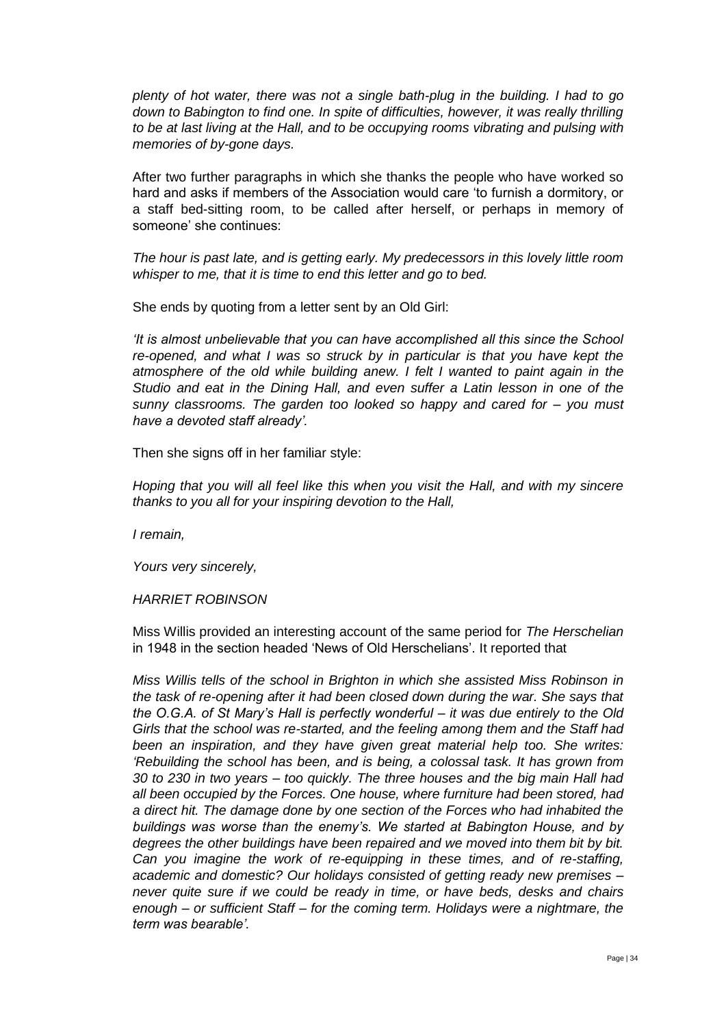*plenty of hot water, there was not a single bath-plug in the building. I had to go down to Babington to find one. In spite of difficulties, however, it was really thrilling to be at last living at the Hall, and to be occupying rooms vibrating and pulsing with memories of by-gone days.*

After two further paragraphs in which she thanks the people who have worked so hard and asks if members of the Association would care 'to furnish a dormitory, or a staff bed-sitting room, to be called after herself, or perhaps in memory of someone' she continues:

*The hour is past late, and is getting early. My predecessors in this lovely little room whisper to me, that it is time to end this letter and go to bed.*

She ends by quoting from a letter sent by an Old Girl:

*'It is almost unbelievable that you can have accomplished all this since the School re-opened, and what I was so struck by in particular is that you have kept the atmosphere of the old while building anew. I felt I wanted to paint again in the Studio and eat in the Dining Hall, and even suffer a Latin lesson in one of the sunny classrooms. The garden too looked so happy and cared for – you must have a devoted staff already'.*

Then she signs off in her familiar style:

*Hoping that you will all feel like this when you visit the Hall, and with my sincere thanks to you all for your inspiring devotion to the Hall,*

*I remain,*

*Yours very sincerely,*

*HARRIET ROBINSON*

Miss Willis provided an interesting account of the same period for *The Herschelian* in 1948 in the section headed 'News of Old Herschelians'. It reported that

*Miss Willis tells of the school in Brighton in which she assisted Miss Robinson in the task of re-opening after it had been closed down during the war. She says that the O.G.A. of St Mary's Hall is perfectly wonderful – it was due entirely to the Old Girls that the school was re-started, and the feeling among them and the Staff had been an inspiration, and they have given great material help too. She writes: 'Rebuilding the school has been, and is being, a colossal task. It has grown from 30 to 230 in two years – too quickly. The three houses and the big main Hall had all been occupied by the Forces. One house, where furniture had been stored, had a direct hit. The damage done by one section of the Forces who had inhabited the buildings was worse than the enemy's. We started at Babington House, and by degrees the other buildings have been repaired and we moved into them bit by bit. Can you imagine the work of re-equipping in these times, and of re-staffing, academic and domestic? Our holidays consisted of getting ready new premises – never quite sure if we could be ready in time, or have beds, desks and chairs enough – or sufficient Staff – for the coming term. Holidays were a nightmare, the term was bearable'.*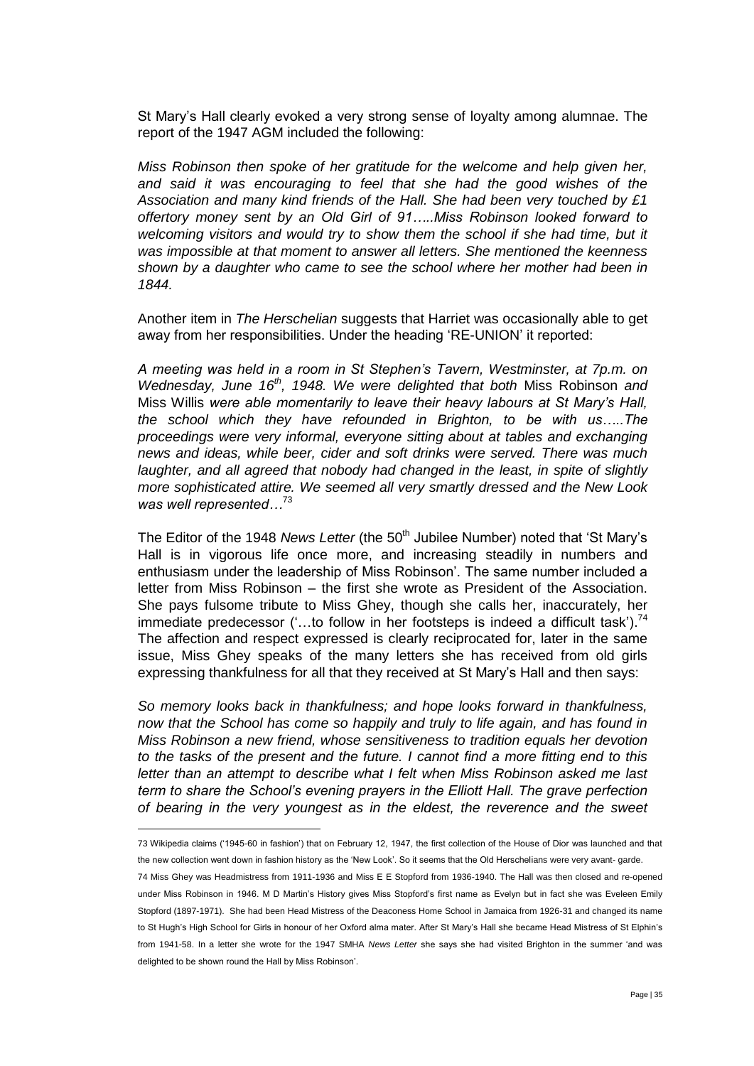St Mary's Hall clearly evoked a very strong sense of loyalty among alumnae. The report of the 1947 AGM included the following:

*Miss Robinson then spoke of her gratitude for the welcome and help given her, and said it was encouraging to feel that she had the good wishes of the Association and many kind friends of the Hall. She had been very touched by £1 offertory money sent by an Old Girl of 91…..Miss Robinson looked forward to welcoming visitors and would try to show them the school if she had time, but it was impossible at that moment to answer all letters. She mentioned the keenness shown by a daughter who came to see the school where her mother had been in 1844.*

Another item in *The Herschelian* suggests that Harriet was occasionally able to get away from her responsibilities. Under the heading 'RE-UNION' it reported:

*A meeting was held in a room in St Stephen's Tavern, Westminster, at 7p.m. on Wednesday, June 16th, 1948. We were delighted that both* Miss Robinson *and* Miss Willis *were able momentarily to leave their heavy labours at St Mary's Hall, the school which they have refounded in Brighton, to be with us…..The proceedings were very informal, everyone sitting about at tables and exchanging news and ideas, while beer, cider and soft drinks were served. There was much laughter, and all agreed that nobody had changed in the least, in spite of slightly more sophisticated attire. We seemed all very smartly dressed and the New Look was well represented…*[73]

The Editor of the 1948 *News Letter* (the 50th Jubilee Number) noted that 'St Mary's Hall is in vigorous life once more, and increasing steadily in numbers and enthusiasm under the leadership of Miss Robinson'. The same number included a letter from Miss Robinson – the first she wrote as President of the Association. She pays fulsome tribute to Miss Ghey, though she calls her, inaccurately, her immediate predecessor ('…to follow in her footsteps is indeed a difficult task').[74] The affection and respect expressed is clearly reciprocated for, later in the same issue, Miss Ghey speaks of the many letters she has received from old girls expressing thankfulness for all that they received at St Mary's Hall and then says:

*So memory looks back in thankfulness; and hope looks forward in thankfulness, now that the School has come so happily and truly to life again, and has found in Miss Robinson a new friend, whose sensitiveness to tradition equals her devotion to the tasks of the present and the future. I cannot find a more fitting end to this letter than an attempt to describe what I felt when Miss Robinson asked me last term to share the School's evening prayers in the Elliott Hall. The grave perfection of bearing in the very youngest as in the eldest, the reverence and the sweet*

---

73 Wikipedia claims ('1945-60 in fashion') that on February 12, 1947, the first collection of the House of Dior was launched and that the new collection went down in fashion history as the 'New Look'. So it seems that the Old Herschelians were very avant- garde.

74 Miss Ghey was Headmistress from 1911-1936 and Miss E E Stopford from 1936-1940. The Hall was then closed and re-opened under Miss Robinson in 1946. M D Martin's History gives Miss Stopford's first name as Evelyn but in fact she was Eveleen Emily Stopford (1897-1971). She had been Head Mistress of the Deaconess Home School in Jamaica from 1926-31 and changed its name to St Hugh's High School for Girls in honour of her Oxford alma mater. After St Mary's Hall she became Head Mistress of St Elphin's from 1941-58. In a letter she wrote for the 1947 SMHA *News Letter* she says she had visited Brighton in the summer 'and was delighted to be shown round the Hall by Miss Robinson'.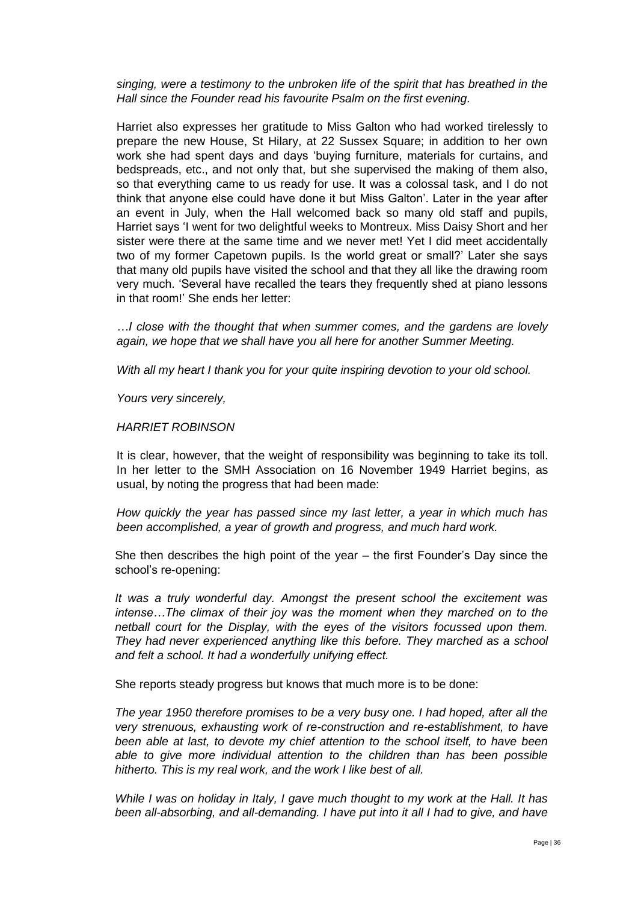*singing, were a testimony to the unbroken life of the spirit that has breathed in the Hall since the Founder read his favourite Psalm on the first evening.*

Harriet also expresses her gratitude to Miss Galton who had worked tirelessly to prepare the new House, St Hilary, at 22 Sussex Square; in addition to her own work she had spent days and days 'buying furniture, materials for curtains, and bedspreads, etc., and not only that, but she supervised the making of them also, so that everything came to us ready for use. It was a colossal task, and I do not think that anyone else could have done it but Miss Galton'. Later in the year after an event in July, when the Hall welcomed back so many old staff and pupils, Harriet says 'I went for two delightful weeks to Montreux. Miss Daisy Short and her sister were there at the same time and we never met! Yet I did meet accidentally two of my former Capetown pupils. Is the world great or small?' Later she says that many old pupils have visited the school and that they all like the drawing room very much. 'Several have recalled the tears they frequently shed at piano lessons in that room!' She ends her letter:

*…I close with the thought that when summer comes, and the gardens are lovely again, we hope that we shall have you all here for another Summer Meeting.*

*With all my heart I thank you for your quite inspiring devotion to your old school.*

*Yours very sincerely,*

*HARRIET ROBINSON*

It is clear, however, that the weight of responsibility was beginning to take its toll. In her letter to the SMH Association on 16 November 1949 Harriet begins, as usual, by noting the progress that had been made:

*How quickly the year has passed since my last letter, a year in which much has been accomplished, a year of growth and progress, and much hard work.*

She then describes the high point of the year – the first Founder's Day since the school's re-opening:

*It was a truly wonderful day. Amongst the present school the excitement was intense…The climax of their joy was the moment when they marched on to the netball court for the Display, with the eyes of the visitors focussed upon them. They had never experienced anything like this before. They marched as a school and felt a school. It had a wonderfully unifying effect.*

She reports steady progress but knows that much more is to be done:

*The year 1950 therefore promises to be a very busy one. I had hoped, after all the very strenuous, exhausting work of re-construction and re-establishment, to have been able at last, to devote my chief attention to the school itself, to have been able to give more individual attention to the children than has been possible hitherto. This is my real work, and the work I like best of all.*

*While I was on holiday in Italy, I gave much thought to my work at the Hall. It has been all-absorbing, and all-demanding. I have put into it all I had to give, and have*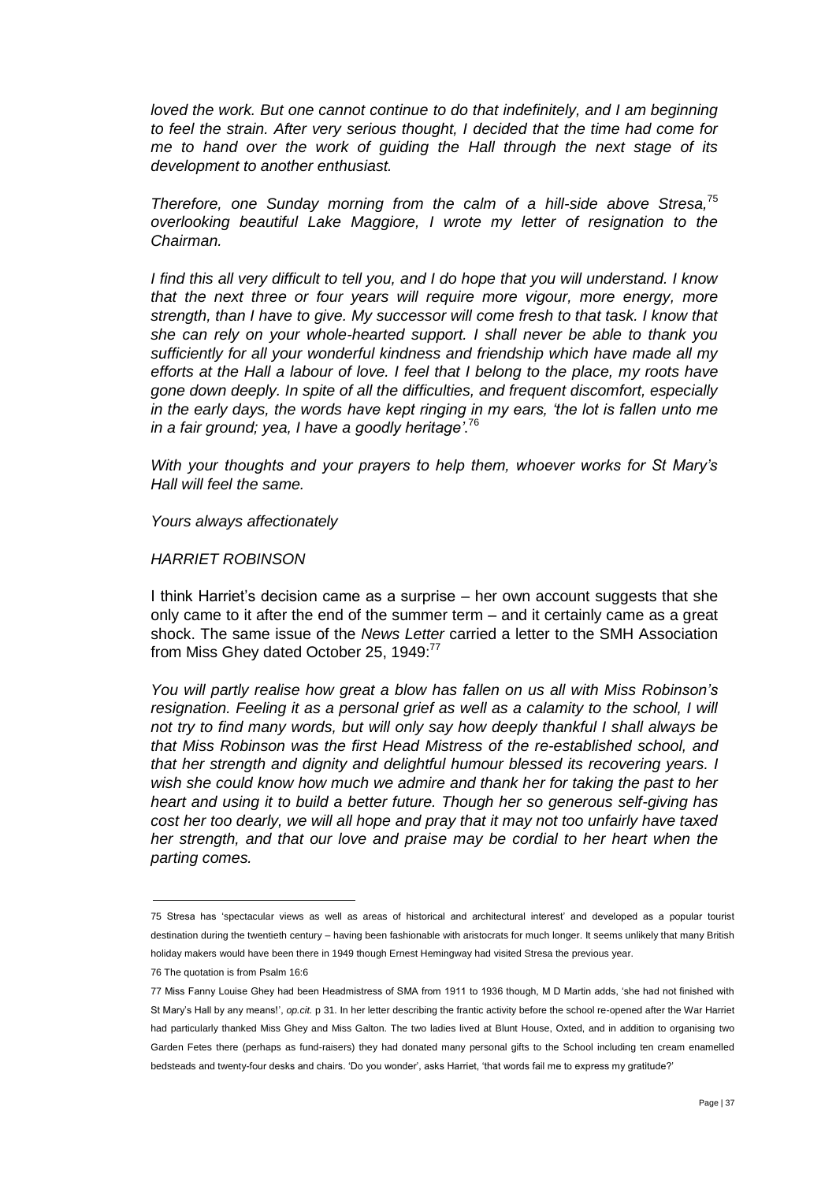*loved the work. But one cannot continue to do that indefinitely, and I am beginning to feel the strain. After very serious thought, I decided that the time had come for me to hand over the work of guiding the Hall through the next stage of its development to another enthusiast.*

*Therefore, one Sunday morning from the calm of a hill-side above Stresa,*[75] *overlooking beautiful Lake Maggiore, I wrote my letter of resignation to the Chairman.*

*I find this all very difficult to tell you, and I do hope that you will understand. I know that the next three or four years will require more vigour, more energy, more strength, than I have to give. My successor will come fresh to that task. I know that she can rely on your whole-hearted support. I shall never be able to thank you sufficiently for all your wonderful kindness and friendship which have made all my efforts at the Hall a labour of love. I feel that I belong to the place, my roots have gone down deeply. In spite of all the difficulties, and frequent discomfort, especially in the early days, the words have kept ringing in my ears, 'the lot is fallen unto me in a fair ground; yea, I have a goodly heritage'.*[76]

*With your thoughts and your prayers to help them, whoever works for St Mary's Hall will feel the same.*

*Yours always affectionately*

*HARRIET ROBINSON*

I think Harriet's decision came as a surprise – her own account suggests that she only came to it after the end of the summer term – and it certainly came as a great shock. The same issue of the *News Letter* carried a letter to the SMH Association from Miss Ghey dated October 25, 1949:[77]

*You will partly realise how great a blow has fallen on us all with Miss Robinson's resignation. Feeling it as a personal grief as well as a calamity to the school, I will not try to find many words, but will only say how deeply thankful I shall always be that Miss Robinson was the first Head Mistress of the re-established school, and that her strength and dignity and delightful humour blessed its recovering years. I wish she could know how much we admire and thank her for taking the past to her heart and using it to build a better future. Though her so generous self-giving has cost her too dearly, we will all hope and pray that it may not too unfairly have taxed her strength, and that our love and praise may be cordial to her heart when the parting comes.*

---

75 Stresa has 'spectacular views as well as areas of historical and architectural interest' and developed as a popular tourist destination during the twentieth century – having been fashionable with aristocrats for much longer. It seems unlikely that many British holiday makers would have been there in 1949 though Ernest Hemingway had visited Stresa the previous year.

76 The quotation is from Psalm 16:6

77 Miss Fanny Louise Ghey had been Headmistress of SMA from 1911 to 1936 though, M D Martin adds, 'she had not finished with St Mary's Hall by any means!', *op.cit.* p 31. In her letter describing the frantic activity before the school re-opened after the War Harriet had particularly thanked Miss Ghey and Miss Galton. The two ladies lived at Blunt House, Oxted, and in addition to organising two Garden Fetes there (perhaps as fund-raisers) they had donated many personal gifts to the School including ten cream enamelled bedsteads and twenty-four desks and chairs. 'Do you wonder', asks Harriet, 'that words fail me to express my gratitude?'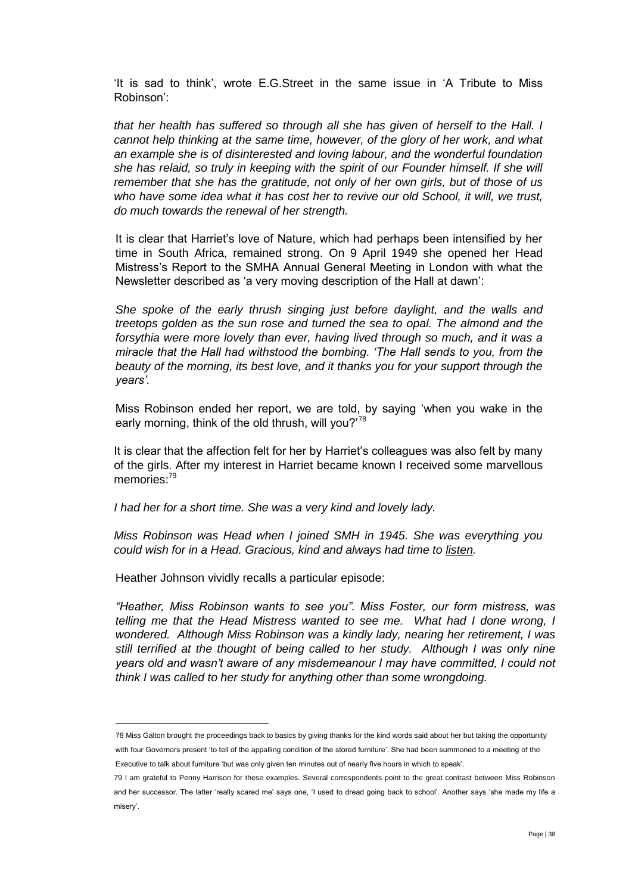'It is sad to think', wrote E.G.Street in the same issue in 'A Tribute to Miss Robinson':

*that her health has suffered so through all she has given of herself to the Hall. I cannot help thinking at the same time, however, of the glory of her work, and what an example she is of disinterested and loving labour, and the wonderful foundation she has relaid, so truly in keeping with the spirit of our Founder himself. If she will remember that she has the gratitude, not only of her own girls, but of those of us who have some idea what it has cost her to revive our old School, it will, we trust, do much towards the renewal of her strength.*

It is clear that Harriet's love of Nature, which had perhaps been intensified by her time in South Africa, remained strong. On 9 April 1949 she opened her Head Mistress's Report to the SMHA Annual General Meeting in London with what the Newsletter described as 'a very moving description of the Hall at dawn':

*She spoke of the early thrush singing just before daylight, and the walls and treetops golden as the sun rose and turned the sea to opal. The almond and the forsythia were more lovely than ever, having lived through so much, and it was a miracle that the Hall had withstood the bombing. 'The Hall sends to you, from the beauty of the morning, its best love, and it thanks you for your support through the years'.*

Miss Robinson ended her report, we are told, by saying 'when you wake in the early morning, think of the old thrush, will you?'[78]

It is clear that the affection felt for her by Harriet's colleagues was also felt by many of the girls. After my interest in Harriet became known I received some marvellous memories:[79]

*I had her for a short time. She was a very kind and lovely lady.*

*Miss Robinson was Head when I joined SMH in 1945. She was everything you could wish for in a Head. Gracious, kind and always had time to <u>listen</u>.*

Heather Johnson vividly recalls a particular episode:

*"Heather, Miss Robinson wants to see you". Miss Foster, our form mistress, was telling me that the Head Mistress wanted to see me. What had I done wrong, I wondered. Although Miss Robinson was a kindly lady, nearing her retirement, I was still terrified at the thought of being called to her study. Although I was only nine years old and wasn't aware of any misdemeanour I may have committed, I could not think I was called to her study for anything other than some wrongdoing.*

---

78 Miss Galton brought the proceedings back to basics by giving thanks for the kind words said about her but taking the opportunity with four Governors present 'to tell of the appalling condition of the stored furniture'. She had been summoned to a meeting of the Executive to talk about furniture 'but was only given ten minutes out of nearly five hours in which to speak'.

79 I am grateful to Penny Harrison for these examples. Several correspondents point to the great contrast between Miss Robinson and her successor. The latter 'really scared me' says one, 'I used to dread going back to school'. Another says 'she made my life a misery'.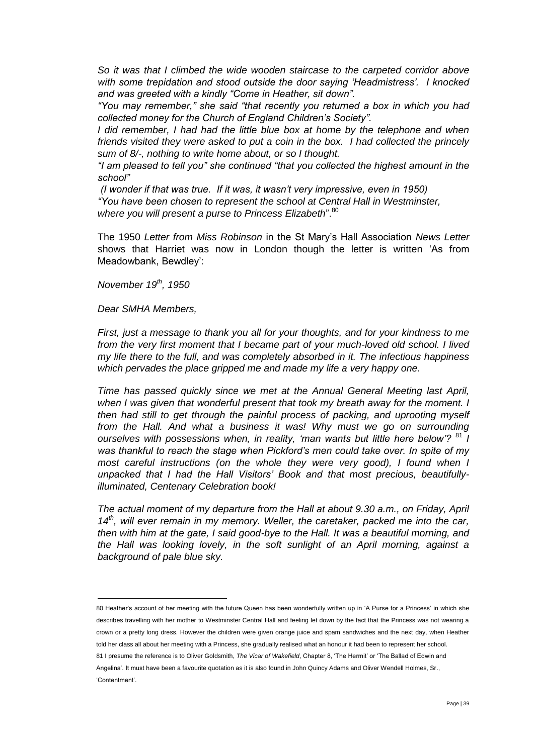*So it was that I climbed the wide wooden staircase to the carpeted corridor above with some trepidation and stood outside the door saying 'Headmistress'. I knocked and was greeted with a kindly "Come in Heather, sit down".*

*"You may remember," she said "that recently you returned a box in which you had collected money for the Church of England Children's Society".*

*I did remember, I had had the little blue box at home by the telephone and when friends visited they were asked to put a coin in the box. I had collected the princely sum of 8/-, nothing to write home about, or so I thought.*

*"I am pleased to tell you" she continued "that you collected the highest amount in the school"*

*(I wonder if that was true. If it was, it wasn't very impressive, even in 1950)*

*"You have been chosen to represent the school at Central Hall in Westminster, where you will present a purse to Princess Elizabeth".*[80]

The 1950 *Letter from Miss Robinson* in the St Mary's Hall Association *News Letter* shows that Harriet was now in London though the letter is written 'As from Meadowbank, Bewdley':

*November 19th, 1950*

*Dear SMHA Members,*

*First, just a message to thank you all for your thoughts, and for your kindness to me from the very first moment that I became part of your much-loved old school. I lived my life there to the full, and was completely absorbed in it. The infectious happiness which pervades the place gripped me and made my life a very happy one.*

*Time has passed quickly since we met at the Annual General Meeting last April, when I was given that wonderful present that took my breath away for the moment. I then had still to get through the painful process of packing, and uprooting myself from the Hall. And what a business it was! Why must we go on surrounding ourselves with possessions when, in reality, 'man wants but little here below'?* [81] *I was thankful to reach the stage when Pickford's men could take over. In spite of my most careful instructions (on the whole they were very good), I found when I unpacked that I had the Hall Visitors' Book and that most precious, beautifully-illuminated, Centenary Celebration book!*

*The actual moment of my departure from the Hall at about 9.30 a.m., on Friday, April 14th, will ever remain in my memory. Weller, the caretaker, packed me into the car, then with him at the gate, I said good-bye to the Hall. It was a beautiful morning, and the Hall was looking lovely, in the soft sunlight of an April morning, against a background of pale blue sky.*

---

80 Heather's account of her meeting with the future Queen has been wonderfully written up in 'A Purse for a Princess' in which she describes travelling with her mother to Westminster Central Hall and feeling let down by the fact that the Princess was not wearing a crown or a pretty long dress. However the children were given orange juice and spam sandwiches and the next day, when Heather told her class all about her meeting with a Princess, she gradually realised what an honour it had been to represent her school.

81 I presume the reference is to Oliver Goldsmith, *The Vicar of Wakefield*, Chapter 8, 'The Hermit' or 'The Ballad of Edwin and Angelina'. It must have been a favourite quotation as it is also found in John Quincy Adams and Oliver Wendell Holmes, Sr., 'Contentment'.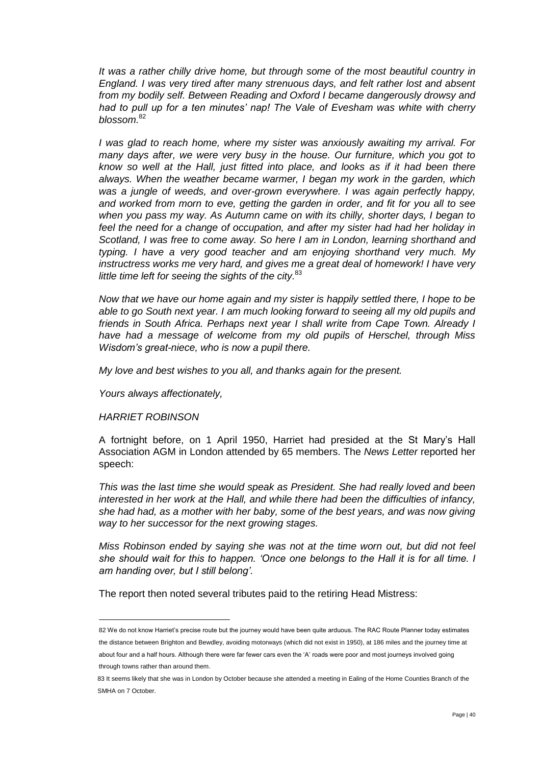*It was a rather chilly drive home, but through some of the most beautiful country in England. I was very tired after many strenuous days, and felt rather lost and absent from my bodily self. Between Reading and Oxford I became dangerously drowsy and had to pull up for a ten minutes' nap! The Vale of Evesham was white with cherry blossom.*[82]

*I was glad to reach home, where my sister was anxiously awaiting my arrival. For many days after, we were very busy in the house. Our furniture, which you got to know so well at the Hall, just fitted into place, and looks as if it had been there always. When the weather became warmer, I began my work in the garden, which was a jungle of weeds, and over-grown everywhere. I was again perfectly happy, and worked from morn to eve, getting the garden in order, and fit for you all to see when you pass my way. As Autumn came on with its chilly, shorter days, I began to feel the need for a change of occupation, and after my sister had had her holiday in Scotland, I was free to come away. So here I am in London, learning shorthand and typing. I have a very good teacher and am enjoying shorthand very much. My instructress works me very hard, and gives me a great deal of homework! I have very little time left for seeing the sights of the city.*[83]

*Now that we have our home again and my sister is happily settled there, I hope to be able to go South next year. I am much looking forward to seeing all my old pupils and friends in South Africa. Perhaps next year I shall write from Cape Town. Already I have had a message of welcome from my old pupils of Herschel, through Miss Wisdom's great-niece, who is now a pupil there.*

*My love and best wishes to you all, and thanks again for the present.*

*Yours always affectionately,*

*HARRIET ROBINSON*

A fortnight before, on 1 April 1950, Harriet had presided at the St Mary's Hall Association AGM in London attended by 65 members. The *News Letter* reported her speech:

*This was the last time she would speak as President. She had really loved and been interested in her work at the Hall, and while there had been the difficulties of infancy, she had had, as a mother with her baby, some of the best years, and was now giving way to her successor for the next growing stages.*

*Miss Robinson ended by saying she was not at the time worn out, but did not feel she should wait for this to happen. 'Once one belongs to the Hall it is for all time. I am handing over, but I still belong'.*

The report then noted several tributes paid to the retiring Head Mistress:

---

82 We do not know Harriet's precise route but the journey would have been quite arduous. The RAC Route Planner today estimates the distance between Brighton and Bewdley, avoiding motorways (which did not exist in 1950), at 186 miles and the journey time at about four and a half hours. Although there were far fewer cars even the 'A' roads were poor and most journeys involved going through towns rather than around them.

83 It seems likely that she was in London by October because she attended a meeting in Ealing of the Home Counties Branch of the SMHA on 7 October.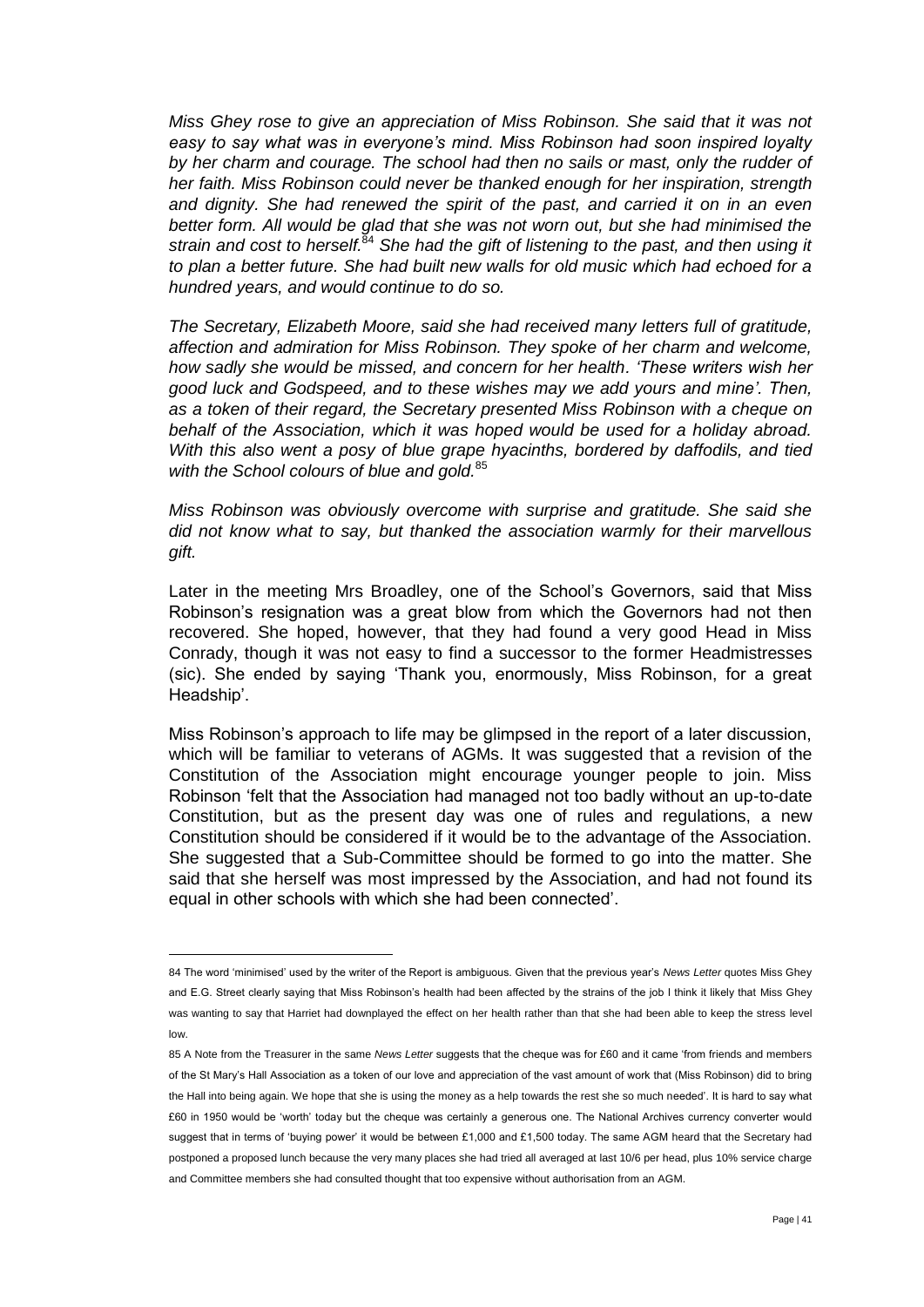*Miss Ghey rose to give an appreciation of Miss Robinson. She said that it was not easy to say what was in everyone's mind. Miss Robinson had soon inspired loyalty by her charm and courage. The school had then no sails or mast, only the rudder of her faith. Miss Robinson could never be thanked enough for her inspiration, strength and dignity. She had renewed the spirit of the past, and carried it on in an even better form. All would be glad that she was not worn out, but she had minimised the strain and cost to herself.*[84] *She had the gift of listening to the past, and then using it to plan a better future. She had built new walls for old music which had echoed for a hundred years, and would continue to do so.*

*The Secretary, Elizabeth Moore, said she had received many letters full of gratitude, affection and admiration for Miss Robinson. They spoke of her charm and welcome, how sadly she would be missed, and concern for her health. 'These writers wish her good luck and Godspeed, and to these wishes may we add yours and mine'. Then, as a token of their regard, the Secretary presented Miss Robinson with a cheque on behalf of the Association, which it was hoped would be used for a holiday abroad. With this also went a posy of blue grape hyacinths, bordered by daffodils, and tied with the School colours of blue and gold.*[85]

*Miss Robinson was obviously overcome with surprise and gratitude. She said she did not know what to say, but thanked the association warmly for their marvellous gift.*

Later in the meeting Mrs Broadley, one of the School's Governors, said that Miss Robinson's resignation was a great blow from which the Governors had not then recovered. She hoped, however, that they had found a very good Head in Miss Conrady, though it was not easy to find a successor to the former Headmistresses (sic). She ended by saying 'Thank you, enormously, Miss Robinson, for a great Headship'.

Miss Robinson's approach to life may be glimpsed in the report of a later discussion, which will be familiar to veterans of AGMs. It was suggested that a revision of the Constitution of the Association might encourage younger people to join. Miss Robinson 'felt that the Association had managed not too badly without an up-to-date Constitution, but as the present day was one of rules and regulations, a new Constitution should be considered if it would be to the advantage of the Association. She suggested that a Sub-Committee should be formed to go into the matter. She said that she herself was most impressed by the Association, and had not found its equal in other schools with which she had been connected'.

---

84 The word 'minimised' used by the writer of the Report is ambiguous. Given that the previous year's *News Letter* quotes Miss Ghey and E.G. Street clearly saying that Miss Robinson's health had been affected by the strains of the job I think it likely that Miss Ghey was wanting to say that Harriet had downplayed the effect on her health rather than that she had been able to keep the stress level low.

85 A Note from the Treasurer in the same *News Letter* suggests that the cheque was for £60 and it came 'from friends and members of the St Mary's Hall Association as a token of our love and appreciation of the vast amount of work that (Miss Robinson) did to bring the Hall into being again. We hope that she is using the money as a help towards the rest she so much needed'. It is hard to say what £60 in 1950 would be 'worth' today but the cheque was certainly a generous one. The National Archives currency converter would suggest that in terms of 'buying power' it would be between £1,000 and £1,500 today. The same AGM heard that the Secretary had postponed a proposed lunch because the very many places she had tried all averaged at last 10/6 per head, plus 10% service charge and Committee members she had consulted thought that too expensive without authorisation from an AGM.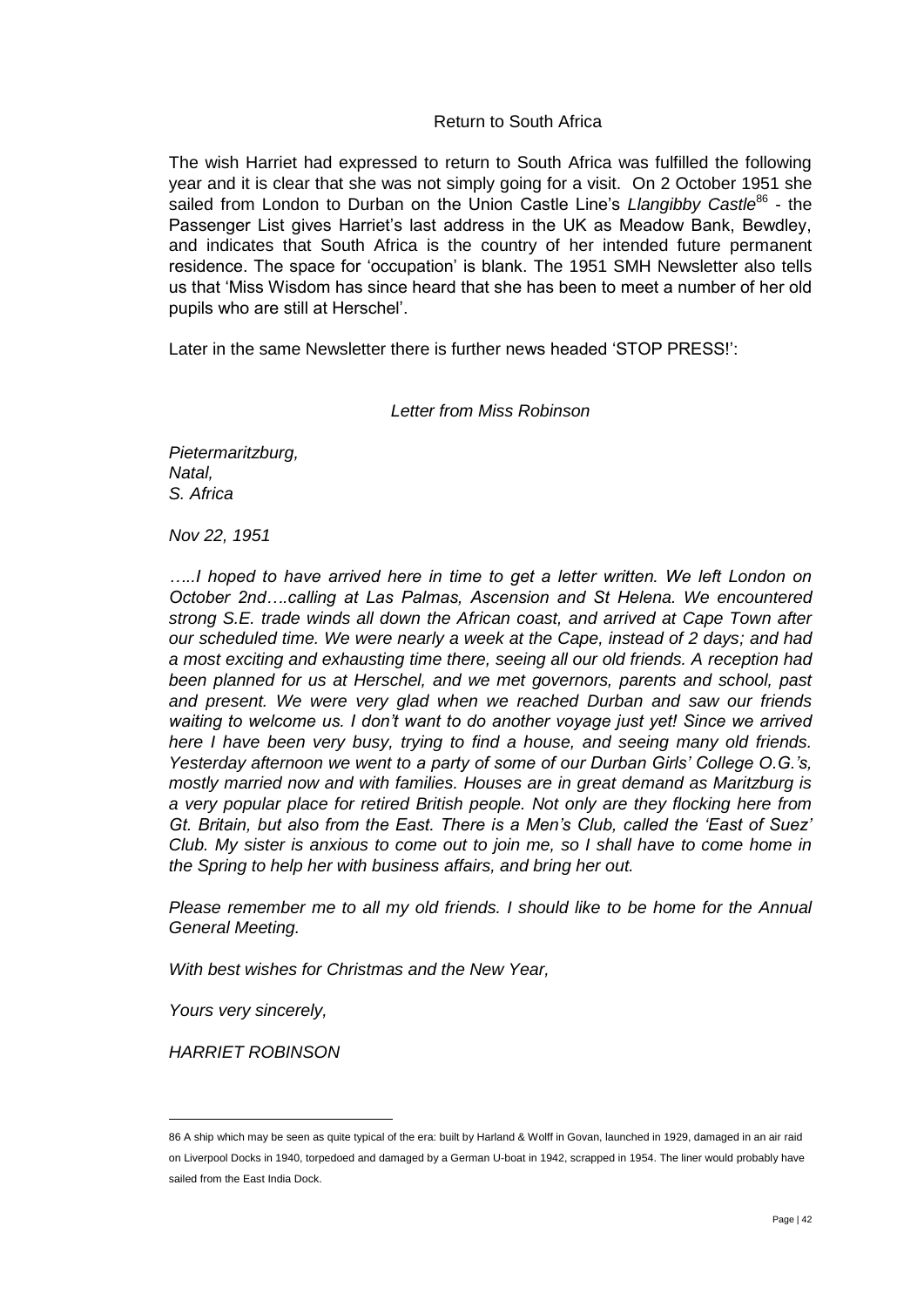## Return to South Africa

The wish Harriet had expressed to return to South Africa was fulfilled the following year and it is clear that she was not simply going for a visit. On 2 October 1951 she sailed from London to Durban on the Union Castle Line's *Llangibby Castle*[86] - the Passenger List gives Harriet's last address in the UK as Meadow Bank, Bewdley, and indicates that South Africa is the country of her intended future permanent residence. The space for 'occupation' is blank. The 1951 SMH Newsletter also tells us that 'Miss Wisdom has since heard that she has been to meet a number of her old pupils who are still at Herschel'.

Later in the same Newsletter there is further news headed 'STOP PRESS!':

*Letter from Miss Robinson*

*Pietermaritzburg,*
*Natal,*
*S. Africa*

*Nov 22, 1951*

*…..I hoped to have arrived here in time to get a letter written. We left London on October 2nd….calling at Las Palmas, Ascension and St Helena. We encountered strong S.E. trade winds all down the African coast, and arrived at Cape Town after our scheduled time. We were nearly a week at the Cape, instead of 2 days; and had a most exciting and exhausting time there, seeing all our old friends. A reception had been planned for us at Herschel, and we met governors, parents and school, past and present. We were very glad when we reached Durban and saw our friends waiting to welcome us. I don't want to do another voyage just yet! Since we arrived here I have been very busy, trying to find a house, and seeing many old friends. Yesterday afternoon we went to a party of some of our Durban Girls' College O.G.'s, mostly married now and with families. Houses are in great demand as Maritzburg is a very popular place for retired British people. Not only are they flocking here from Gt. Britain, but also from the East. There is a Men's Club, called the 'East of Suez' Club. My sister is anxious to come out to join me, so I shall have to come home in the Spring to help her with business affairs, and bring her out.*

*Please remember me to all my old friends. I should like to be home for the Annual General Meeting.*

*With best wishes for Christmas and the New Year,*

*Yours very sincerely,*

*HARRIET ROBINSON*

---

[86] A ship which may be seen as quite typical of the era: built by Harland & Wolff in Govan, launched in 1929, damaged in an air raid on Liverpool Docks in 1940, torpedoed and damaged by a German U-boat in 1942, scrapped in 1954. The liner would probably have sailed from the East India Dock.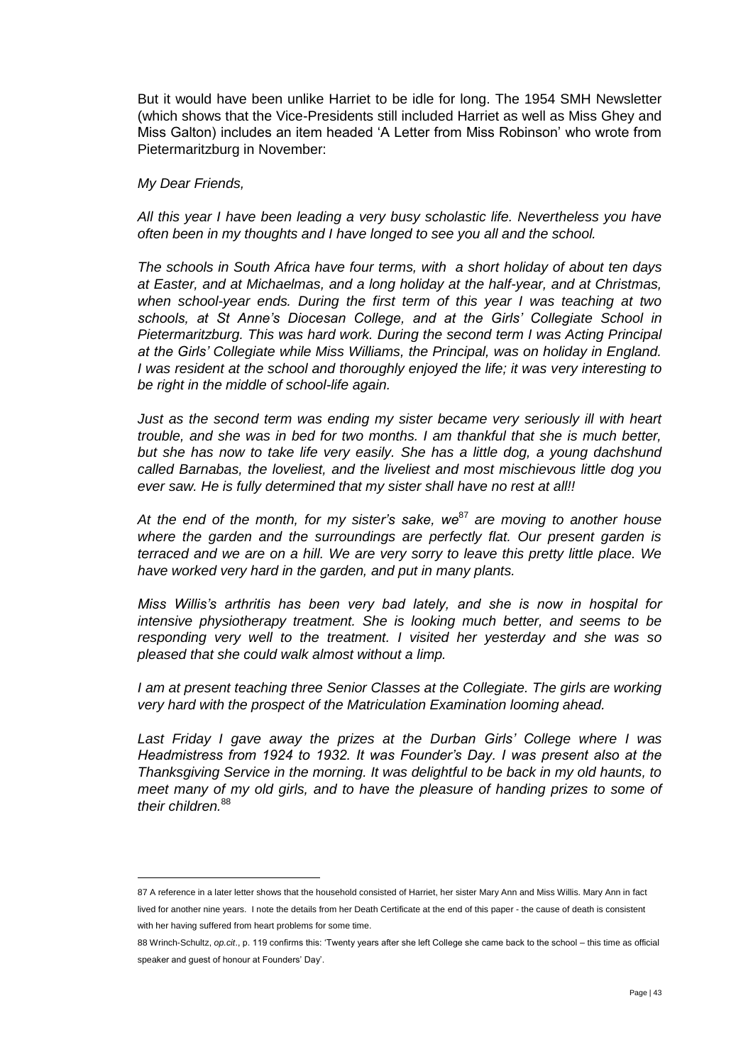But it would have been unlike Harriet to be idle for long. The 1954 SMH Newsletter (which shows that the Vice-Presidents still included Harriet as well as Miss Ghey and Miss Galton) includes an item headed 'A Letter from Miss Robinson' who wrote from Pietermaritzburg in November:

*My Dear Friends,*

*All this year I have been leading a very busy scholastic life. Nevertheless you have often been in my thoughts and I have longed to see you all and the school.*

*The schools in South Africa have four terms, with a short holiday of about ten days at Easter, and at Michaelmas, and a long holiday at the half-year, and at Christmas, when school-year ends. During the first term of this year I was teaching at two schools, at St Anne's Diocesan College, and at the Girls' Collegiate School in Pietermaritzburg. This was hard work. During the second term I was Acting Principal at the Girls' Collegiate while Miss Williams, the Principal, was on holiday in England. I was resident at the school and thoroughly enjoyed the life; it was very interesting to be right in the middle of school-life again.*

*Just as the second term was ending my sister became very seriously ill with heart trouble, and she was in bed for two months. I am thankful that she is much better, but she has now to take life very easily. She has a little dog, a young dachshund called Barnabas, the loveliest, and the liveliest and most mischievous little dog you ever saw. He is fully determined that my sister shall have no rest at all!!*

*At the end of the month, for my sister's sake, we*[87] *are moving to another house where the garden and the surroundings are perfectly flat. Our present garden is terraced and we are on a hill. We are very sorry to leave this pretty little place. We have worked very hard in the garden, and put in many plants.*

*Miss Willis's arthritis has been very bad lately, and she is now in hospital for intensive physiotherapy treatment. She is looking much better, and seems to be responding very well to the treatment. I visited her yesterday and she was so pleased that she could walk almost without a limp.*

*I am at present teaching three Senior Classes at the Collegiate. The girls are working very hard with the prospect of the Matriculation Examination looming ahead.*

*Last Friday I gave away the prizes at the Durban Girls' College where I was Headmistress from 1924 to 1932. It was Founder's Day. I was present also at the Thanksgiving Service in the morning. It was delightful to be back in my old haunts, to meet many of my old girls, and to have the pleasure of handing prizes to some of their children.*[88]

---

87 A reference in a later letter shows that the household consisted of Harriet, her sister Mary Ann and Miss Willis. Mary Ann in fact lived for another nine years. I note the details from her Death Certificate at the end of this paper - the cause of death is consistent with her having suffered from heart problems for some time.

88 Wrinch-Schultz, *op.cit*., p. 119 confirms this: 'Twenty years after she left College she came back to the school – this time as official speaker and guest of honour at Founders' Day'.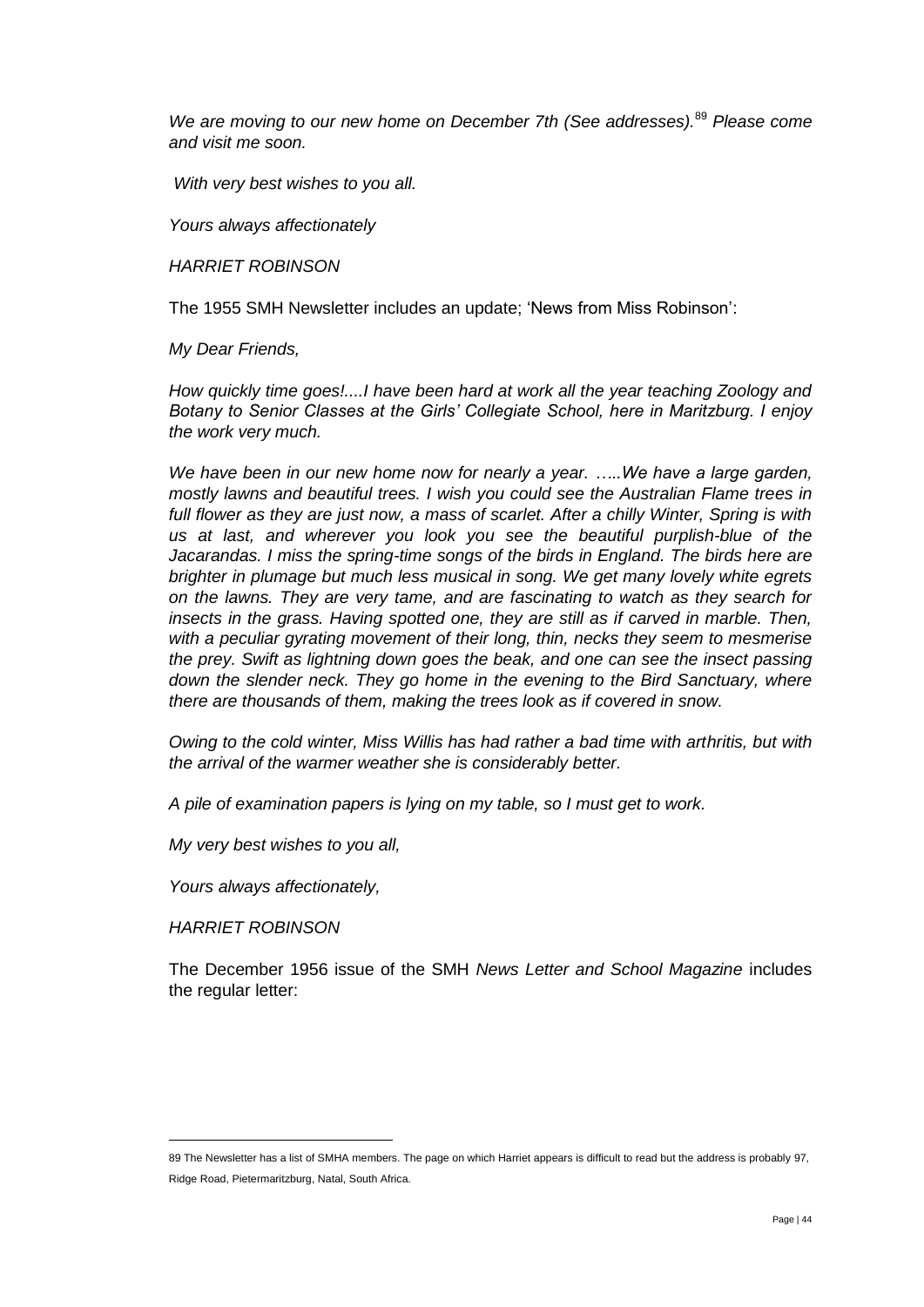*We are moving to our new home on December 7th (See addresses).*[89] *Please come and visit me soon.*

*With very best wishes to you all.*

*Yours always affectionately*

*HARRIET ROBINSON*

The 1955 SMH Newsletter includes an update; 'News from Miss Robinson':

*My Dear Friends,*

*How quickly time goes!....I have been hard at work all the year teaching Zoology and Botany to Senior Classes at the Girls' Collegiate School, here in Maritzburg. I enjoy the work very much.*

*We have been in our new home now for nearly a year. …..We have a large garden, mostly lawns and beautiful trees. I wish you could see the Australian Flame trees in full flower as they are just now, a mass of scarlet. After a chilly Winter, Spring is with us at last, and wherever you look you see the beautiful purplish-blue of the Jacarandas. I miss the spring-time songs of the birds in England. The birds here are brighter in plumage but much less musical in song. We get many lovely white egrets on the lawns. They are very tame, and are fascinating to watch as they search for insects in the grass. Having spotted one, they are still as if carved in marble. Then, with a peculiar gyrating movement of their long, thin, necks they seem to mesmerise the prey. Swift as lightning down goes the beak, and one can see the insect passing down the slender neck. They go home in the evening to the Bird Sanctuary, where there are thousands of them, making the trees look as if covered in snow.*

*Owing to the cold winter, Miss Willis has had rather a bad time with arthritis, but with the arrival of the warmer weather she is considerably better.*

*A pile of examination papers is lying on my table, so I must get to work.*

*My very best wishes to you all,*

*Yours always affectionately,*

*HARRIET ROBINSON*

The December 1956 issue of the SMH *News Letter and School Magazine* includes the regular letter:

---

89 The Newsletter has a list of SMHA members. The page on which Harriet appears is difficult to read but the address is probably 97, Ridge Road, Pietermaritzburg, Natal, South Africa.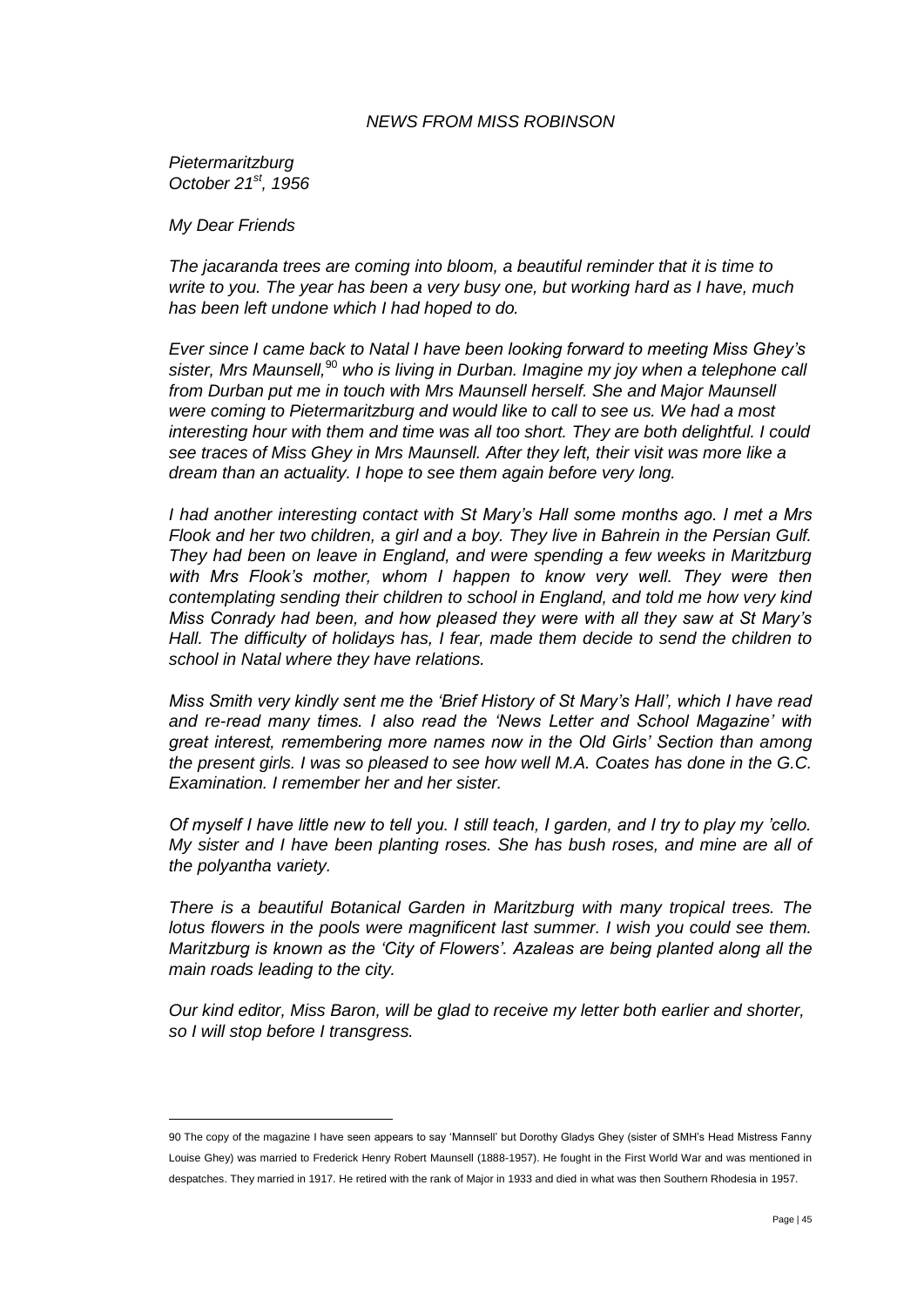*NEWS FROM MISS ROBINSON*

*Pietermaritzburg*
*October 21st, 1956*

*My Dear Friends*

*The jacaranda trees are coming into bloom, a beautiful reminder that it is time to write to you. The year has been a very busy one, but working hard as I have, much has been left undone which I had hoped to do.*

*Ever since I came back to Natal I have been looking forward to meeting Miss Ghey's sister, Mrs Maunsell,*[90] *who is living in Durban. Imagine my joy when a telephone call from Durban put me in touch with Mrs Maunsell herself. She and Major Maunsell were coming to Pietermaritzburg and would like to call to see us. We had a most interesting hour with them and time was all too short. They are both delightful. I could see traces of Miss Ghey in Mrs Maunsell. After they left, their visit was more like a dream than an actuality. I hope to see them again before very long.*

*I had another interesting contact with St Mary's Hall some months ago. I met a Mrs Flook and her two children, a girl and a boy. They live in Bahrein in the Persian Gulf. They had been on leave in England, and were spending a few weeks in Maritzburg with Mrs Flook's mother, whom I happen to know very well. They were then contemplating sending their children to school in England, and told me how very kind Miss Conrady had been, and how pleased they were with all they saw at St Mary's Hall. The difficulty of holidays has, I fear, made them decide to send the children to school in Natal where they have relations.*

*Miss Smith very kindly sent me the 'Brief History of St Mary's Hall', which I have read and re-read many times. I also read the 'News Letter and School Magazine' with great interest, remembering more names now in the Old Girls' Section than among the present girls. I was so pleased to see how well M.A. Coates has done in the G.C. Examination. I remember her and her sister.*

*Of myself I have little new to tell you. I still teach, I garden, and I try to play my 'cello. My sister and I have been planting roses. She has bush roses, and mine are all of the polyantha variety.*

*There is a beautiful Botanical Garden in Maritzburg with many tropical trees. The lotus flowers in the pools were magnificent last summer. I wish you could see them. Maritzburg is known as the 'City of Flowers'. Azaleas are being planted along all the main roads leading to the city.*

*Our kind editor, Miss Baron, will be glad to receive my letter both earlier and shorter, so I will stop before I transgress.*

---

90 The copy of the magazine I have seen appears to say 'Mannsell' but Dorothy Gladys Ghey (sister of SMH's Head Mistress Fanny Louise Ghey) was married to Frederick Henry Robert Maunsell (1888-1957). He fought in the First World War and was mentioned in despatches. They married in 1917. He retired with the rank of Major in 1933 and died in what was then Southern Rhodesia in 1957.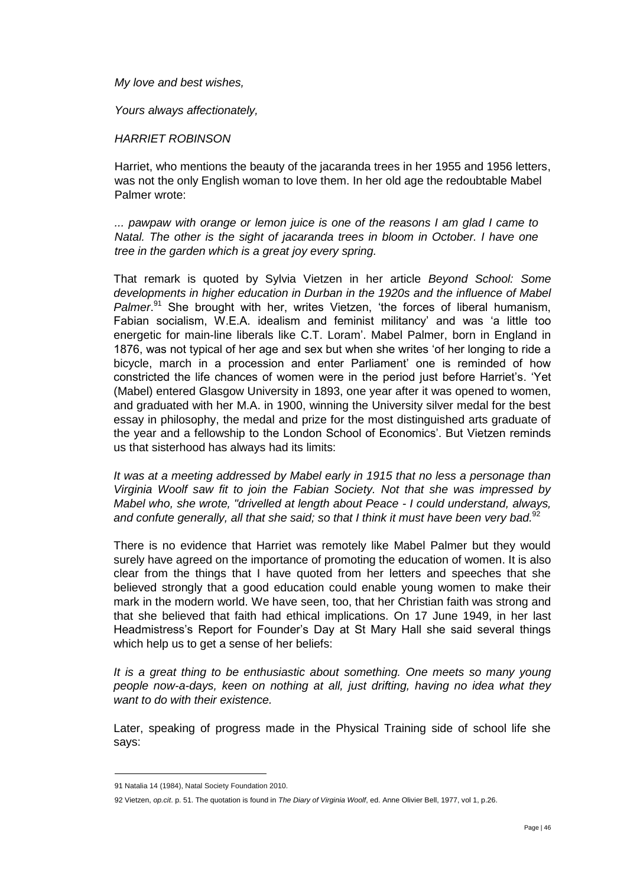*My love and best wishes,*

*Yours always affectionately,*

*HARRIET ROBINSON*

Harriet, who mentions the beauty of the jacaranda trees in her 1955 and 1956 letters, was not the only English woman to love them. In her old age the redoubtable Mabel Palmer wrote:

*... pawpaw with orange or lemon juice is one of the reasons I am glad I came to Natal. The other is the sight of jacaranda trees in bloom in October. I have one tree in the garden which is a great joy every spring.*

That remark is quoted by Sylvia Vietzen in her article *Beyond School: Some developments in higher education in Durban in the 1920s and the influence of Mabel Palmer*.[91] She brought with her, writes Vietzen, 'the forces of liberal humanism, Fabian socialism, W.E.A. idealism and feminist militancy' and was 'a little too energetic for main-line liberals like C.T. Loram'. Mabel Palmer, born in England in 1876, was not typical of her age and sex but when she writes 'of her longing to ride a bicycle, march in a procession and enter Parliament' one is reminded of how constricted the life chances of women were in the period just before Harriet's. 'Yet (Mabel) entered Glasgow University in 1893, one year after it was opened to women, and graduated with her M.A. in 1900, winning the University silver medal for the best essay in philosophy, the medal and prize for the most distinguished arts graduate of the year and a fellowship to the London School of Economics'. But Vietzen reminds us that sisterhood has always had its limits:

*It was at a meeting addressed by Mabel early in 1915 that no less a personage than Virginia Woolf saw fit to join the Fabian Society. Not that she was impressed by Mabel who, she wrote, "drivelled at length about Peace - I could understand, always, and confute generally, all that she said; so that I think it must have been very bad.*[92]

There is no evidence that Harriet was remotely like Mabel Palmer but they would surely have agreed on the importance of promoting the education of women. It is also clear from the things that I have quoted from her letters and speeches that she believed strongly that a good education could enable young women to make their mark in the modern world. We have seen, too, that her Christian faith was strong and that she believed that faith had ethical implications. On 17 June 1949, in her last Headmistress's Report for Founder's Day at St Mary Hall she said several things which help us to get a sense of her beliefs:

*It is a great thing to be enthusiastic about something. One meets so many young people now-a-days, keen on nothing at all, just drifting, having no idea what they want to do with their existence.*

Later, speaking of progress made in the Physical Training side of school life she says:

---

91 Natalia 14 (1984), Natal Society Foundation 2010.

92 Vietzen, *op.cit*. p. 51. The quotation is found in *The Diary of Virginia Woolf*, ed. Anne Olivier Bell, 1977, vol 1, p.26.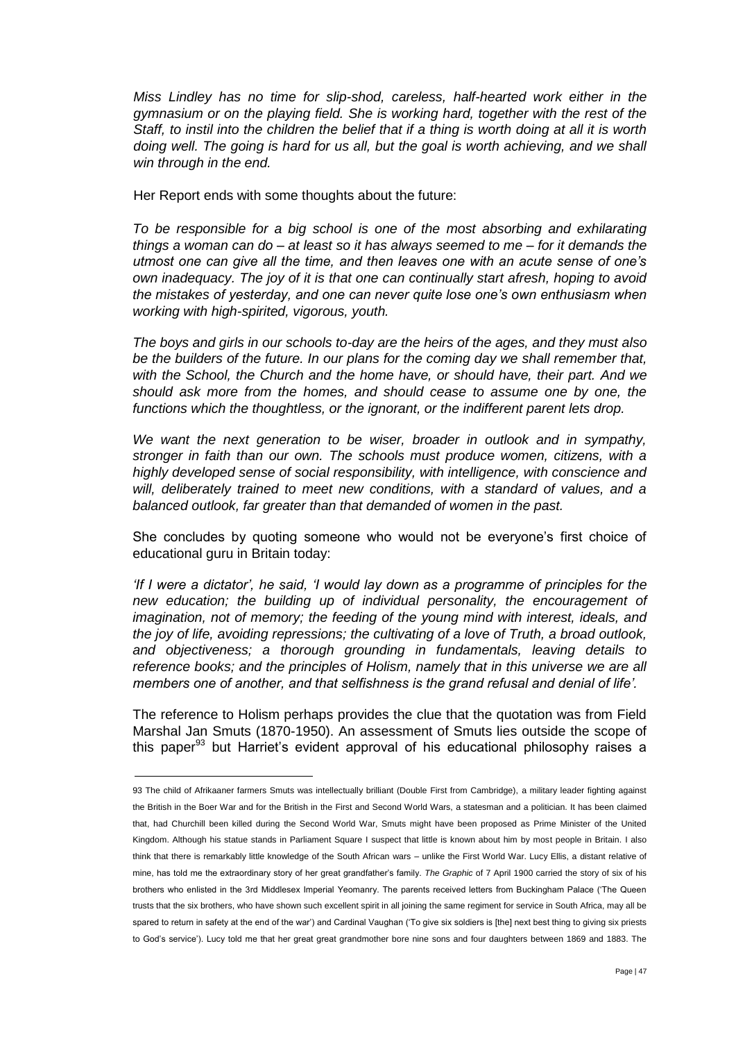*Miss Lindley has no time for slip-shod, careless, half-hearted work either in the gymnasium or on the playing field. She is working hard, together with the rest of the Staff, to instil into the children the belief that if a thing is worth doing at all it is worth doing well. The going is hard for us all, but the goal is worth achieving, and we shall win through in the end.*

Her Report ends with some thoughts about the future:

*To be responsible for a big school is one of the most absorbing and exhilarating things a woman can do – at least so it has always seemed to me – for it demands the utmost one can give all the time, and then leaves one with an acute sense of one's own inadequacy. The joy of it is that one can continually start afresh, hoping to avoid the mistakes of yesterday, and one can never quite lose one's own enthusiasm when working with high-spirited, vigorous, youth.*

*The boys and girls in our schools to-day are the heirs of the ages, and they must also be the builders of the future. In our plans for the coming day we shall remember that, with the School, the Church and the home have, or should have, their part. And we should ask more from the homes, and should cease to assume one by one, the functions which the thoughtless, or the ignorant, or the indifferent parent lets drop.*

*We want the next generation to be wiser, broader in outlook and in sympathy, stronger in faith than our own. The schools must produce women, citizens, with a highly developed sense of social responsibility, with intelligence, with conscience and will, deliberately trained to meet new conditions, with a standard of values, and a balanced outlook, far greater than that demanded of women in the past.*

She concludes by quoting someone who would not be everyone's first choice of educational guru in Britain today:

*'If I were a dictator', he said, 'I would lay down as a programme of principles for the new education; the building up of individual personality, the encouragement of imagination, not of memory; the feeding of the young mind with interest, ideals, and the joy of life, avoiding repressions; the cultivating of a love of Truth, a broad outlook, and objectiveness; a thorough grounding in fundamentals, leaving details to reference books; and the principles of Holism, namely that in this universe we are all members one of another, and that selfishness is the grand refusal and denial of life'.*

The reference to Holism perhaps provides the clue that the quotation was from Field Marshal Jan Smuts (1870-1950). An assessment of Smuts lies outside the scope of this paper[93] but Harriet's evident approval of his educational philosophy raises a

---

93 The child of Afrikaaner farmers Smuts was intellectually brilliant (Double First from Cambridge), a military leader fighting against the British in the Boer War and for the British in the First and Second World Wars, a statesman and a politician. It has been claimed that, had Churchill been killed during the Second World War, Smuts might have been proposed as Prime Minister of the United Kingdom. Although his statue stands in Parliament Square I suspect that little is known about him by most people in Britain. I also think that there is remarkably little knowledge of the South African wars – unlike the First World War. Lucy Ellis, a distant relative of mine, has told me the extraordinary story of her great grandfather's family. *The Graphic* of 7 April 1900 carried the story of six of his brothers who enlisted in the 3rd Middlesex Imperial Yeomanry. The parents received letters from Buckingham Palace ('The Queen trusts that the six brothers, who have shown such excellent spirit in all joining the same regiment for service in South Africa, may all be spared to return in safety at the end of the war') and Cardinal Vaughan ('To give six soldiers is [the] next best thing to giving six priests to God's service'). Lucy told me that her great great grandmother bore nine sons and four daughters between 1869 and 1883. The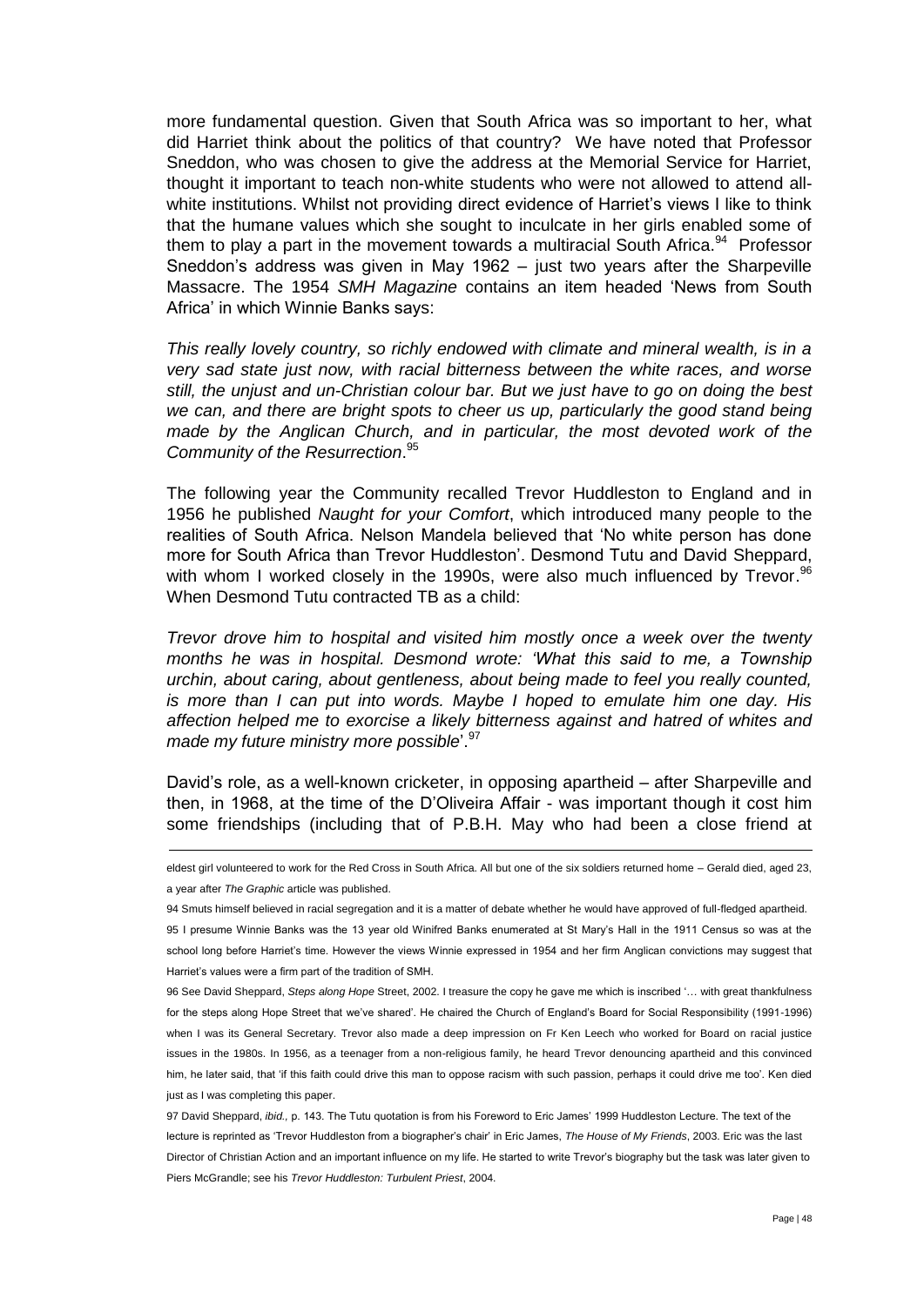more fundamental question. Given that South Africa was so important to her, what did Harriet think about the politics of that country? We have noted that Professor Sneddon, who was chosen to give the address at the Memorial Service for Harriet, thought it important to teach non-white students who were not allowed to attend all-white institutions. Whilst not providing direct evidence of Harriet's views I like to think that the humane values which she sought to inculcate in her girls enabled some of them to play a part in the movement towards a multiracial South Africa.[94] Professor Sneddon's address was given in May 1962 – just two years after the Sharpeville Massacre. The 1954 *SMH Magazine* contains an item headed 'News from South Africa' in which Winnie Banks says:

*This really lovely country, so richly endowed with climate and mineral wealth, is in a very sad state just now, with racial bitterness between the white races, and worse still, the unjust and un-Christian colour bar. But we just have to go on doing the best we can, and there are bright spots to cheer us up, particularly the good stand being made by the Anglican Church, and in particular, the most devoted work of the Community of the Resurrection*.[95]

The following year the Community recalled Trevor Huddleston to England and in 1956 he published *Naught for your Comfort*, which introduced many people to the realities of South Africa. Nelson Mandela believed that 'No white person has done more for South Africa than Trevor Huddleston'. Desmond Tutu and David Sheppard, with whom I worked closely in the 1990s, were also much influenced by Trevor.[96] When Desmond Tutu contracted TB as a child:

*Trevor drove him to hospital and visited him mostly once a week over the twenty months he was in hospital. Desmond wrote: 'What this said to me, a Township urchin, about caring, about gentleness, about being made to feel you really counted, is more than I can put into words. Maybe I hoped to emulate him one day. His affection helped me to exorcise a likely bitterness against and hatred of whites and made my future ministry more possible*'.[97]

David's role, as a well-known cricketer, in opposing apartheid – after Sharpeville and then, in 1968, at the time of the D'Oliveira Affair - was important though it cost him some friendships (including that of P.B.H. May who had been a close friend at

---

eldest girl volunteered to work for the Red Cross in South Africa. All but one of the six soldiers returned home – Gerald died, aged 23, a year after *The Graphic* article was published.

94 Smuts himself believed in racial segregation and it is a matter of debate whether he would have approved of full-fledged apartheid.

95 I presume Winnie Banks was the 13 year old Winifred Banks enumerated at St Mary's Hall in the 1911 Census so was at the school long before Harriet's time. However the views Winnie expressed in 1954 and her firm Anglican convictions may suggest that Harriet's values were a firm part of the tradition of SMH.

96 See David Sheppard, *Steps along Hope* Street, 2002. I treasure the copy he gave me which is inscribed '… with great thankfulness for the steps along Hope Street that we've shared'. He chaired the Church of England's Board for Social Responsibility (1991-1996) when I was its General Secretary. Trevor also made a deep impression on Fr Ken Leech who worked for Board on racial justice issues in the 1980s. In 1956, as a teenager from a non-religious family, he heard Trevor denouncing apartheid and this convinced him, he later said, that 'if this faith could drive this man to oppose racism with such passion, perhaps it could drive me too'. Ken died just as I was completing this paper.

97 David Sheppard, *ibid.,* p. 143. The Tutu quotation is from his Foreword to Eric James' 1999 Huddleston Lecture. The text of the lecture is reprinted as 'Trevor Huddleston from a biographer's chair' in Eric James, *The House of My Friends*, 2003. Eric was the last Director of Christian Action and an important influence on my life. He started to write Trevor's biography but the task was later given to Piers McGrandle; see his *Trevor Huddleston: Turbulent Priest*, 2004.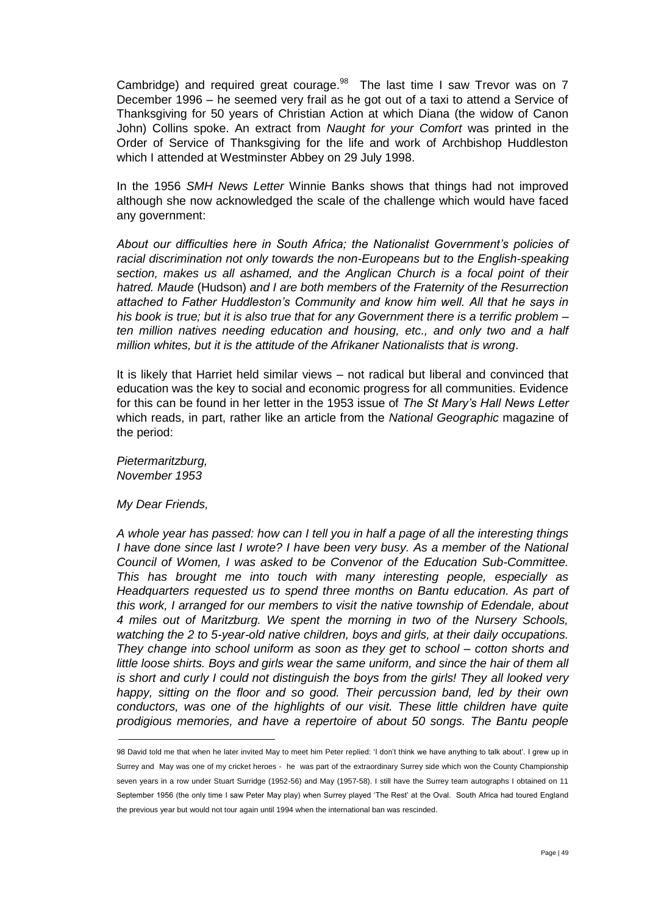Cambridge) and required great courage.[98] The last time I saw Trevor was on 7 December 1996 – he seemed very frail as he got out of a taxi to attend a Service of Thanksgiving for 50 years of Christian Action at which Diana (the widow of Canon John) Collins spoke. An extract from *Naught for your Comfort* was printed in the Order of Service of Thanksgiving for the life and work of Archbishop Huddleston which I attended at Westminster Abbey on 29 July 1998.

In the 1956 *SMH News Letter* Winnie Banks shows that things had not improved although she now acknowledged the scale of the challenge which would have faced any government:

*About our difficulties here in South Africa; the Nationalist Government's policies of racial discrimination not only towards the non-Europeans but to the English-speaking section, makes us all ashamed, and the Anglican Church is a focal point of their hatred. Maude* (Hudson) *and I are both members of the Fraternity of the Resurrection attached to Father Huddleston's Community and know him well. All that he says in his book is true; but it is also true that for any Government there is a terrific problem – ten million natives needing education and housing, etc., and only two and a half million whites, but it is the attitude of the Afrikaner Nationalists that is wrong*.

It is likely that Harriet held similar views – not radical but liberal and convinced that education was the key to social and economic progress for all communities. Evidence for this can be found in her letter in the 1953 issue of *The St Mary's Hall News Letter* which reads, in part, rather like an article from the *National Geographic* magazine of the period:

*Pietermaritzburg,*
*November 1953*

*My Dear Friends,*

*A whole year has passed: how can I tell you in half a page of all the interesting things I have done since last I wrote? I have been very busy. As a member of the National Council of Women, I was asked to be Convenor of the Education Sub-Committee. This has brought me into touch with many interesting people, especially as Headquarters requested us to spend three months on Bantu education. As part of this work, I arranged for our members to visit the native township of Edendale, about 4 miles out of Maritzburg. We spent the morning in two of the Nursery Schools, watching the 2 to 5-year-old native children, boys and girls, at their daily occupations. They change into school uniform as soon as they get to school – cotton shorts and little loose shirts. Boys and girls wear the same uniform, and since the hair of them all is short and curly I could not distinguish the boys from the girls! They all looked very happy, sitting on the floor and so good. Their percussion band, led by their own conductors, was one of the highlights of our visit. These little children have quite prodigious memories, and have a repertoire of about 50 songs. The Bantu people*

---

98 David told me that when he later invited May to meet him Peter replied: 'I don't think we have anything to talk about'. I grew up in Surrey and May was one of my cricket heroes - he was part of the extraordinary Surrey side which won the County Championship seven years in a row under Stuart Surridge (1952-56) and May (1957-58). I still have the Surrey team autographs I obtained on 11 September 1956 (the only time I saw Peter May play) when Surrey played 'The Rest' at the Oval. South Africa had toured England the previous year but would not tour again until 1994 when the international ban was rescinded.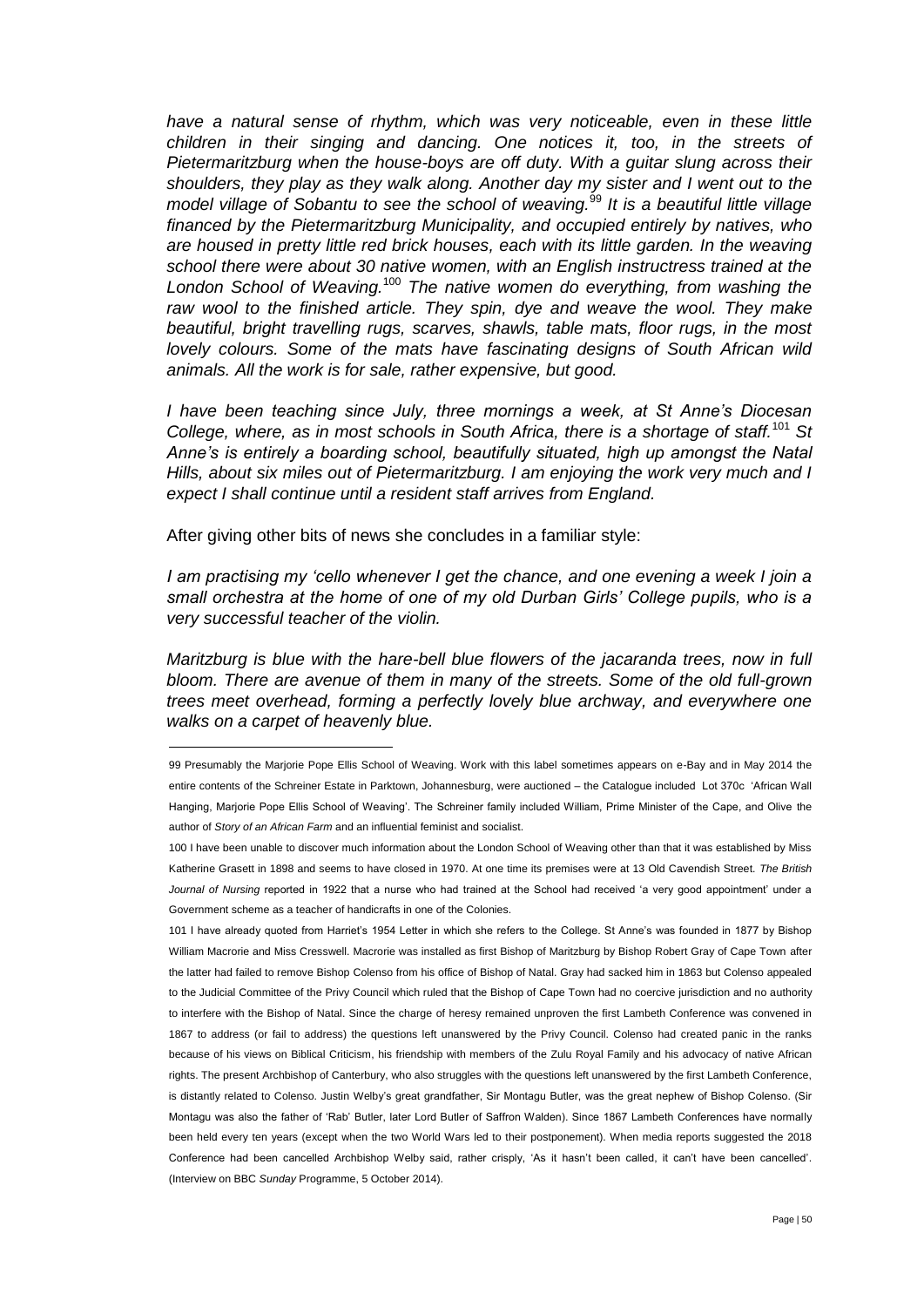*have a natural sense of rhythm, which was very noticeable, even in these little children in their singing and dancing. One notices it, too, in the streets of Pietermaritzburg when the house-boys are off duty. With a guitar slung across their shoulders, they play as they walk along. Another day my sister and I went out to the model village of Sobantu to see the school of weaving.*[99] *It is a beautiful little village financed by the Pietermaritzburg Municipality, and occupied entirely by natives, who are housed in pretty little red brick houses, each with its little garden. In the weaving school there were about 30 native women, with an English instructress trained at the London School of Weaving.*[100] *The native women do everything, from washing the raw wool to the finished article. They spin, dye and weave the wool. They make beautiful, bright travelling rugs, scarves, shawls, table mats, floor rugs, in the most lovely colours. Some of the mats have fascinating designs of South African wild animals. All the work is for sale, rather expensive, but good.*

*I have been teaching since July, three mornings a week, at St Anne's Diocesan College, where, as in most schools in South Africa, there is a shortage of staff.*[101] *St Anne's is entirely a boarding school, beautifully situated, high up amongst the Natal Hills, about six miles out of Pietermaritzburg. I am enjoying the work very much and I expect I shall continue until a resident staff arrives from England.*

After giving other bits of news she concludes in a familiar style:

*I am practising my 'cello whenever I get the chance, and one evening a week I join a small orchestra at the home of one of my old Durban Girls' College pupils, who is a very successful teacher of the violin.*

*Maritzburg is blue with the hare-bell blue flowers of the jacaranda trees, now in full bloom. There are avenue of them in many of the streets. Some of the old full-grown trees meet overhead, forming a perfectly lovely blue archway, and everywhere one walks on a carpet of heavenly blue.*

---

99 Presumably the Marjorie Pope Ellis School of Weaving. Work with this label sometimes appears on e-Bay and in May 2014 the entire contents of the Schreiner Estate in Parktown, Johannesburg, were auctioned – the Catalogue included Lot 370c 'African Wall Hanging, Marjorie Pope Ellis School of Weaving'. The Schreiner family included William, Prime Minister of the Cape, and Olive the author of *Story of an African Farm* and an influential feminist and socialist.

100 I have been unable to discover much information about the London School of Weaving other than that it was established by Miss Katherine Grasett in 1898 and seems to have closed in 1970. At one time its premises were at 13 Old Cavendish Street. *The British Journal of Nursing* reported in 1922 that a nurse who had trained at the School had received 'a very good appointment' under a Government scheme as a teacher of handicrafts in one of the Colonies.

101 I have already quoted from Harriet's 1954 Letter in which she refers to the College. St Anne's was founded in 1877 by Bishop William Macrorie and Miss Cresswell. Macrorie was installed as first Bishop of Maritzburg by Bishop Robert Gray of Cape Town after the latter had failed to remove Bishop Colenso from his office of Bishop of Natal. Gray had sacked him in 1863 but Colenso appealed to the Judicial Committee of the Privy Council which ruled that the Bishop of Cape Town had no coercive jurisdiction and no authority to interfere with the Bishop of Natal. Since the charge of heresy remained unproven the first Lambeth Conference was convened in 1867 to address (or fail to address) the questions left unanswered by the Privy Council. Colenso had created panic in the ranks because of his views on Biblical Criticism, his friendship with members of the Zulu Royal Family and his advocacy of native African rights. The present Archbishop of Canterbury, who also struggles with the questions left unanswered by the first Lambeth Conference, is distantly related to Colenso. Justin Welby's great grandfather, Sir Montagu Butler, was the great nephew of Bishop Colenso. (Sir Montagu was also the father of 'Rab' Butler, later Lord Butler of Saffron Walden). Since 1867 Lambeth Conferences have normally been held every ten years (except when the two World Wars led to their postponement). When media reports suggested the 2018 Conference had been cancelled Archbishop Welby said, rather crisply, 'As it hasn't been called, it can't have been cancelled'. (Interview on BBC *Sunday* Programme, 5 October 2014).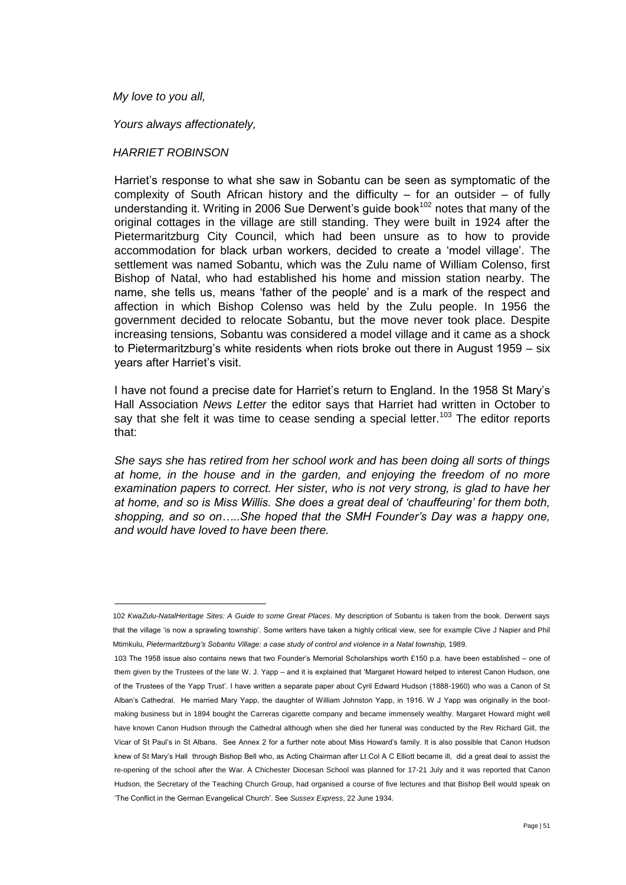*My love to you all,*

*Yours always affectionately,*

*HARRIET ROBINSON*

Harriet's response to what she saw in Sobantu can be seen as symptomatic of the complexity of South African history and the difficulty – for an outsider – of fully understanding it. Writing in 2006 Sue Derwent's guide book[102] notes that many of the original cottages in the village are still standing. They were built in 1924 after the Pietermaritzburg City Council, which had been unsure as to how to provide accommodation for black urban workers, decided to create a 'model village'. The settlement was named Sobantu, which was the Zulu name of William Colenso, first Bishop of Natal, who had established his home and mission station nearby. The name, she tells us, means 'father of the people' and is a mark of the respect and affection in which Bishop Colenso was held by the Zulu people. In 1956 the government decided to relocate Sobantu, but the move never took place. Despite increasing tensions, Sobantu was considered a model village and it came as a shock to Pietermaritzburg's white residents when riots broke out there in August 1959 – six years after Harriet's visit.

I have not found a precise date for Harriet's return to England. In the 1958 St Mary's Hall Association *News Letter* the editor says that Harriet had written in October to say that she felt it was time to cease sending a special letter.[103] The editor reports that:

*She says she has retired from her school work and has been doing all sorts of things at home, in the house and in the garden, and enjoying the freedom of no more examination papers to correct. Her sister, who is not very strong, is glad to have her at home, and so is Miss Willis. She does a great deal of 'chauffeuring' for them both, shopping, and so on…..She hoped that the SMH Founder's Day was a happy one, and would have loved to have been there.*

---

102 *KwaZulu-NatalHeritage Sites: A Guide to some Great Places*. My description of Sobantu is taken from the book. Derwent says that the village 'is now a sprawling township'. Some writers have taken a highly critical view, see for example Clive J Napier and Phil Mtimkulu, *Pietermaritzburg's Sobantu Village: a case study of control and violence in a Natal township,* 1989.

103 The 1958 issue also contains news that two Founder's Memorial Scholarships worth £150 p.a. have been established – one of them given by the Trustees of the late W. J. Yapp – and it is explained that 'Margaret Howard helped to interest Canon Hudson, one of the Trustees of the Yapp Trust'. I have written a separate paper about Cyril Edward Hudson (1888-1960) who was a Canon of St Alban's Cathedral. He married Mary Yapp, the daughter of William Johnston Yapp, in 1916. W J Yapp was originally in the boot-making business but in 1894 bought the Carreras cigarette company and became immensely wealthy. Margaret Howard might well have known Canon Hudson through the Cathedral although when she died her funeral was conducted by the Rev Richard Gill, the Vicar of St Paul's in St Albans. See Annex 2 for a further note about Miss Howard's family. It is also possible that Canon Hudson knew of St Mary's Hall through Bishop Bell who, as Acting Chairman after Lt Col A C Elliott became ill, did a great deal to assist the re-opening of the school after the War. A Chichester Diocesan School was planned for 17-21 July and it was reported that Canon Hudson, the Secretary of the Teaching Church Group, had organised a course of five lectures and that Bishop Bell would speak on 'The Conflict in the German Evangelical Church'. See *Sussex Express*, 22 June 1934.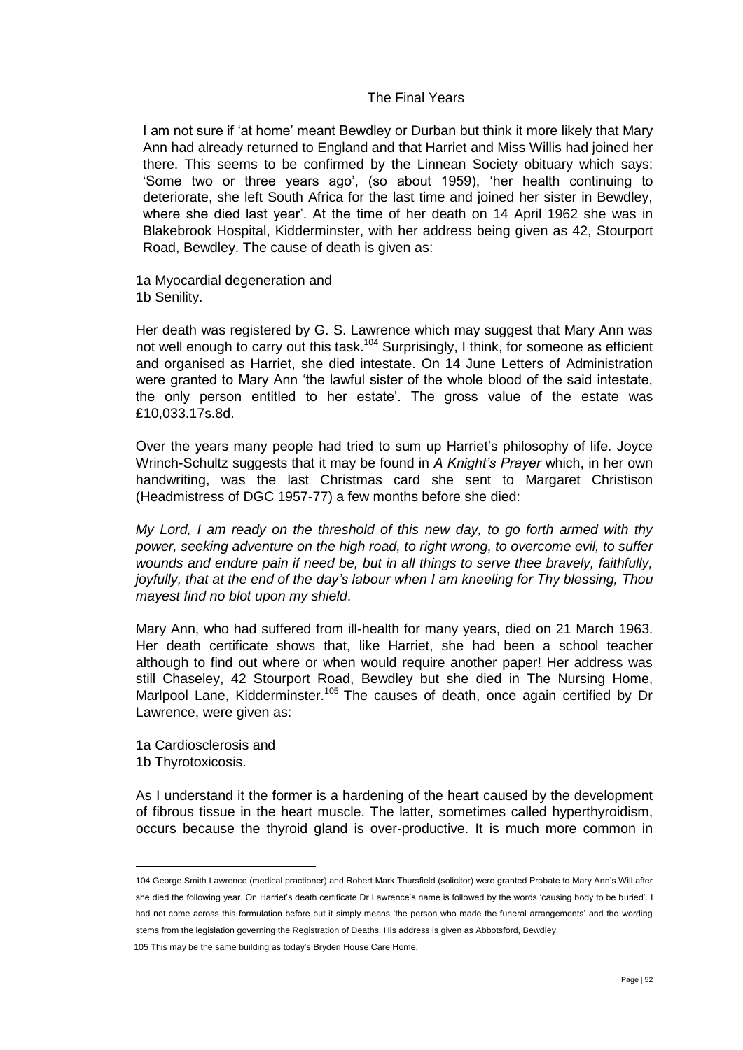## The Final Years

I am not sure if 'at home' meant Bewdley or Durban but think it more likely that Mary Ann had already returned to England and that Harriet and Miss Willis had joined her there. This seems to be confirmed by the Linnean Society obituary which says: 'Some two or three years ago', (so about 1959), 'her health continuing to deteriorate, she left South Africa for the last time and joined her sister in Bewdley, where she died last year'. At the time of her death on 14 April 1962 she was in Blakebrook Hospital, Kidderminster, with her address being given as 42, Stourport Road, Bewdley. The cause of death is given as:

1a Myocardial degeneration and
1b Senility.

Her death was registered by G. S. Lawrence which may suggest that Mary Ann was not well enough to carry out this task.[104] Surprisingly, I think, for someone as efficient and organised as Harriet, she died intestate. On 14 June Letters of Administration were granted to Mary Ann 'the lawful sister of the whole blood of the said intestate, the only person entitled to her estate'. The gross value of the estate was £10,033.17s.8d.

Over the years many people had tried to sum up Harriet's philosophy of life. Joyce Wrinch-Schultz suggests that it may be found in *A Knight's Prayer* which, in her own handwriting, was the last Christmas card she sent to Margaret Christison (Headmistress of DGC 1957-77) a few months before she died:

*My Lord, I am ready on the threshold of this new day, to go forth armed with thy power, seeking adventure on the high road, to right wrong, to overcome evil, to suffer wounds and endure pain if need be, but in all things to serve thee bravely, faithfully, joyfully, that at the end of the day's labour when I am kneeling for Thy blessing, Thou mayest find no blot upon my shield*.

Mary Ann, who had suffered from ill-health for many years, died on 21 March 1963. Her death certificate shows that, like Harriet, she had been a school teacher although to find out where or when would require another paper! Her address was still Chaseley, 42 Stourport Road, Bewdley but she died in The Nursing Home, Marlpool Lane, Kidderminster.[105] The causes of death, once again certified by Dr Lawrence, were given as:

1a Cardiosclerosis and
1b Thyrotoxicosis.

As I understand it the former is a hardening of the heart caused by the development of fibrous tissue in the heart muscle. The latter, sometimes called hyperthyroidism, occurs because the thyroid gland is over-productive. It is much more common in

---

104 George Smith Lawrence (medical practioner) and Robert Mark Thursfield (solicitor) were granted Probate to Mary Ann's Will after she died the following year. On Harriet's death certificate Dr Lawrence's name is followed by the words 'causing body to be buried'. I had not come across this formulation before but it simply means 'the person who made the funeral arrangements' and the wording stems from the legislation governing the Registration of Deaths. His address is given as Abbotsford, Bewdley.

105 This may be the same building as today's Bryden House Care Home.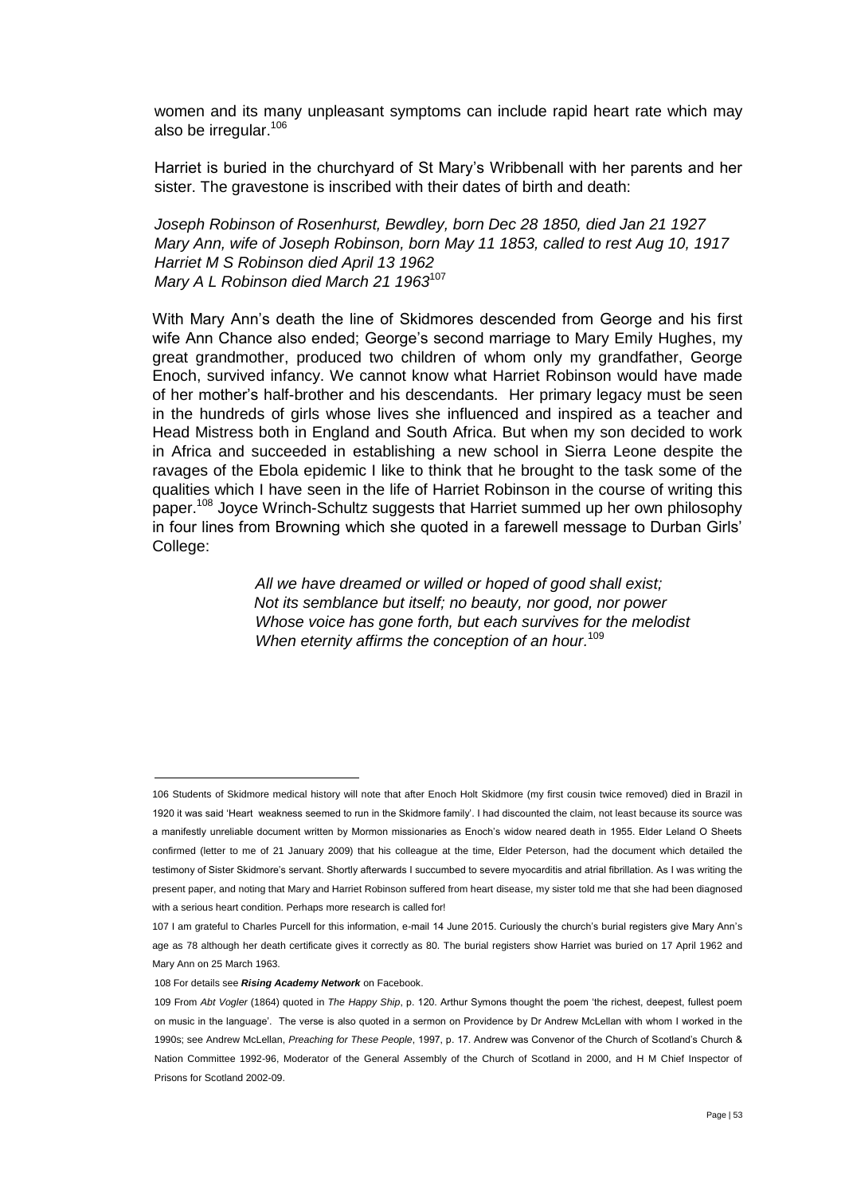women and its many unpleasant symptoms can include rapid heart rate which may also be irregular.[106]

Harriet is buried in the churchyard of St Mary's Wribbenall with her parents and her sister. The gravestone is inscribed with their dates of birth and death:

*Joseph Robinson of Rosenhurst, Bewdley, born Dec 28 1850, died Jan 21 1927*
*Mary Ann, wife of Joseph Robinson, born May 11 1853, called to rest Aug 10, 1917*
*Harriet M S Robinson died April 13 1962*
*Mary A L Robinson died March 21 1963*[107]

With Mary Ann's death the line of Skidmores descended from George and his first wife Ann Chance also ended; George's second marriage to Mary Emily Hughes, my great grandmother, produced two children of whom only my grandfather, George Enoch, survived infancy. We cannot know what Harriet Robinson would have made of her mother's half-brother and his descendants. Her primary legacy must be seen in the hundreds of girls whose lives she influenced and inspired as a teacher and Head Mistress both in England and South Africa. But when my son decided to work in Africa and succeeded in establishing a new school in Sierra Leone despite the ravages of the Ebola epidemic I like to think that he brought to the task some of the qualities which I have seen in the life of Harriet Robinson in the course of writing this paper.[108] Joyce Wrinch-Schultz suggests that Harriet summed up her own philosophy in four lines from Browning which she quoted in a farewell message to Durban Girls' College:

> *All we have dreamed or willed or hoped of good shall exist;*
> *Not its semblance but itself; no beauty, nor good, nor power*
> *Whose voice has gone forth, but each survives for the melodist*
> *When eternity affirms the conception of an hour.*[109]

---

106 Students of Skidmore medical history will note that after Enoch Holt Skidmore (my first cousin twice removed) died in Brazil in 1920 it was said 'Heart weakness seemed to run in the Skidmore family'. I had discounted the claim, not least because its source was a manifestly unreliable document written by Mormon missionaries as Enoch's widow neared death in 1955. Elder Leland O Sheets confirmed (letter to me of 21 January 2009) that his colleague at the time, Elder Peterson, had the document which detailed the testimony of Sister Skidmore's servant. Shortly afterwards I succumbed to severe myocarditis and atrial fibrillation. As I was writing the present paper, and noting that Mary and Harriet Robinson suffered from heart disease, my sister told me that she had been diagnosed with a serious heart condition. Perhaps more research is called for!

107 I am grateful to Charles Purcell for this information, e-mail 14 June 2015. Curiously the church's burial registers give Mary Ann's age as 78 although her death certificate gives it correctly as 80. The burial registers show Harriet was buried on 17 April 1962 and Mary Ann on 25 March 1963.

108 For details see ***Rising Academy Network*** on Facebook.

109 From *Abt Vogler* (1864) quoted in *The Happy Ship*, p. 120. Arthur Symons thought the poem 'the richest, deepest, fullest poem on music in the language'. The verse is also quoted in a sermon on Providence by Dr Andrew McLellan with whom I worked in the 1990s; see Andrew McLellan, *Preaching for These People*, 1997, p. 17. Andrew was Convenor of the Church of Scotland's Church & Nation Committee 1992-96, Moderator of the General Assembly of the Church of Scotland in 2000, and H M Chief Inspector of Prisons for Scotland 2002-09.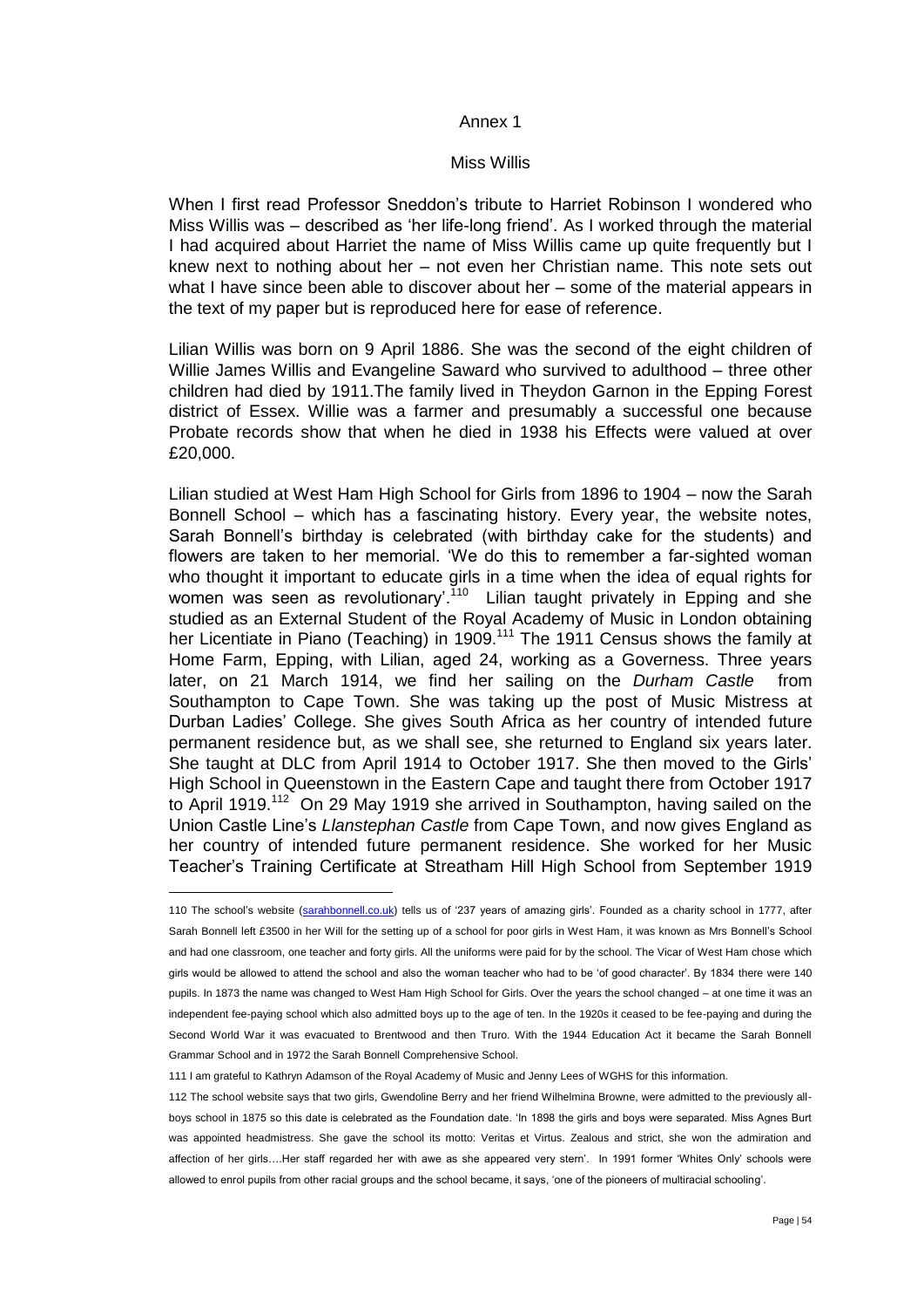## Annex 1

### Miss Willis

When I first read Professor Sneddon's tribute to Harriet Robinson I wondered who Miss Willis was – described as 'her life-long friend'. As I worked through the material I had acquired about Harriet the name of Miss Willis came up quite frequently but I knew next to nothing about her – not even her Christian name. This note sets out what I have since been able to discover about her – some of the material appears in the text of my paper but is reproduced here for ease of reference.

Lilian Willis was born on 9 April 1886. She was the second of the eight children of Willie James Willis and Evangeline Saward who survived to adulthood – three other children had died by 1911.The family lived in Theydon Garnon in the Epping Forest district of Essex. Willie was a farmer and presumably a successful one because Probate records show that when he died in 1938 his Effects were valued at over £20,000.

Lilian studied at West Ham High School for Girls from 1896 to 1904 – now the Sarah Bonnell School – which has a fascinating history. Every year, the website notes, Sarah Bonnell's birthday is celebrated (with birthday cake for the students) and flowers are taken to her memorial. 'We do this to remember a far-sighted woman who thought it important to educate girls in a time when the idea of equal rights for women was seen as revolutionary'.[110] Lilian taught privately in Epping and she studied as an External Student of the Royal Academy of Music in London obtaining her Licentiate in Piano (Teaching) in 1909.[111] The 1911 Census shows the family at Home Farm, Epping, with Lilian, aged 24, working as a Governess. Three years later, on 21 March 1914, we find her sailing on the *Durham Castle* from Southampton to Cape Town. She was taking up the post of Music Mistress at Durban Ladies' College. She gives South Africa as her country of intended future permanent residence but, as we shall see, she returned to England six years later. She taught at DLC from April 1914 to October 1917. She then moved to the Girls' High School in Queenstown in the Eastern Cape and taught there from October 1917 to April 1919.[112] On 29 May 1919 she arrived in Southampton, having sailed on the Union Castle Line's *Llanstephan Castle* from Cape Town, and now gives England as her country of intended future permanent residence. She worked for her Music Teacher's Training Certificate at Streatham Hill High School from September 1919

---

110 The school's website (sarahbonnell.co.uk) tells us of '237 years of amazing girls'. Founded as a charity school in 1777, after Sarah Bonnell left £3500 in her Will for the setting up of a school for poor girls in West Ham, it was known as Mrs Bonnell's School and had one classroom, one teacher and forty girls. All the uniforms were paid for by the school. The Vicar of West Ham chose which girls would be allowed to attend the school and also the woman teacher who had to be 'of good character'. By 1834 there were 140 pupils. In 1873 the name was changed to West Ham High School for Girls. Over the years the school changed – at one time it was an independent fee-paying school which also admitted boys up to the age of ten. In the 1920s it ceased to be fee-paying and during the Second World War it was evacuated to Brentwood and then Truro. With the 1944 Education Act it became the Sarah Bonnell Grammar School and in 1972 the Sarah Bonnell Comprehensive School.

111 I am grateful to Kathryn Adamson of the Royal Academy of Music and Jenny Lees of WGHS for this information.

112 The school website says that two girls, Gwendoline Berry and her friend Wilhelmina Browne, were admitted to the previously all-boys school in 1875 so this date is celebrated as the Foundation date. 'In 1898 the girls and boys were separated. Miss Agnes Burt was appointed headmistress. She gave the school its motto: Veritas et Virtus. Zealous and strict, she won the admiration and affection of her girls….Her staff regarded her with awe as she appeared very stern'. In 1991 former 'Whites Only' schools were allowed to enrol pupils from other racial groups and the school became, it says, 'one of the pioneers of multiracial schooling'.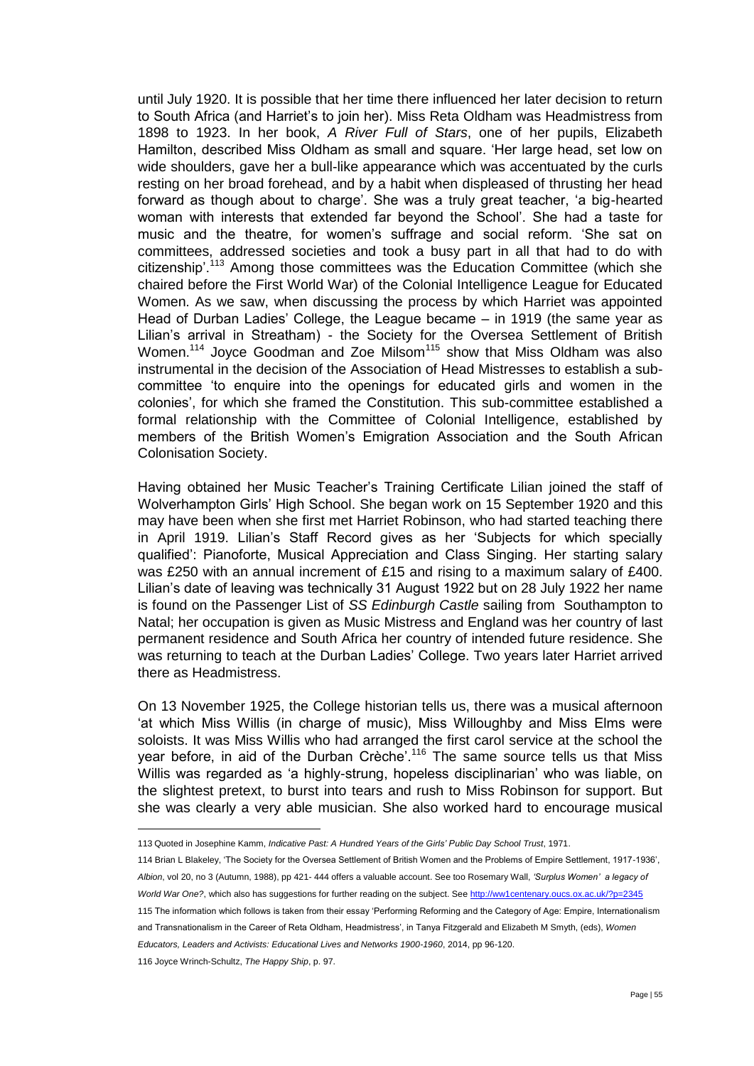until July 1920. It is possible that her time there influenced her later decision to return to South Africa (and Harriet's to join her). Miss Reta Oldham was Headmistress from 1898 to 1923. In her book, *A River Full of Stars*, one of her pupils, Elizabeth Hamilton, described Miss Oldham as small and square. 'Her large head, set low on wide shoulders, gave her a bull-like appearance which was accentuated by the curls resting on her broad forehead, and by a habit when displeased of thrusting her head forward as though about to charge'. She was a truly great teacher, 'a big-hearted woman with interests that extended far beyond the School'. She had a taste for music and the theatre, for women's suffrage and social reform. 'She sat on committees, addressed societies and took a busy part in all that had to do with citizenship'.[113] Among those committees was the Education Committee (which she chaired before the First World War) of the Colonial Intelligence League for Educated Women. As we saw, when discussing the process by which Harriet was appointed Head of Durban Ladies' College, the League became – in 1919 (the same year as Lilian's arrival in Streatham) - the Society for the Oversea Settlement of British Women.[114] Joyce Goodman and Zoe Milsom[115] show that Miss Oldham was also instrumental in the decision of the Association of Head Mistresses to establish a sub-committee 'to enquire into the openings for educated girls and women in the colonies', for which she framed the Constitution. This sub-committee established a formal relationship with the Committee of Colonial Intelligence, established by members of the British Women's Emigration Association and the South African Colonisation Society.

Having obtained her Music Teacher's Training Certificate Lilian joined the staff of Wolverhampton Girls' High School. She began work on 15 September 1920 and this may have been when she first met Harriet Robinson, who had started teaching there in April 1919. Lilian's Staff Record gives as her 'Subjects for which specially qualified': Pianoforte, Musical Appreciation and Class Singing. Her starting salary was £250 with an annual increment of £15 and rising to a maximum salary of £400. Lilian's date of leaving was technically 31 August 1922 but on 28 July 1922 her name is found on the Passenger List of *SS Edinburgh Castle* sailing from Southampton to Natal; her occupation is given as Music Mistress and England was her country of last permanent residence and South Africa her country of intended future residence. She was returning to teach at the Durban Ladies' College. Two years later Harriet arrived there as Headmistress.

On 13 November 1925, the College historian tells us, there was a musical afternoon 'at which Miss Willis (in charge of music), Miss Willoughby and Miss Elms were soloists. It was Miss Willis who had arranged the first carol service at the school the year before, in aid of the Durban Crèche'.[116] The same source tells us that Miss Willis was regarded as 'a highly-strung, hopeless disciplinarian' who was liable, on the slightest pretext, to burst into tears and rush to Miss Robinson for support. But she was clearly a very able musician. She also worked hard to encourage musical

---

113 Quoted in Josephine Kamm, *Indicative Past: A Hundred Years of the Girls' Public Day School Trust*, 1971.

114 Brian L Blakeley, 'The Society for the Oversea Settlement of British Women and the Problems of Empire Settlement, 1917-1936', *Albion*, vol 20, no 3 (Autumn, 1988), pp 421- 444 offers a valuable account. See too Rosemary Wall, *'Surplus Women' a legacy of World War One?*, which also has suggestions for further reading on the subject. See http://ww1centenary.oucs.ox.ac.uk/?p=2345

115 The information which follows is taken from their essay 'Performing Reforming and the Category of Age: Empire, Internationalism and Transnationalism in the Career of Reta Oldham, Headmistress', in Tanya Fitzgerald and Elizabeth M Smyth, (eds), *Women Educators, Leaders and Activists: Educational Lives and Networks 1900-1960*, 2014, pp 96-120.

116 Joyce Wrinch-Schultz, *The Happy Ship*, p. 97.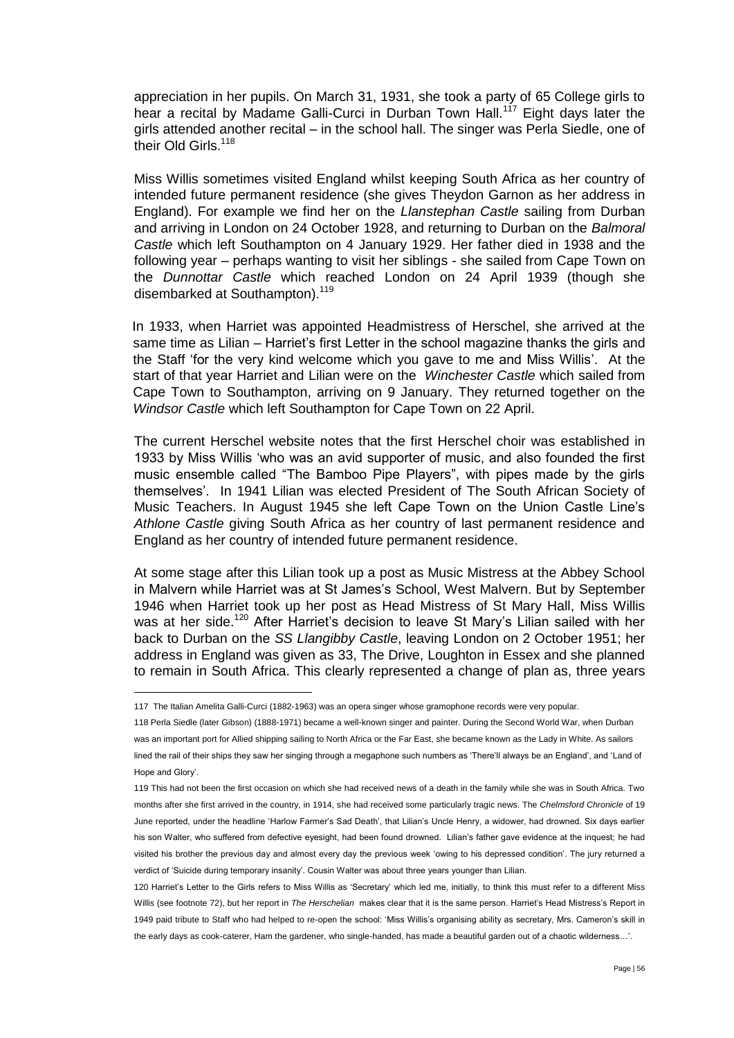appreciation in her pupils. On March 31, 1931, she took a party of 65 College girls to hear a recital by Madame Galli-Curci in Durban Town Hall.[117] Eight days later the girls attended another recital – in the school hall. The singer was Perla Siedle, one of their Old Girls.[118]

Miss Willis sometimes visited England whilst keeping South Africa as her country of intended future permanent residence (she gives Theydon Garnon as her address in England). For example we find her on the *Llanstephan Castle* sailing from Durban and arriving in London on 24 October 1928, and returning to Durban on the *Balmoral Castle* which left Southampton on 4 January 1929. Her father died in 1938 and the following year – perhaps wanting to visit her siblings - she sailed from Cape Town on the *Dunnottar Castle* which reached London on 24 April 1939 (though she disembarked at Southampton).[119]

In 1933, when Harriet was appointed Headmistress of Herschel, she arrived at the same time as Lilian – Harriet's first Letter in the school magazine thanks the girls and the Staff 'for the very kind welcome which you gave to me and Miss Willis'. At the start of that year Harriet and Lilian were on the *Winchester Castle* which sailed from Cape Town to Southampton, arriving on 9 January. They returned together on the *Windsor Castle* which left Southampton for Cape Town on 22 April.

The current Herschel website notes that the first Herschel choir was established in 1933 by Miss Willis 'who was an avid supporter of music, and also founded the first music ensemble called "The Bamboo Pipe Players", with pipes made by the girls themselves'. In 1941 Lilian was elected President of The South African Society of Music Teachers. In August 1945 she left Cape Town on the Union Castle Line's *Athlone Castle* giving South Africa as her country of last permanent residence and England as her country of intended future permanent residence.

At some stage after this Lilian took up a post as Music Mistress at the Abbey School in Malvern while Harriet was at St James's School, West Malvern. But by September 1946 when Harriet took up her post as Head Mistress of St Mary Hall, Miss Willis was at her side.[120] After Harriet's decision to leave St Mary's Lilian sailed with her back to Durban on the *SS Llangibby Castle*, leaving London on 2 October 1951; her address in England was given as 33, The Drive, Loughton in Essex and she planned to remain in South Africa. This clearly represented a change of plan as, three years

---

117 The Italian Amelita Galli-Curci (1882-1963) was an opera singer whose gramophone records were very popular.

118 Perla Siedle (later Gibson) (1888-1971) became a well-known singer and painter. During the Second World War, when Durban was an important port for Allied shipping sailing to North Africa or the Far East, she became known as the Lady in White. As sailors lined the rail of their ships they saw her singing through a megaphone such numbers as 'There'll always be an England', and 'Land of Hope and Glory'.

119 This had not been the first occasion on which she had received news of a death in the family while she was in South Africa. Two months after she first arrived in the country, in 1914, she had received some particularly tragic news. The *Chelmsford Chronicle* of 19 June reported, under the headline 'Harlow Farmer's Sad Death', that Lilian's Uncle Henry, a widower, had drowned. Six days earlier his son Walter, who suffered from defective eyesight, had been found drowned. Lilian's father gave evidence at the inquest; he had visited his brother the previous day and almost every day the previous week 'owing to his depressed condition'. The jury returned a verdict of 'Suicide during temporary insanity'. Cousin Walter was about three years younger than Lilian.

120 Harriet's Letter to the Girls refers to Miss Willis as 'Secretary' which led me, initially, to think this must refer to a different Miss Willis (see footnote 72), but her report in *The Herschelian* makes clear that it is the same person. Harriet's Head Mistress's Report in 1949 paid tribute to Staff who had helped to re-open the school: 'Miss Willis's organising ability as secretary, Mrs. Cameron's skill in the early days as cook-caterer, Ham the gardener, who single-handed, has made a beautiful garden out of a chaotic wilderness…'.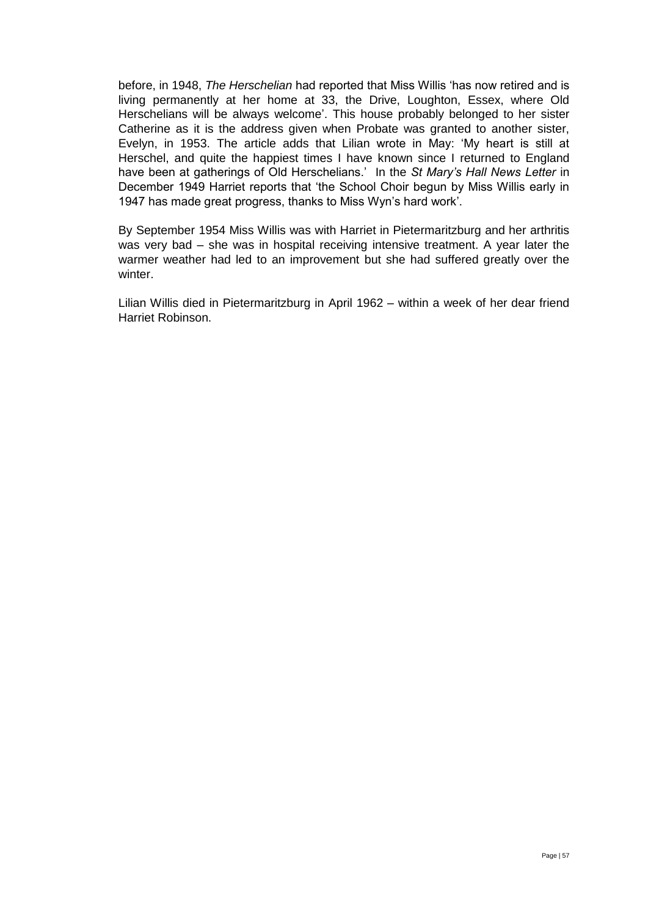before, in 1948, *The Herschelian* had reported that Miss Willis 'has now retired and is living permanently at her home at 33, the Drive, Loughton, Essex, where Old Herschelians will be always welcome'. This house probably belonged to her sister Catherine as it is the address given when Probate was granted to another sister, Evelyn, in 1953. The article adds that Lilian wrote in May: 'My heart is still at Herschel, and quite the happiest times I have known since I returned to England have been at gatherings of Old Herschelians.' In the *St Mary's Hall News Letter* in December 1949 Harriet reports that 'the School Choir begun by Miss Willis early in 1947 has made great progress, thanks to Miss Wyn's hard work'.

By September 1954 Miss Willis was with Harriet in Pietermaritzburg and her arthritis was very bad – she was in hospital receiving intensive treatment. A year later the warmer weather had led to an improvement but she had suffered greatly over the winter.

Lilian Willis died in Pietermaritzburg in April 1962 – within a week of her dear friend Harriet Robinson.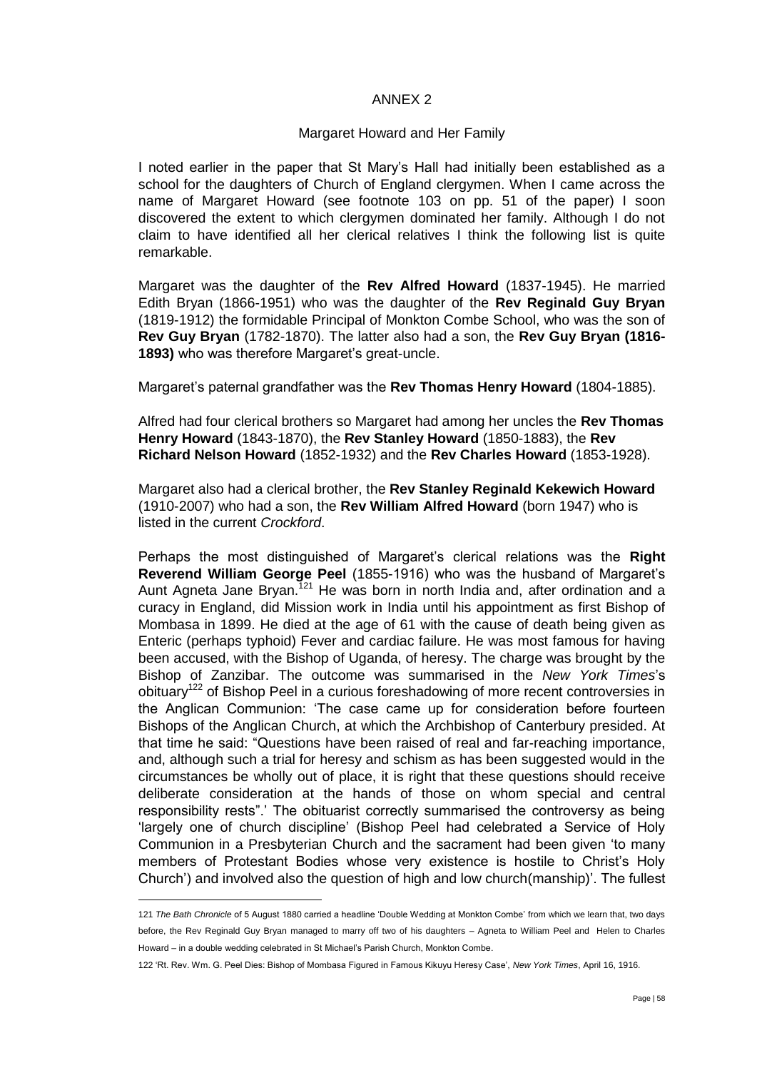ANNEX 2

Margaret Howard and Her Family

I noted earlier in the paper that St Mary's Hall had initially been established as a school for the daughters of Church of England clergymen. When I came across the name of Margaret Howard (see footnote 103 on pp. 51 of the paper) I soon discovered the extent to which clergymen dominated her family. Although I do not claim to have identified all her clerical relatives I think the following list is quite remarkable.

Margaret was the daughter of the **Rev Alfred Howard** (1837-1945). He married Edith Bryan (1866-1951) who was the daughter of the **Rev Reginald Guy Bryan** (1819-1912) the formidable Principal of Monkton Combe School, who was the son of **Rev Guy Bryan** (1782-1870). The latter also had a son, the **Rev Guy Bryan (1816-1893)** who was therefore Margaret's great-uncle.

Margaret's paternal grandfather was the **Rev Thomas Henry Howard** (1804-1885).

Alfred had four clerical brothers so Margaret had among her uncles the **Rev Thomas Henry Howard** (1843-1870), the **Rev Stanley Howard** (1850-1883), the **Rev Richard Nelson Howard** (1852-1932) and the **Rev Charles Howard** (1853-1928).

Margaret also had a clerical brother, the **Rev Stanley Reginald Kekewich Howard** (1910-2007) who had a son, the **Rev William Alfred Howard** (born 1947) who is listed in the current *Crockford*.

Perhaps the most distinguished of Margaret's clerical relations was the **Right Reverend William George Peel** (1855-1916) who was the husband of Margaret's Aunt Agneta Jane Bryan.[121] He was born in north India and, after ordination and a curacy in England, did Mission work in India until his appointment as first Bishop of Mombasa in 1899. He died at the age of 61 with the cause of death being given as Enteric (perhaps typhoid) Fever and cardiac failure. He was most famous for having been accused, with the Bishop of Uganda, of heresy. The charge was brought by the Bishop of Zanzibar. The outcome was summarised in the *New York Times*'s obituary[122] of Bishop Peel in a curious foreshadowing of more recent controversies in the Anglican Communion: 'The case came up for consideration before fourteen Bishops of the Anglican Church, at which the Archbishop of Canterbury presided. At that time he said: "Questions have been raised of real and far-reaching importance, and, although such a trial for heresy and schism as has been suggested would in the circumstances be wholly out of place, it is right that these questions should receive deliberate consideration at the hands of those on whom special and central responsibility rests".' The obituarist correctly summarised the controversy as being 'largely one of church discipline' (Bishop Peel had celebrated a Service of Holy Communion in a Presbyterian Church and the sacrament had been given 'to many members of Protestant Bodies whose very existence is hostile to Christ's Holy Church') and involved also the question of high and low church(manship)'. The fullest

121 *The Bath Chronicle* of 5 August 1880 carried a headline 'Double Wedding at Monkton Combe' from which we learn that, two days before, the Rev Reginald Guy Bryan managed to marry off two of his daughters – Agneta to William Peel and Helen to Charles Howard – in a double wedding celebrated in St Michael's Parish Church, Monkton Combe.

122 'Rt. Rev. Wm. G. Peel Dies: Bishop of Mombasa Figured in Famous Kikuyu Heresy Case', *New York Times*, April 16, 1916.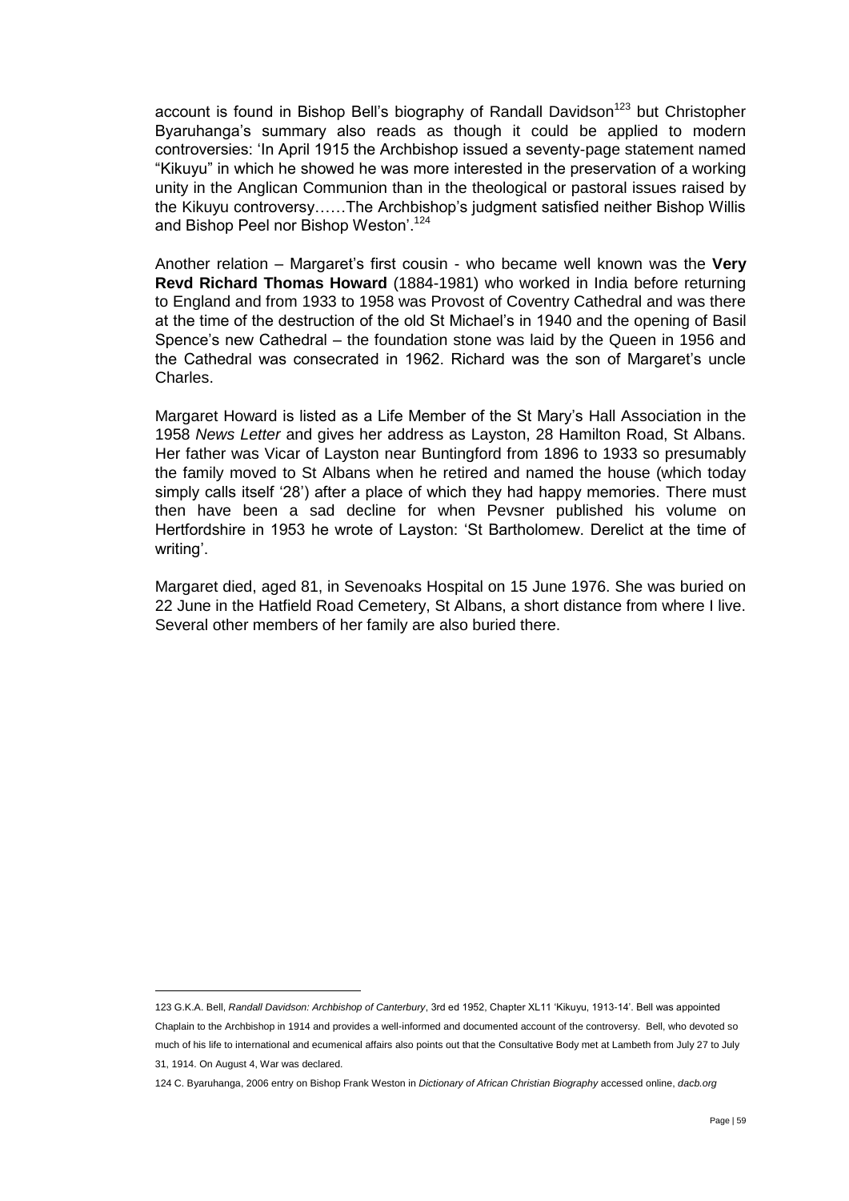account is found in Bishop Bell's biography of Randall Davidson[123] but Christopher Byaruhanga's summary also reads as though it could be applied to modern controversies: 'In April 1915 the Archbishop issued a seventy-page statement named "Kikuyu" in which he showed he was more interested in the preservation of a working unity in the Anglican Communion than in the theological or pastoral issues raised by the Kikuyu controversy……The Archbishop's judgment satisfied neither Bishop Willis and Bishop Peel nor Bishop Weston'.[124]

Another relation – Margaret's first cousin - who became well known was the **Very Revd Richard Thomas Howard** (1884-1981) who worked in India before returning to England and from 1933 to 1958 was Provost of Coventry Cathedral and was there at the time of the destruction of the old St Michael's in 1940 and the opening of Basil Spence's new Cathedral – the foundation stone was laid by the Queen in 1956 and the Cathedral was consecrated in 1962. Richard was the son of Margaret's uncle Charles.

Margaret Howard is listed as a Life Member of the St Mary's Hall Association in the 1958 *News Letter* and gives her address as Layston, 28 Hamilton Road, St Albans. Her father was Vicar of Layston near Buntingford from 1896 to 1933 so presumably the family moved to St Albans when he retired and named the house (which today simply calls itself '28') after a place of which they had happy memories. There must then have been a sad decline for when Pevsner published his volume on Hertfordshire in 1953 he wrote of Layston: 'St Bartholomew. Derelict at the time of writing'.

Margaret died, aged 81, in Sevenoaks Hospital on 15 June 1976. She was buried on 22 June in the Hatfield Road Cemetery, St Albans, a short distance from where I live. Several other members of her family are also buried there.

---

123 G.K.A. Bell, *Randall Davidson: Archbishop of Canterbury*, 3rd ed 1952, Chapter XL11 'Kikuyu, 1913-14'. Bell was appointed Chaplain to the Archbishop in 1914 and provides a well-informed and documented account of the controversy. Bell, who devoted so much of his life to international and ecumenical affairs also points out that the Consultative Body met at Lambeth from July 27 to July 31, 1914. On August 4, War was declared.

124 C. Byaruhanga, 2006 entry on Bishop Frank Weston in *Dictionary of African Christian Biography* accessed online, *dacb.org*